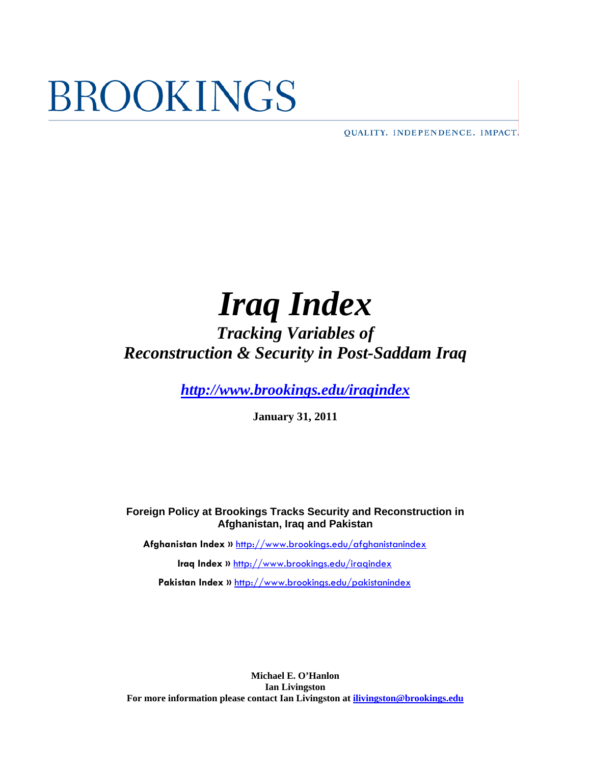BROOKINGS

QUALITY. INDEPENDENCE. IMPACT.

# *Iraq Index*

## *Tracking Variables of Reconstruction & Security in Post-Saddam Iraq*

***http://www.brookings.edu/iraqindex***

**January 31, 2011**

**Foreign Policy at Brookings Tracks Security and Reconstruction in Afghanistan, Iraq and Pakistan**

**Afghanistan Index »** http://www.brookings.edu/afghanistanindex

**Iraq Index »** http://www.brookings.edu/iraqindex

**Pakistan Index »** http://www.brookings.edu/pakistanindex

**Michael E. O'Hanlon**
**Ian Livingston**
**For more information please contact Ian Livingston at ilivingston@brookings.edu**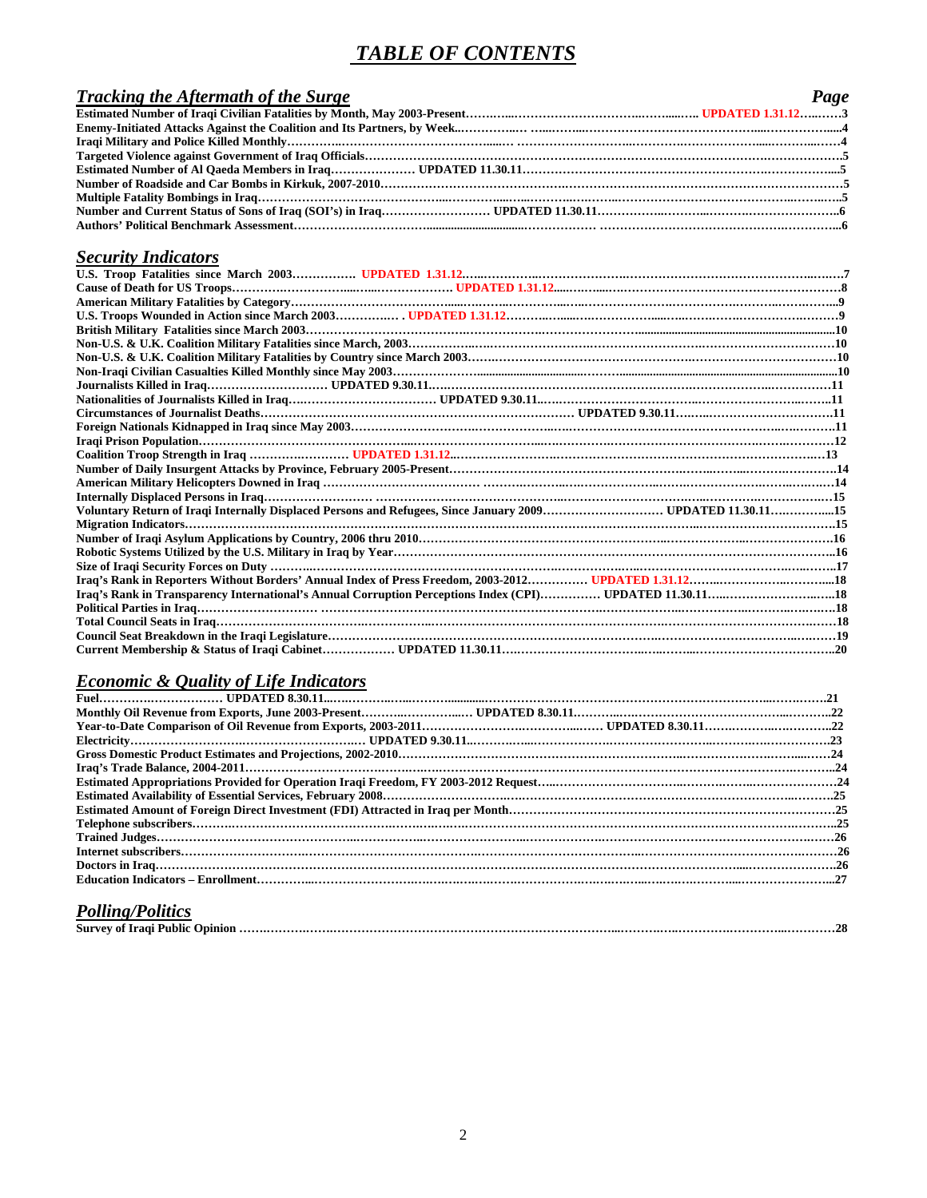# *TABLE OF CONTENTS*

## *Tracking the Aftermath of the Surge*

| Title | Page |
|---|---|
| Estimated Number of Iraqi Civilian Fatalities by Month, May 2003-Present … UPDATED 1.31.12 | 3 |
| Enemy-Initiated Attacks Against the Coalition and Its Partners, by Week | 4 |
| Iraqi Military and Police Killed Monthly | 4 |
| Targeted Violence against Government of Iraq Officials | 5 |
| Estimated Number of Al Qaeda Members in Iraq … UPDATED 11.30.11 | 5 |
| Number of Roadside and Car Bombs in Kirkuk, 2007-2010 | 5 |
| Multiple Fatality Bombings in Iraq | 5 |
| Number and Current Status of Sons of Iraq (SOI's) in Iraq … UPDATED 11.30.11 | 6 |
| Authors' Political Benchmark Assessment | 6 |

## *Security Indicators*

| Title | Page |
|---|---|
| U.S. Troop Fatalities since March 2003 … UPDATED 1.31.12 | 7 |
| Cause of Death for US Troops … UPDATED 1.31.12 | 8 |
| American Military Fatalities by Category | 9 |
| U.S. Troops Wounded in Action since March 2003 … UPDATED 1.31.12 | 9 |
| British Military Fatalities since March 2003 | 10 |
| Non-U.S. & U.K. Coalition Military Fatalities since March, 2003 | 10 |
| Non-U.S. & U.K. Coalition Military Fatalities by Country since March 2003 | 10 |
| Non-Iraqi Civilian Casualties Killed Monthly since May 2003 | 10 |
| Journalists Killed in Iraq … UPDATED 9.30.11 | 11 |
| Nationalities of Journalists Killed in Iraq … UPDATED 9.30.11 | 11 |
| Circumstances of Journalist Deaths … UPDATED 9.30.11 | 11 |
| Foreign Nationals Kidnapped in Iraq since May 2003 | 11 |
| Iraqi Prison Population | 12 |
| Coalition Troop Strength in Iraq … UPDATED 1.31.12 | 13 |
| Number of Daily Insurgent Attacks by Province, February 2005-Present | 14 |
| American Military Helicopters Downed in Iraq | 14 |
| Internally Displaced Persons in Iraq | 15 |
| Voluntary Return of Iraqi Internally Displaced Persons and Refugees, Since January 2009 … UPDATED 11.30.11 | 15 |
| Migration Indicators | 15 |
| Number of Iraqi Asylum Applications by Country, 2006 thru 2010 | 16 |
| Robotic Systems Utilized by the U.S. Military in Iraq by Year | 16 |
| Size of Iraqi Security Forces on Duty | 17 |
| Iraq's Rank in Reporters Without Borders' Annual Index of Press Freedom, 2003-2012 … UPDATED 1.31.12 | 18 |
| Iraq's Rank in Transparency International's Annual Corruption Perceptions Index (CPI) … UPDATED 11.30.11 | 18 |
| Political Parties in Iraq | 18 |
| Total Council Seats in Iraq | 18 |
| Council Seat Breakdown in the Iraqi Legislature | 19 |
| Current Membership & Status of Iraqi Cabinet … UPDATED 11.30.11 | 20 |

## *Economic & Quality of Life Indicators*

| Title | Page |
|---|---|
| Fuel … UPDATED 8.30.11 | 21 |
| Monthly Oil Revenue from Exports, June 2003-Present … UPDATED 8.30.11 | 22 |
| Year-to-Date Comparison of Oil Revenue from Exports, 2003-2011 … UPDATED 8.30.11 | 22 |
| Electricity … UPDATED 9.30.11 | 23 |
| Gross Domestic Product Estimates and Projections, 2002-2010 | 24 |
| Iraq's Trade Balance, 2004-2011 | 24 |
| Estimated Appropriations Provided for Operation Iraqi Freedom, FY 2003-2012 Request | 24 |
| Estimated Availability of Essential Services, February 2008 | 25 |
| Estimated Amount of Foreign Direct Investment (FDI) Attracted in Iraq per Month | 25 |
| Telephone subscribers | 25 |
| Trained Judges | 26 |
| Internet subscribers | 26 |
| Doctors in Iraq | 26 |
| Education Indicators – Enrollment | 27 |

## *Polling/Politics*

| Title | Page |
|---|---|
| Survey of Iraqi Public Opinion | 28 |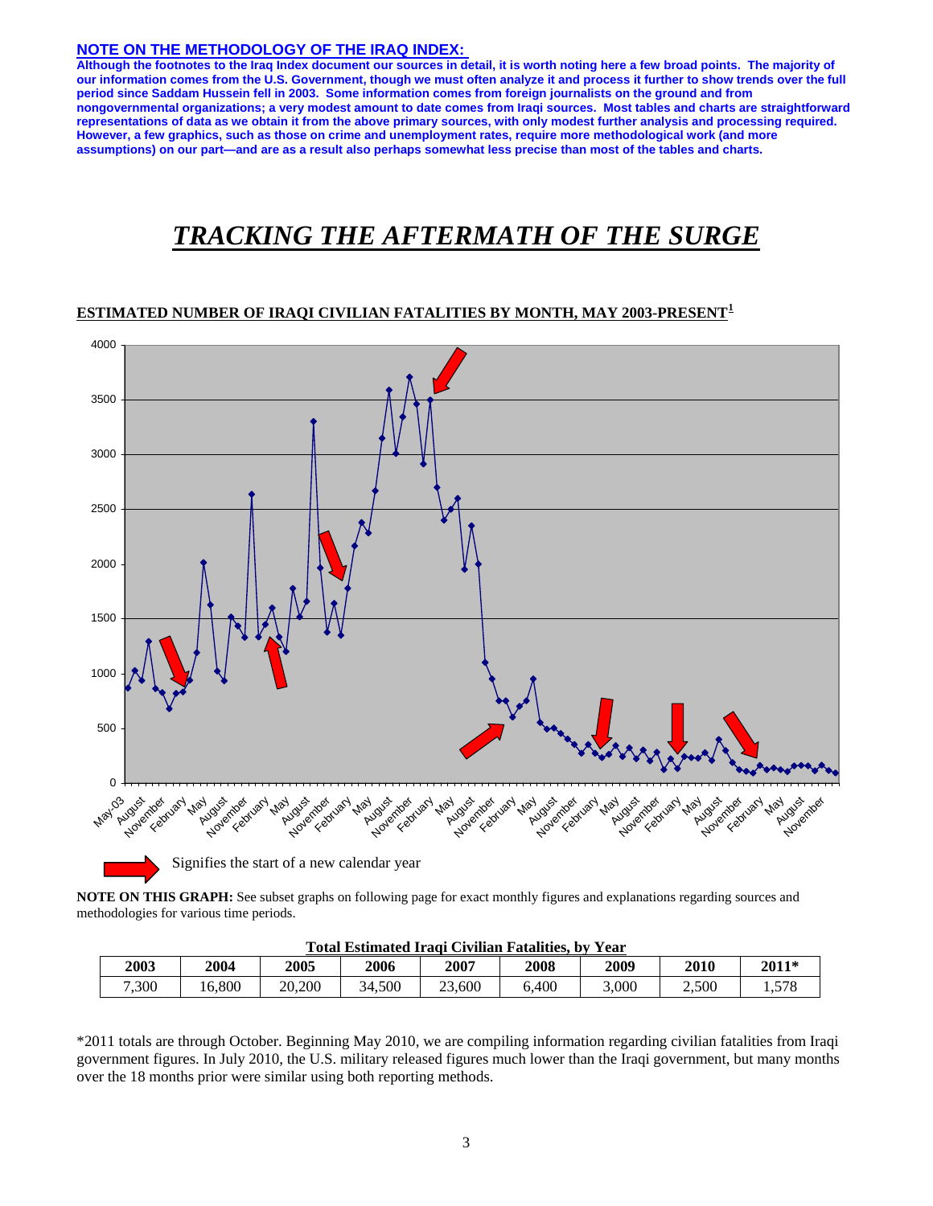**NOTE ON THE METHODOLOGY OF THE IRAQ INDEX:**

**Although the footnotes to the Iraq Index document our sources in detail, it is worth noting here a few broad points. The majority of our information comes from the U.S. Government, though we must often analyze it and process it further to show trends over the full period since Saddam Hussein fell in 2003. Some information comes from foreign journalists on the ground and from nongovernmental organizations; a very modest amount to date comes from Iraqi sources. Most tables and charts are straightforward representations of data as we obtain it from the above primary sources, with only modest further analysis and processing required. However, a few graphics, such as those on crime and unemployment rates, require more methodological work (and more assumptions) on our part—and are as a result also perhaps somewhat less precise than most of the tables and charts.**

# *TRACKING THE AFTERMATH OF THE SURGE*

**ESTIMATED NUMBER OF IRAQI CIVILIAN FATALITIES BY MONTH, MAY 2003-PRESENT[1]**

Signifies the start of a new calendar year

**NOTE ON THIS GRAPH:** See subset graphs on following page for exact monthly figures and explanations regarding sources and methodologies for various time periods.

**Total Estimated Iraqi Civilian Fatalities, by Year**

| 2003 | 2004 | 2005 | 2006 | 2007 | 2008 | 2009 | 2010 | 2011* |
|---|---|---|---|---|---|---|---|---|
| 7,300 | 16,800 | 20,200 | 34,500 | 23,600 | 6,400 | 3,000 | 2,500 | 1,578 |

*2011 totals are through October. Beginning May 2010, we are compiling information regarding civilian fatalities from Iraqi government figures. In July 2010, the U.S. military released figures much lower than the Iraqi government, but many months over the 18 months prior were similar using both reporting methods.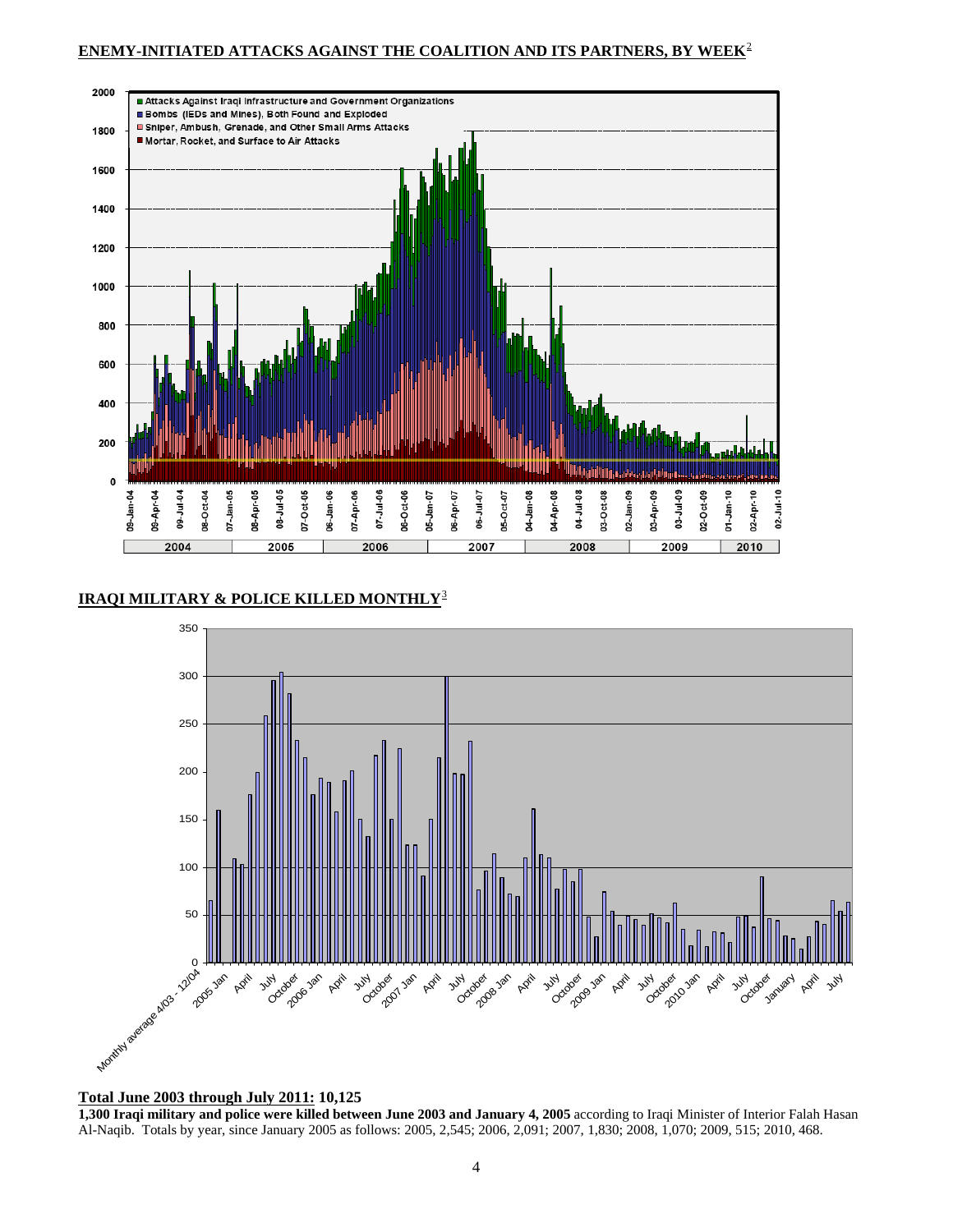## ENEMY-INITIATED ATTACKS AGAINST THE COALITION AND ITS PARTNERS, BY WEEK[2]

## IRAQI MILITARY & POLICE KILLED MONTHLY[3]

**Total June 2003 through July 2011: 10,125**

**1,300 Iraqi military and police were killed between June 2003 and January 4, 2005** according to Iraqi Minister of Interior Falah Hasan Al-Naqib. Totals by year, since January 2005 as follows: 2005, 2,545; 2006, 2,091; 2007, 1,830; 2008, 1,070; 2009, 515; 2010, 468.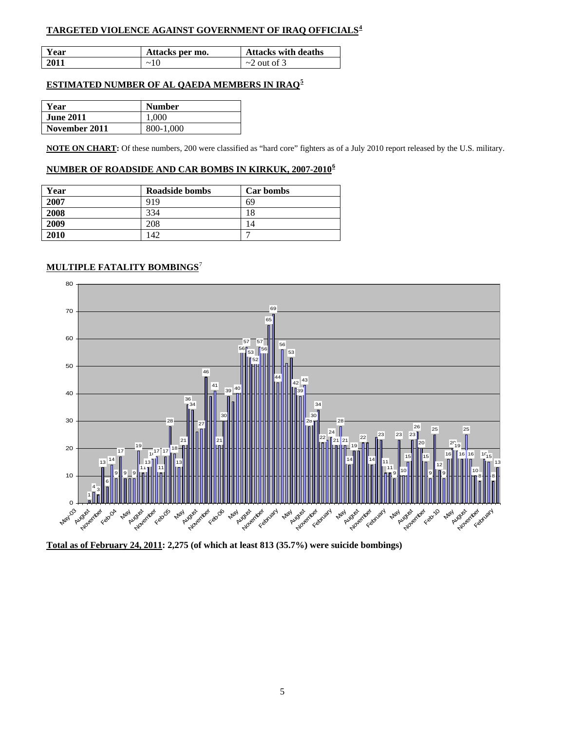## TARGETED VIOLENCE AGAINST GOVERNMENT OF IRAQ OFFICIALS[4]

| Year | Attacks per mo. | Attacks with deaths |
|---|---|---|
| 2011 | ~10 | ~2 out of 3 |

## ESTIMATED NUMBER OF AL QAEDA MEMBERS IN IRAQ[5]

| Year | Number |
|---|---|
| June 2011 | 1,000 |
| November 2011 | 800-1,000 |

**NOTE ON CHART:** Of these numbers, 200 were classified as "hard core" fighters as of a July 2010 report released by the U.S. military.

## NUMBER OF ROADSIDE AND CAR BOMBS IN KIRKUK, 2007-2010[6]

| Year | Roadside bombs | Car bombs |
|---|---|---|
| 2007 | 919 | 69 |
| 2008 | 334 | 18 |
| 2009 | 208 | 14 |
| 2010 | 142 | 7 |

## MULTIPLE FATALITY BOMBINGS[7]

**Total as of February 24, 2011: 2,275 (of which at least 813 (35.7%) were suicide bombings)**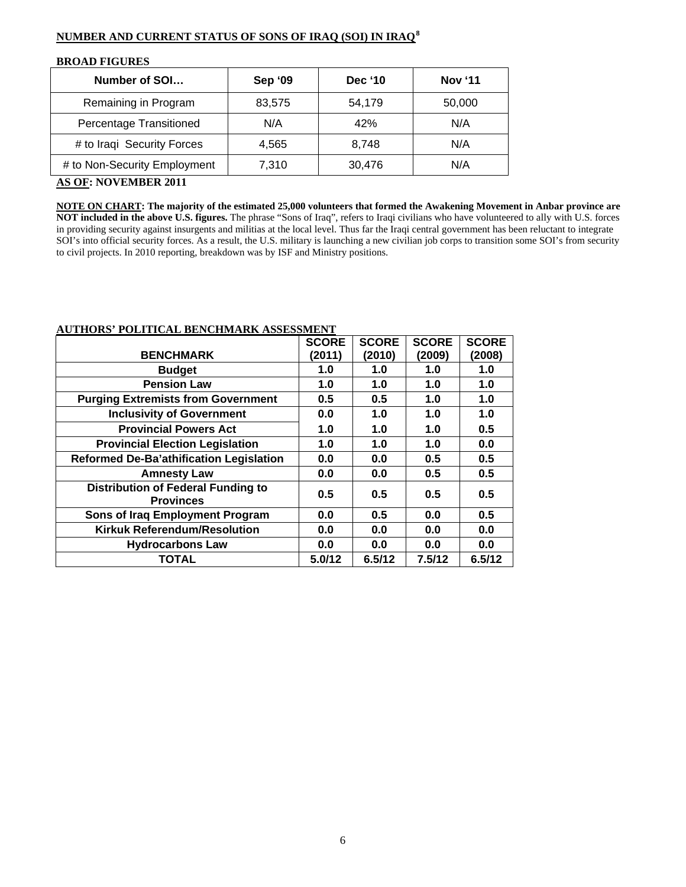## NUMBER AND CURRENT STATUS OF SONS OF IRAQ (SOI) IN IRAQ[8]

**BROAD FIGURES**

| Number of SOI… | Sep '09 | Dec '10 | Nov '11 |
|---|---|---|---|
| Remaining in Program | 83,575 | 54,179 | 50,000 |
| Percentage Transitioned | N/A | 42% | N/A |
| # to Iraqi Security Forces | 4,565 | 8,748 | N/A |
| # to Non-Security Employment | 7,310 | 30,476 | N/A |

**AS OF: NOVEMBER 2011**

**NOTE ON CHART: The majority of the estimated 25,000 volunteers that formed the Awakening Movement in Anbar province are NOT included in the above U.S. figures.** The phrase "Sons of Iraq", refers to Iraqi civilians who have volunteered to ally with U.S. forces in providing security against insurgents and militias at the local level. Thus far the Iraqi central government has been reluctant to integrate SOI's into official security forces. As a result, the U.S. military is launching a new civilian job corps to transition some SOI's from security to civil projects. In 2010 reporting, breakdown was by ISF and Ministry positions.

**AUTHORS' POLITICAL BENCHMARK ASSESSMENT**

| BENCHMARK | SCORE (2011) | SCORE (2010) | SCORE (2009) | SCORE (2008) |
|---|---|---|---|---|
| Budget | 1.0 | 1.0 | 1.0 | 1.0 |
| Pension Law | 1.0 | 1.0 | 1.0 | 1.0 |
| Purging Extremists from Government | 0.5 | 0.5 | 1.0 | 1.0 |
| Inclusivity of Government | 0.0 | 1.0 | 1.0 | 1.0 |
| Provincial Powers Act | 1.0 | 1.0 | 1.0 | 0.5 |
| Provincial Election Legislation | 1.0 | 1.0 | 1.0 | 0.0 |
| Reformed De-Ba'athification Legislation | 0.0 | 0.0 | 0.5 | 0.5 |
| Amnesty Law | 0.0 | 0.0 | 0.5 | 0.5 |
| Distribution of Federal Funding to Provinces | 0.5 | 0.5 | 0.5 | 0.5 |
| Sons of Iraq Employment Program | 0.0 | 0.5 | 0.0 | 0.5 |
| Kirkuk Referendum/Resolution | 0.0 | 0.0 | 0.0 | 0.0 |
| Hydrocarbons Law | 0.0 | 0.0 | 0.0 | 0.0 |
| TOTAL | 5.0/12 | 6.5/12 | 7.5/12 | 6.5/12 |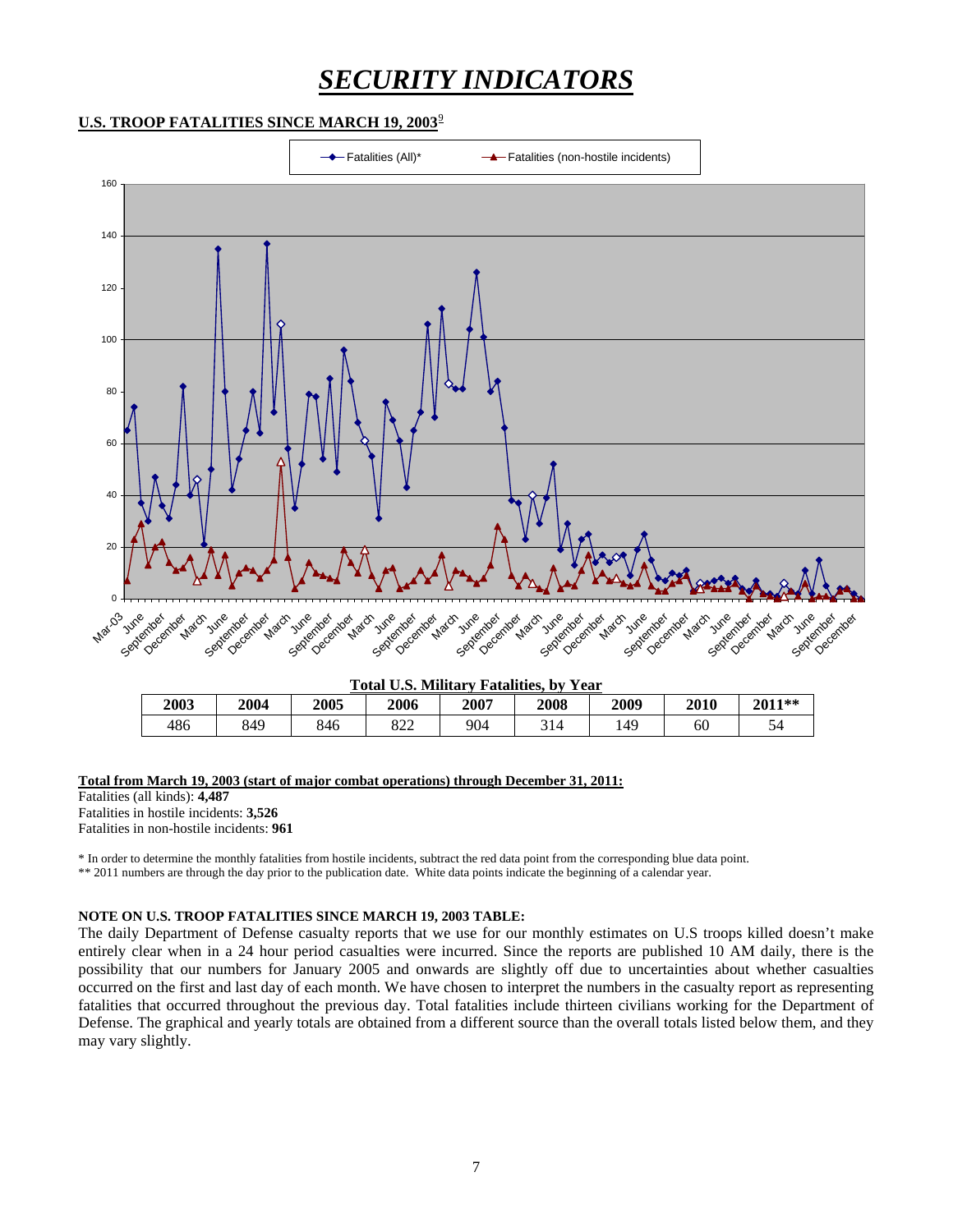# *SECURITY INDICATORS*

**U.S. TROOP FATALITIES SINCE MARCH 19, 2003**[9]

**Total U.S. Military Fatalities, by Year**

| 2003 | 2004 | 2005 | 2006 | 2007 | 2008 | 2009 | 2010 | 2011** |
|---|---|---|---|---|---|---|---|---|
| 486 | 849 | 846 | 822 | 904 | 314 | 149 | 60 | 54 |

**Total from March 19, 2003 (start of major combat operations) through December 31, 2011:**

Fatalities (all kinds): **4,487**
Fatalities in hostile incidents: **3,526**
Fatalities in non-hostile incidents: **961**

* In order to determine the monthly fatalities from hostile incidents, subtract the red data point from the corresponding blue data point.
** 2011 numbers are through the day prior to the publication date. White data points indicate the beginning of a calendar year.

**NOTE ON U.S. TROOP FATALITIES SINCE MARCH 19, 2003 TABLE:**
The daily Department of Defense casualty reports that we use for our monthly estimates on U.S troops killed doesn't make entirely clear when in a 24 hour period casualties were incurred. Since the reports are published 10 AM daily, there is the possibility that our numbers for January 2005 and onwards are slightly off due to uncertainties about whether casualties occurred on the first and last day of each month. We have chosen to interpret the numbers in the casualty report as representing fatalities that occurred throughout the previous day. Total fatalities include thirteen civilians working for the Department of Defense. The graphical and yearly totals are obtained from a different source than the overall totals listed below them, and they may vary slightly.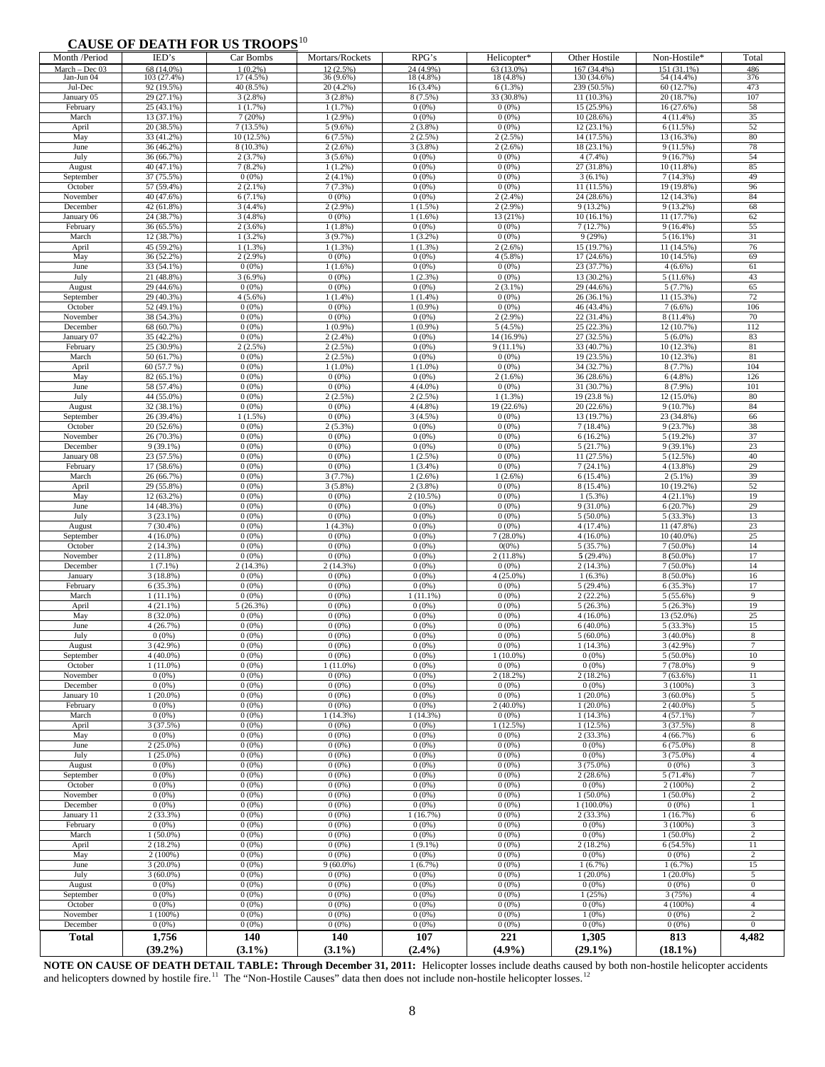## CAUSE OF DEATH FOR US TROOPS[10]

| Month /Period | IED's | Car Bombs | Mortars/Rockets | RPG's | Helicopter* | Other Hostile | Non-Hostile* | Total |
|---|---|---|---|---|---|---|---|---|
| March – Dec 03 | 68 (14.0%) | 1 (0.2%) | 12 (2.5%) | 24 (4.9%) | 63 (13.0%) | 167 (34.4%) | 151 (31.1%) | 486 |
| Jan-Jun 04 | 103 (27.4%) | 17 (4.5%) | 36 (9.6%) | 18 (4.8%) | 18 (4.8%) | 130 (34.6%) | 54 (14.4%) | 376 |
| Jul-Dec | 92 (19.5%) | 40 (8.5%) | 20 (4.2%) | 16 (3.4%) | 6 (1.3%) | 239 (50.5%) | 60 (12.7%) | 473 |
| January 05 | 29 (27.1%) | 3 (2.8%) | 3 (2.8%) | 8 (7.5%) | 33 (30.8%) | 11 (10.3%) | 20 (18.7%) | 107 |
| February | 25 (43.1%) | 1 (1.7%) | 1 (1.7%) | 0 (0%) | 0 (0%) | 15 (25.9%) | 16 (27.6%) | 58 |
| March | 13 (37.1%) | 7 (20%) | 1 (2.9%) | 0 (0%) | 0 (0%) | 10 (28.6%) | 4 (11.4%) | 35 |
| April | 20 (38.5%) | 7 (13.5%) | 5 (9.6%) | 2 (3.8%) | 0 (0%) | 12 (23.1%) | 6 (11.5%) | 52 |
| May | 33 (41.2%) | 10 (12.5%) | 6 (7.5%) | 2 (2.5%) | 2 (2.5%) | 14 (17.5%) | 13 (16.3%) | 80 |
| June | 36 (46.2%) | 8 (10.3%) | 2 (2.6%) | 3 (3.8%) | 2 (2.6%) | 18 (23.1%) | 9 (11.5%) | 78 |
| July | 36 (66.7%) | 2 (3.7%) | 3 (5.6%) | 0 (0%) | 0 (0%) | 4 (7.4%) | 9 (16.7%) | 54 |
| August | 40 (47.1%) | 7 (8.2%) | 1 (1.2%) | 0 (0%) | 0 (0%) | 27 (31.8%) | 10 (11.8%) | 85 |
| September | 37 (75.5%) | 0 (0%) | 2 (4.1%) | 0 (0%) | 0 (0%) | 3 (6.1%) | 7 (14.3%) | 49 |
| October | 57 (59.4%) | 2 (2.1%) | 7 (7.3%) | 0 (0%) | 0 (0%) | 11 (11.5%) | 19 (19.8%) | 96 |
| November | 40 (47.6%) | 6 (7.1%) | 0 (0%) | 0 (0%) | 2 (2.4%) | 24 (28.6%) | 12 (14.3%) | 84 |
| December | 42 (61.8%) | 3 (4.4%) | 2 (2.9%) | 1 (1.5%) | 2 (2.9%) | 9 (13.2%) | 9 (13.2%) | 68 |
| January 06 | 24 (38.7%) | 3 (4.8%) | 0 (0%) | 1 (1.6%) | 13 (21%) | 10 (16.1%) | 11 (17.7%) | 62 |
| February | 36 (65.5%) | 2 (3.6%) | 1 (1.8%) | 0 (0%) | 0 (0%) | 7 (12.7%) | 9 (16.4%) | 55 |
| March | 12 (38.7%) | 1 (3.2%) | 3 (9.7%) | 1 (3.2%) | 0 (0%) | 9 (29%) | 5 (16.1%) | 31 |
| April | 45 (59.2%) | 1 (1.3%) | 1 (1.3%) | 1 (1.3%) | 2 (2.6%) | 15 (19.7%) | 11 (14.5%) | 76 |
| May | 36 (52.2%) | 2 (2.9%) | 0 (0%) | 0 (0%) | 4 (5.8%) | 17 (24.6%) | 10 (14.5%) | 69 |
| June | 33 (54.1%) | 0 (0%) | 1 (1.6%) | 0 (0%) | 0 (0%) | 23 (37.7%) | 4 (6.6%) | 61 |
| July | 21 (48.8%) | 3 (6.9%) | 0 (0%) | 1 (2.3%) | 0 (0%) | 13 (30.2%) | 5 (11.6%) | 43 |
| August | 29 (44.6%) | 0 (0%) | 0 (0%) | 0 (0%) | 2 (3.1%) | 29 (44.6%) | 5 (7.7%) | 65 |
| September | 29 (40.3%) | 4 (5.6%) | 1 (1.4%) | 1 (1.4%) | 0 (0%) | 26 (36.1%) | 11 (15.3%) | 72 |
| October | 52 (49.1%) | 0 (0%) | 0 (0%) | 1 (0.9%) | 0 (0%) | 46 (43.4%) | 7 (6.6%) | 106 |
| November | 38 (54.3%) | 0 (0%) | 0 (0%) | 0 (0%) | 2 (2.9%) | 22 (31.4%) | 8 (11.4%) | 70 |
| December | 68 (60.7%) | 0 (0%) | 1 (0.9%) | 1 (0.9%) | 5 (4.5%) | 25 (22.3%) | 12 (10.7%) | 112 |
| January 07 | 35 (42.2%) | 0 (0%) | 2 (2.4%) | 0 (0%) | 14 (16.9%) | 27 (32.5%) | 5 (6.0%) | 83 |
| February | 25 (30.9%) | 2 (2.5%) | 2 (2.5%) | 0 (0%) | 9 (11.1%) | 33 (40.7%) | 10 (12.3%) | 81 |
| March | 50 (61.7%) | 0 (0%) | 2 (2.5%) | 0 (0%) | 0 (0%) | 19 (23.5%) | 10 (12.3%) | 81 |
| April | 60 (57.7 %) | 0 (0%) | 1 (1.0%) | 1 (1.0%) | 0 (0%) | 34 (32.7%) | 8 (7.7%) | 104 |
| May | 82 (65.1%) | 0 (0%) | 0 (0%) | 0 (0%) | 2 (1.6%) | 36 (28.6%) | 6 (4.8%) | 126 |
| June | 58 (57.4%) | 0 (0%) | 0 (0%) | 4 (4.0%) | 0 (0%) | 31 (30.7%) | 8 (7.9%) | 101 |
| July | 44 (55.0%) | 0 (0%) | 2 (2.5%) | 2 (2.5%) | 1 (1.3%) | 19 (23.8 %) | 12 (15.0%) | 80 |
| August | 32 (38.1%) | 0 (0%) | 0 (0%) | 4 (4.8%) | 19 (22.6%) | 20 (22.6%) | 9 (10.7%) | 84 |
| September | 26 (39.4%) | 1 (1.5%) | 0 (0%) | 3 (4.5%) | 0 (0%) | 13 (19.7%) | 23 (34.8%) | 66 |
| October | 20 (52.6%) | 0 (0%) | 2 (5.3%) | 0 (0%) | 0 (0%) | 7 (18.4%) | 9 (23.7%) | 38 |
| November | 26 (70.3%) | 0 (0%) | 0 (0%) | 0 (0%) | 0 (0%) | 6 (16.2%) | 5 (19.2%) | 37 |
| December | 9 (39.1%) | 0 (0%) | 0 (0%) | 0 (0%) | 0 (0%) | 5 (21.7%) | 9 (39.1%) | 23 |
| January 08 | 23 (57.5%) | 0 (0%) | 0 (0%) | 1 (2.5%) | 0 (0%) | 11 (27.5%) | 5 (12.5%) | 40 |
| February | 17 (58.6%) | 0 (0%) | 0 (0%) | 1 (3.4%) | 0 (0%) | 7 (24.1%) | 4 (13.8%) | 29 |
| March | 26 (66.7%) | 0 (0%) | 3 (7.7%) | 1 (2.6%) | 1 (2.6%) | 6 (15.4%) | 2 (5.1%) | 39 |
| April | 29 (55.8%) | 0 (0%) | 3 (5.8%) | 2 (3.8%) | 0 (0%) | 8 (15.4%) | 10 (19.2%) | 52 |
| May | 12 (63.2%) | 0 (0%) | 0 (0%) | 2 (10.5%) | 0 (0%) | 1 (5.3%) | 4 (21.1%) | 19 |
| June | 14 (48.3%) | 0 (0%) | 0 (0%) | 0 (0%) | 0 (0%) | 9 (31.0%) | 6 (20.7%) | 29 |
| July | 3 (23.1%) | 0 (0%) | 0 (0%) | 0 (0%) | 0 (0%) | 5 (50.0%) | 5 (33.3%) | 13 |
| August | 7 (30.4%) | 0 (0%) | 1 (4.3%) | 0 (0%) | 0 (0%) | 4 (17.4%) | 11 (47.8%) | 23 |
| September | 4 (16.0%) | 0 (0%) | 0 (0%) | 0 (0%) | 7 (28.0%) | 4 (16.0%) | 10 (40.0%) | 25 |
| October | 2 (14.3%) | 0 (0%) | 0 (0%) | 0 (0%) | 0(0%) | 5 (35.7%) | 7 (50.0%) | 14 |
| November | 2 (11.8%) | 0 (0%) | 0 (0%) | 0 (0%) | 2 (11.8%) | **5** (29.4%) | 8 (50.0%) | 17 |
| December | 1 (7.1%) | 2 (14.3%) | 2 (14.3%) | 0 (0%) | 0 (0%) | 2 (14.3%) | 7 (50.0%) | 14 |
| January | 3 (18.8%) | 0 (0%) | 0 (0%) | 0 (0%) | 4 (25.0%) | 1 (6.3%) | 8 (50.0%) | 16 |
| February | 6 (35.3%) | 0 (0%) | 0 (0%) | 0 (0%) | 0 (0%) | 5 (29.4%) | 6 (35.3%) | 17 |
| March | 1 (11.1%) | 0 (0%) | 0 (0%) | 1 (11.1%) | 0 (0%) | 2 (22.2%) | 5 (55.6%) | 9 |
| April | 4 (21.1%) | 5 (26.3%) | 0 (0%) | 0 (0%) | 0 (0%) | 5 (26.3%) | 5 (26.3%) | 19 |
| May | 8 (32.0%) | 0 (0%) | 0 (0%) | 0 (0%) | 0 (0%) | 4 (16.0%) | 13 (52.0%) | 25 |
| June | 4 (26.7%) | 0 (0%) | 0 (0%) | 0 (0%) | 0 (0%) | 6 (40.0%) | 5 (33.3%) | 15 |
| July | 0 (0%) | 0 (0%) | 0 (0%) | 0 (0%) | 0 (0%) | 5 (60.0%) | 3 (40.0%) | 8 |
| August | 3 (42.9%) | 0 (0%) | 0 (0%) | 0 (0%) | 0 (0%) | 1 (14.3%) | 3 (42.9%) | 7 |
| September | 4 (40.0%) | 0 (0%) | 0 (0%) | 0 (0%) | 1 (10.0%) | 0 (0%) | 5 (50.0%) | 10 |
| October | 1 (11.0%) | 0 (0%) | 1 (11.0%) | 0 (0%) | 0 (0%) | 0 (0%) | 7 (78.0%) | 9 |
| November | 0 (0%) | 0 (0%) | 0 (0%) | 0 (0%) | 2 (18.2%) | 2 (18.2%) | 7 (63.6%) | 11 |
| December | 0 (0%) | 0 (0%) | 0 (0%) | 0 (0%) | 0 (0%) | 0 (0%) | 3 (100%) | 3 |
| January 10 | 1 (20.0%) | 0 (0%) | 0 (0%) | 0 (0%) | 0 (0%) | 1 (20.0%) | 3 (60.0%) | 5 |
| February | 0 (0%) | 0 (0%) | 0 (0%) | 0 (0%) | 2 (40.0%) | 1 (20.0%) | 2 (40.0%) | 5 |
| March | 0 (0%) | 0 (0%) | 1 (14.3%) | 1 (14.3%) | 0 (0%) | 1 (14.3%) | 4 (57.1%) | 7 |
| April | 3 (37.5%) | 0 (0%) | 0 (0%) | 0 (0%) | 1 (12.5%) | 1 (12.5%) | 3 (37.5%) | 8 |
| May | 0 (0%) | 0 (0%) | 0 (0%) | 0 (0%) | 0 (0%) | 2 (33.3%) | 4 (66.7%) | 6 |
| June | 2 (25.0%) | 0 (0%) | 0 (0%) | 0 (0%) | 0 (0%) | 0 (0%) | 6 (75.0%) | 8 |
| July | 1 (25.0%) | 0 (0%) | 0 (0%) | 0 (0%) | 0 (0%) | 0 (0%) | 3 (75.0%) | 4 |
| August | 0 (0%) | 0 (0%) | 0 (0%) | 0 (0%) | 0 (0%) | 3 (75.0%) | 0 (0%) | 3 |
| September | 0 (0%) | 0 (0%) | 0 (0%) | 0 (0%) | 0 (0%) | 2 (28.6%) | 5 (71.4%) | 7 |
| October | 0 (0%) | 0 (0%) | 0 (0%) | 0 (0%) | 0 (0%) | 0 (0%) | 2 (100%) | 2 |
| November | 0 (0%) | 0 (0%) | 0 (0%) | 0 (0%) | 0 (0%) | 1 (50.0%) | 1 (50.0%) | 2 |
| December | 0 (0%) | 0 (0%) | 0 (0%) | 0 (0%) | 0 (0%) | 1 (100.0%) | 0 (0%) | 1 |
| January 11 | 2 (33.3%) | 0 (0%) | 0 (0%) | 1 (16.7%) | 0 (0%) | 2 (33.3%) | 1 (16.7%) | 6 |
| February | 0 (0%) | 0 (0%) | 0 (0%) | 0 (0%) | 0 (0%) | 0 (0%) | 3 (100%) | 3 |
| March | 1 (50.0%) | 0 (0%) | 0 (0%) | 0 (0%) | 0 (0%) | 0 (0%) | 1 (50.0%) | 2 |
| April | 2 (18.2%) | 0 (0%) | 0 (0%) | 1 (9.1%) | 0 (0%) | 2 (18.2%) | 6 (54.5%) | 11 |
| May | 2 (100%) | 0 (0%) | 0 (0%) | 0 (0%) | 0 (0%) | 0 (0%) | 0 (0%) | 2 |
| June | 3 (20.0%) | 0 (0%) | 9 (60.0%) | 1 (6.7%) | 0 (0%) | 1 (6.7%) | 1 (6.7%) | 15 |
| July | 3 (60.0%) | 0 (0%) | 0 (0%) | 0 (0%) | 0 (0%) | 1 (20.0%) | 1 (20.0%) | 5 |
| August | 0 (0%) | 0 (0%) | 0 (0%) | 0 (0%) | 0 (0%) | 0 (0%) | 0 (0%) | 0 |
| September | 0 (0%) | 0 (0%) | 0 (0%) | 0 (0%) | 0 (0%) | 1 (25%) | 3 (75%) | 4 |
| October | 0 (0%) | 0 (0%) | 0 (0%) | 0 (0%) | 0 (0%) | 0 (0%) | 4 (100%) | 4 |
| November | 1 (100%) | 0 (0%) | 0 (0%) | 0 (0%) | 0 (0%) | 1 (0%) | 0 (0%) | 2 |
| December | 0 (0%) | 0 (0%) | 0 (0%) | 0 (0%) | 0 (0%) | 0 (0%) | 0 (0%) | 0 |
| **Total** | **1,756 (39.2%)** | **140 (3.1%)** | **140 (3.1%)** | **107 (2.4%)** | **221 (4.9%)** | **1,305 (29.1%)** | **813 (18.1%)** | **4,482** |

**NOTE ON CAUSE OF DEATH DETAIL TABLE: Through December 31, 2011:** Helicopter losses include deaths caused by both non-hostile helicopter accidents and helicopters downed by hostile fire.[11] The "Non-Hostile Causes" data then does not include non-hostile helicopter losses.[12]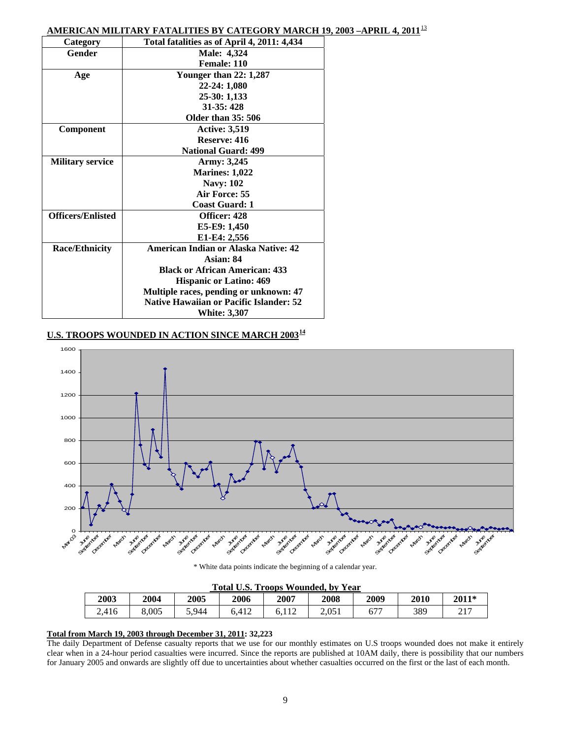**AMERICAN MILITARY FATALITIES BY CATEGORY MARCH 19, 2003 –APRIL 4, 2011**[13]

| Category | Total fatalities as of April 4, 2011: 4,434 |
|---|---|
| Gender | Male: 4,324<br>Female: 110 |
| Age | Younger than 22: 1,287<br>22-24: 1,080<br>25-30: 1,133<br>31-35: 428<br>Older than 35: 506 |
| Component | Active: 3,519<br>Reserve: 416<br>National Guard: 499 |
| Military service | Army: 3,245<br>Marines: 1,022<br>Navy: 102<br>Air Force: 55<br>Coast Guard: 1 |
| Officers/Enlisted | Officer: 428<br>E5-E9: 1,450<br>E1-E4: 2,556 |
| Race/Ethnicity | American Indian or Alaska Native: 42<br>Asian: 84<br>Black or African American: 433<br>Hispanic or Latino: 469<br>Multiple races, pending or unknown: 47<br>Native Hawaiian or Pacific Islander: 52<br>White: 3,307 |

**U.S. TROOPS WOUNDED IN ACTION SINCE MARCH 2003**[14]

\* White data points indicate the beginning of a calendar year.

**Total U.S. Troops Wounded, by Year**

| 2003 | 2004 | 2005 | 2006 | 2007 | 2008 | 2009 | 2010 | 2011* |
|---|---|---|---|---|---|---|---|---|
| 2,416 | 8,005 | 5,944 | 6,412 | 6,112 | 2,051 | 677 | 389 | 217 |

**Total from March 19, 2003 through December 31, 2011: 32,223**

The daily Department of Defense casualty reports that we use for our monthly estimates on U.S troops wounded does not make it entirely clear when in a 24-hour period casualties were incurred. Since the reports are published at 10AM daily, there is possibility that our numbers for January 2005 and onwards are slightly off due to uncertainties about whether casualties occurred on the first or the last of each month.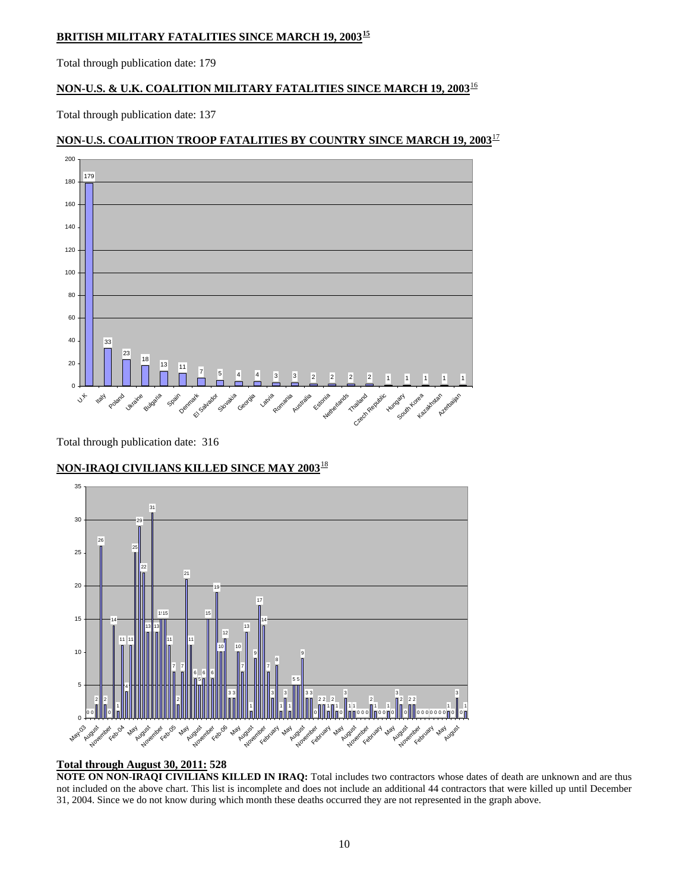## BRITISH MILITARY FATALITIES SINCE MARCH 19, 2003[15]

Total through publication date: 179

## NON-U.S. & U.K. COALITION MILITARY FATALITIES SINCE MARCH 19, 2003[16]

Total through publication date: 137

## NON-U.S. COALITION TROOP FATALITIES BY COUNTRY SINCE MARCH 19, 2003[17]

| Country | Fatalities |
|---|---|
| U.K | 179 |
| Italy | 33 |
| Poland | 23 |
| Ukraine | 18 |
| Bulgaria | 13 |
| Spain | 11 |
| Denmark | 7 |
| El Salvador | 5 |
| Slovakia | 4 |
| Georgia | 4 |
| Latvia | 3 |
| Romania | 3 |
| Australia | 2 |
| Estonia | 2 |
| Netherlands | 2 |
| Thailand | 2 |
| Czech Republic | 1 |
| Hungary | 1 |
| South Korea | 1 |
| Kazakhstan | 1 |
| Azerbaijan | 1 |

Total through publication date: 316

## NON-IRAQI CIVILIANS KILLED SINCE MAY 2003[18]

**Total through August 30, 2011: 528**

**NOTE ON NON-IRAQI CIVILIANS KILLED IN IRAQ:** Total includes two contractors whose dates of death are unknown and are thus not included on the above chart. This list is incomplete and does not include an additional 44 contractors that were killed up until December 31, 2004. Since we do not know during which month these deaths occurred they are not represented in the graph above.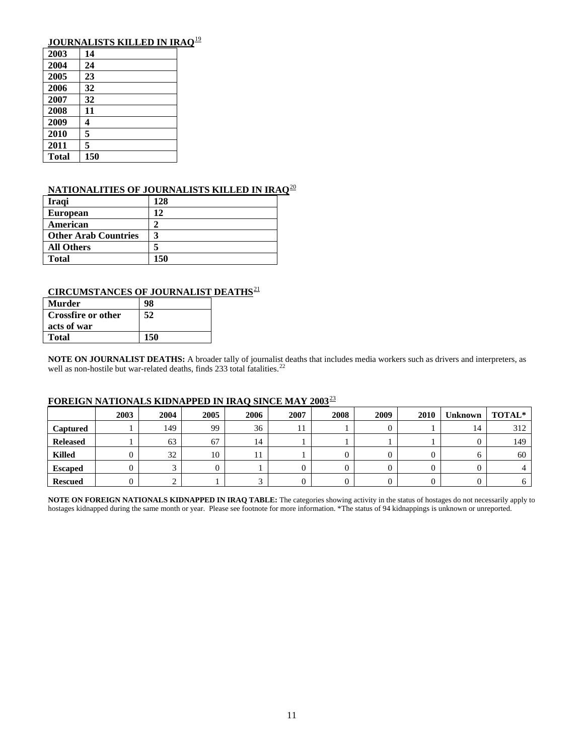**JOURNALISTS KILLED IN IRAQ**[19]

| | |
|---|---|
| **2003** | **14** |
| **2004** | **24** |
| **2005** | **23** |
| **2006** | **32** |
| **2007** | **32** |
| **2008** | **11** |
| **2009** | **4** |
| **2010** | **5** |
| **2011** | **5** |
| **Total** | **150** |

**NATIONALITIES OF JOURNALISTS KILLED IN IRAQ**[20]

| | |
|---|---|
| **Iraqi** | **128** |
| **European** | **12** |
| **American** | **2** |
| **Other Arab Countries** | **3** |
| **All Others** | **5** |
| **Total** | **150** |

**CIRCUMSTANCES OF JOURNALIST DEATHS**[21]

| | |
|---|---|
| **Murder** | **98** |
| **Crossfire or other acts of war** | **52** |
| **Total** | **150** |

**NOTE ON JOURNALIST DEATHS:** A broader tally of journalist deaths that includes media workers such as drivers and interpreters, as well as non-hostile but war-related deaths, finds 233 total fatalities.[22]

**FOREIGN NATIONALS KIDNAPPED IN IRAQ SINCE MAY 2003**[23]

| | 2003 | 2004 | 2005 | 2006 | 2007 | 2008 | 2009 | 2010 | Unknown | TOTAL* |
|---|---|---|---|---|---|---|---|---|---|---|
| **Captured** | 1 | 149 | 99 | 36 | 11 | 1 | 0 | 1 | 14 | 312 |
| **Released** | 1 | 63 | 67 | 14 | 1 | 1 | 1 | 1 | 0 | 149 |
| **Killed** | 0 | 32 | 10 | 11 | 1 | 0 | 0 | 0 | 6 | 60 |
| **Escaped** | 0 | 3 | 0 | 1 | 0 | 0 | 0 | 0 | 0 | 4 |
| **Rescued** | 0 | 2 | 1 | 3 | 0 | 0 | 0 | 0 | 0 | 6 |

**NOTE ON FOREIGN NATIONALS KIDNAPPED IN IRAQ TABLE:** The categories showing activity in the status of hostages do not necessarily apply to hostages kidnapped during the same month or year. Please see footnote for more information. *The status of 94 kidnappings is unknown or unreported.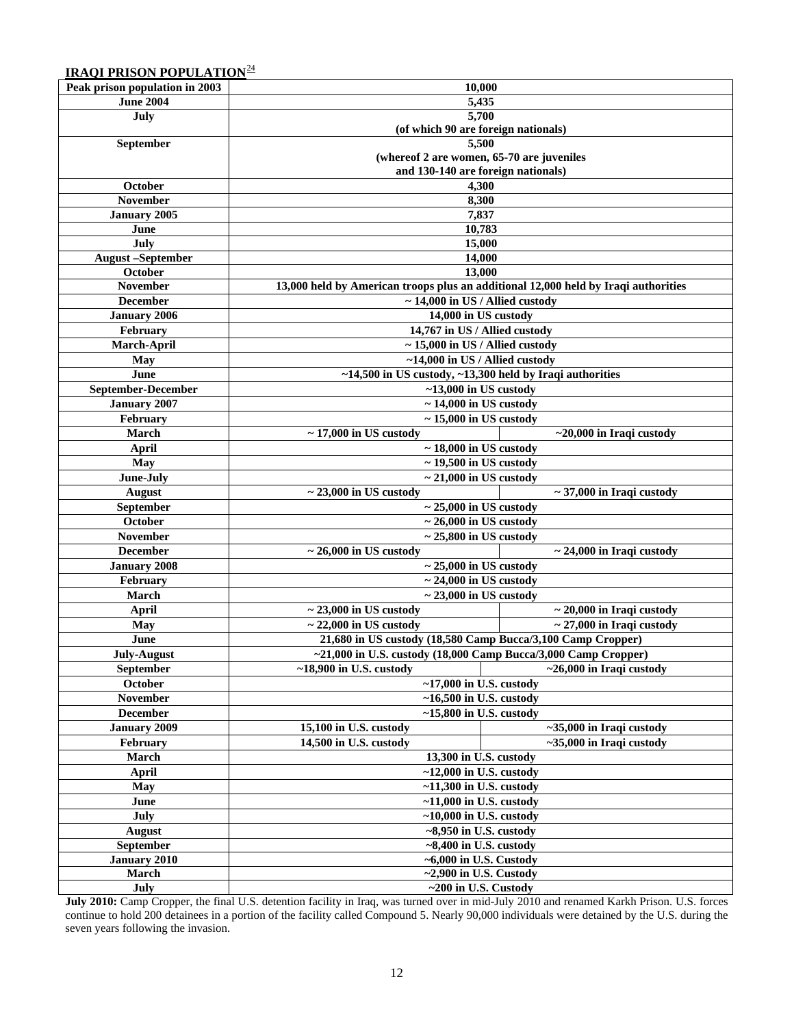## IRAQI PRISON POPULATION[24]

| Peak prison population in 2003 | 10,000 | |
|---|---|---|
| June 2004 | 5,435 | |
| July | 5,700 (of which 90 are foreign nationals) | |
| September | 5,500 (whereof 2 are women, 65-70 are juveniles and 130-140 are foreign nationals) | |
| October | 4,300 | |
| November | 8,300 | |
| January 2005 | 7,837 | |
| June | 10,783 | |
| July | 15,000 | |
| August –September | 14,000 | |
| October | 13,000 | |
| November | 13,000 held by American troops plus an additional 12,000 held by Iraqi authorities | |
| December | ~ 14,000 in US / Allied custody | |
| January 2006 | 14,000 in US custody | |
| February | 14,767 in US / Allied custody | |
| March-April | ~ 15,000 in US / Allied custody | |
| May | ~14,000 in US / Allied custody | |
| June | ~14,500 in US custody, ~13,300 held by Iraqi authorities | |
| September-December | ~13,000 in US custody | |
| January 2007 | ~ 14,000 in US custody | |
| February | ~ 15,000 in US custody | |
| March | ~ 17,000 in US custody | ~20,000 in Iraqi custody |
| April | ~ 18,000 in US custody | |
| May | ~ 19,500 in US custody | |
| June-July | ~ 21,000 in US custody | |
| August | ~ 23,000 in US custody | ~ 37,000 in Iraqi custody |
| September | ~ 25,000 in US custody | |
| October | ~ 26,000 in US custody | |
| November | ~ 25,800 in US custody | |
| December | ~ 26,000 in US custody | ~ 24,000 in Iraqi custody |
| January 2008 | ~ 25,000 in US custody | |
| February | ~ 24,000 in US custody | |
| March | ~ 23,000 in US custody | |
| April | ~ 23,000 in US custody | ~ 20,000 in Iraqi custody |
| May | ~ 22,000 in US custody | ~ 27,000 in Iraqi custody |
| June | 21,680 in US custody (18,580 Camp Bucca/3,100 Camp Cropper) | |
| July-August | ~21,000 in U.S. custody (18,000 Camp Bucca/3,000 Camp Cropper) | |
| September | ~18,900 in U.S. custody | ~26,000 in Iraqi custody |
| October | ~17,000 in U.S. custody | |
| November | ~16,500 in U.S. custody | |
| December | ~15,800 in U.S. custody | |
| January 2009 | 15,100 in U.S. custody | ~35,000 in Iraqi custody |
| February | 14,500 in U.S. custody | ~35,000 in Iraqi custody |
| March | 13,300 in U.S. custody | |
| April | ~12,000 in U.S. custody | |
| May | ~11,300 in U.S. custody | |
| June | ~11,000 in U.S. custody | |
| July | ~10,000 in U.S. custody | |
| August | ~8,950 in U.S. custody | |
| September | ~8,400 in U.S. custody | |
| January 2010 | ~6,000 in U.S. Custody | |
| March | ~2,900 in U.S. Custody | |
| July | ~200 in U.S. Custody | |

**July 2010:** Camp Cropper, the final U.S. detention facility in Iraq, was turned over in mid-July 2010 and renamed Karkh Prison. U.S. forces continue to hold 200 detainees in a portion of the facility called Compound 5. Nearly 90,000 individuals were detained by the U.S. during the seven years following the invasion.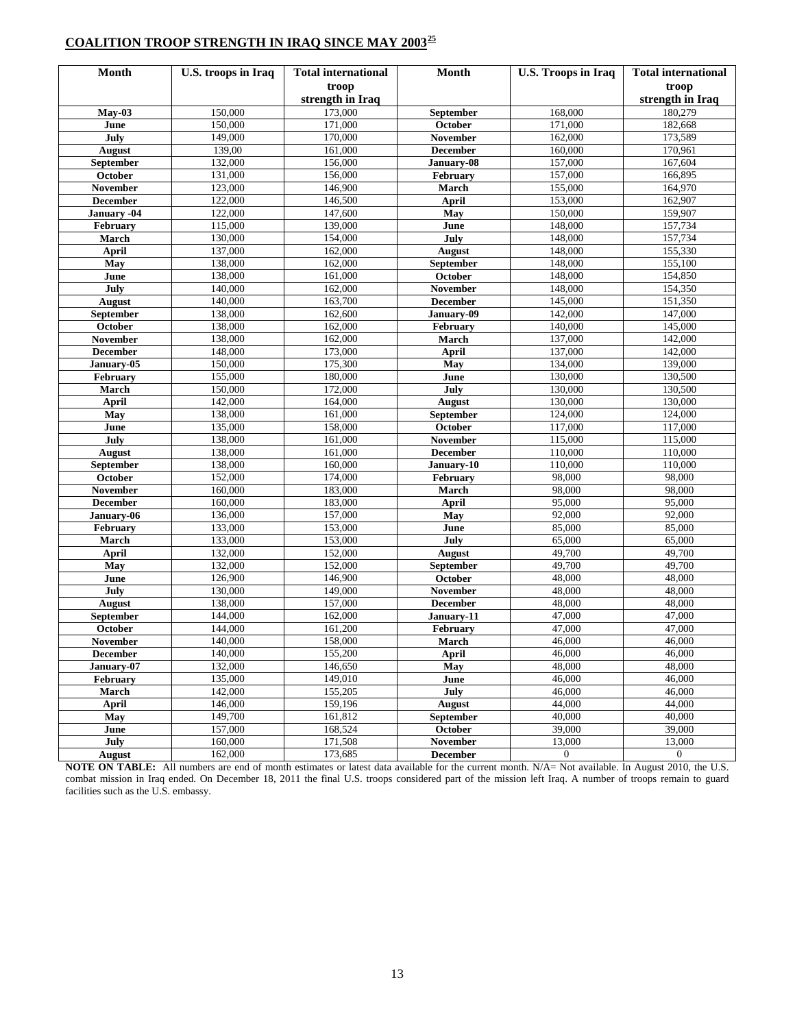## COALITION TROOP STRENGTH IN IRAQ SINCE MAY 2003[25]

| Month | U.S. troops in Iraq | Total international troop strength in Iraq | Month | U.S. Troops in Iraq | Total international troop strength in Iraq |
|---|---|---|---|---|---|
| **May-03** | 150,000 | 173,000 | **September** | 168,000 | 180,279 |
| **June** | 150,000 | 171,000 | **October** | 171,000 | 182,668 |
| **July** | 149,000 | 170,000 | **November** | 162,000 | 173,589 |
| **August** | 139,00 | 161,000 | **December** | 160,000 | 170,961 |
| **September** | 132,000 | 156,000 | **January-08** | 157,000 | 167,604 |
| **October** | 131,000 | 156,000 | **February** | 157,000 | 166,895 |
| **November** | 123,000 | 146,900 | **March** | 155,000 | 164,970 |
| **December** | 122,000 | 146,500 | **April** | 153,000 | 162,907 |
| **January -04** | 122,000 | 147,600 | **May** | 150,000 | 159,907 |
| **February** | 115,000 | 139,000 | **June** | 148,000 | 157,734 |
| **March** | 130,000 | 154,000 | **July** | 148,000 | 157,734 |
| **April** | 137,000 | 162,000 | **August** | 148,000 | 155,330 |
| **May** | 138,000 | 162,000 | **September** | 148,000 | 155,100 |
| **June** | 138,000 | 161,000 | **October** | 148,000 | 154,850 |
| **July** | 140,000 | 162,000 | **November** | 148,000 | 154,350 |
| **August** | 140,000 | 163,700 | **December** | 145,000 | 151,350 |
| **September** | 138,000 | 162,600 | **January-09** | 142,000 | 147,000 |
| **October** | 138,000 | 162,000 | **February** | 140,000 | 145,000 |
| **November** | 138,000 | 162,000 | **March** | 137,000 | 142,000 |
| **December** | 148,000 | 173,000 | **April** | 137,000 | 142,000 |
| **January-05** | 150,000 | 175,300 | **May** | 134,000 | 139,000 |
| **February** | 155,000 | 180,000 | **June** | 130,000 | 130,500 |
| **March** | 150,000 | 172,000 | **July** | 130,000 | 130,500 |
| **April** | 142,000 | 164,000 | **August** | 130,000 | 130,000 |
| **May** | 138,000 | 161,000 | **September** | 124,000 | 124,000 |
| **June** | 135,000 | 158,000 | **October** | 117,000 | 117,000 |
| **July** | 138,000 | 161,000 | **November** | 115,000 | 115,000 |
| **August** | 138,000 | 161,000 | **December** | 110,000 | 110,000 |
| **September** | 138,000 | 160,000 | **January-10** | 110,000 | 110,000 |
| **October** | 152,000 | 174,000 | **February** | 98,000 | 98,000 |
| **November** | 160,000 | 183,000 | **March** | 98,000 | 98,000 |
| **December** | 160,000 | 183,000 | **April** | 95,000 | 95,000 |
| **January-06** | 136,000 | 157,000 | **May** | 92,000 | 92,000 |
| **February** | 133,000 | 153,000 | **June** | 85,000 | 85,000 |
| **March** | 133,000 | 153,000 | **July** | 65,000 | 65,000 |
| **April** | 132,000 | 152,000 | **August** | 49,700 | 49,700 |
| **May** | 132,000 | 152,000 | **September** | 49,700 | 49,700 |
| **June** | 126,900 | 146,900 | **October** | 48,000 | 48,000 |
| **July** | 130,000 | 149,000 | **November** | 48,000 | 48,000 |
| **August** | 138,000 | 157,000 | **December** | 48,000 | 48,000 |
| **September** | 144,000 | 162,000 | **January-11** | 47,000 | 47,000 |
| **October** | 144,000 | 161,200 | **February** | 47,000 | 47,000 |
| **November** | 140,000 | 158,000 | **March** | 46,000 | 46,000 |
| **December** | 140,000 | 155,200 | **April** | 46,000 | 46,000 |
| **January-07** | 132,000 | 146,650 | **May** | 48,000 | 48,000 |
| **February** | 135,000 | 149,010 | **June** | 46,000 | 46,000 |
| **March** | 142,000 | 155,205 | **July** | 46,000 | 46,000 |
| **April** | 146,000 | 159,196 | **August** | 44,000 | 44,000 |
| **May** | 149,700 | 161,812 | **September** | 40,000 | 40,000 |
| **June** | 157,000 | 168,524 | **October** | 39,000 | 39,000 |
| **July** | 160,000 | 171,508 | **November** | 13,000 | 13,000 |
| **August** | 162,000 | 173,685 | **December** | 0 | 0 |

**NOTE ON TABLE:** All numbers are end of month estimates or latest data available for the current month. N/A= Not available. In August 2010, the U.S. combat mission in Iraq ended. On December 18, 2011 the final U.S. troops considered part of the mission left Iraq. A number of troops remain to guard facilities such as the U.S. embassy.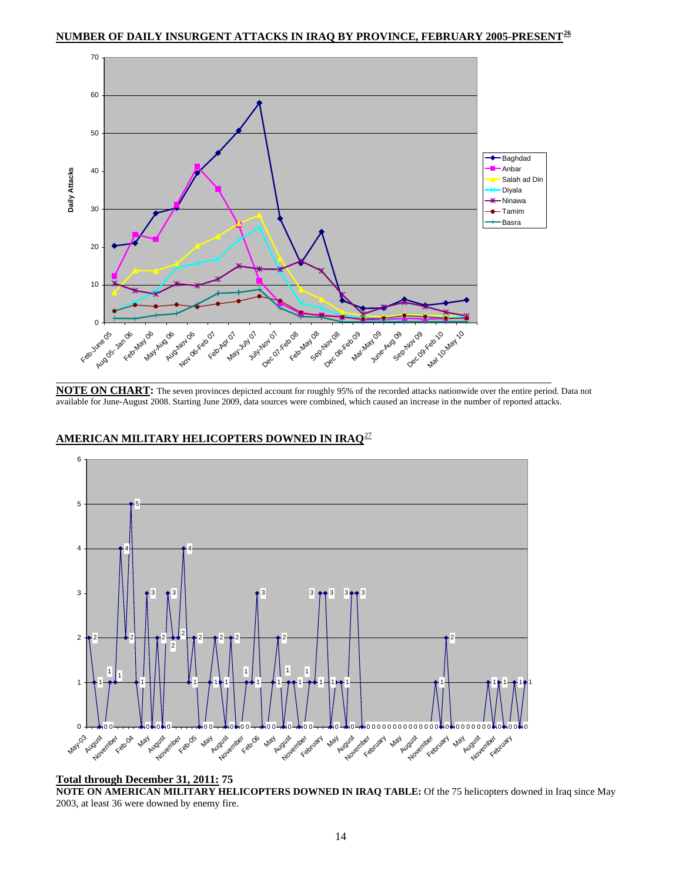## NUMBER OF DAILY INSURGENT ATTACKS IN IRAQ BY PROVINCE, FEBRUARY 2005-PRESENT[26]

**NOTE ON CHART:** The seven provinces depicted account for roughly 95% of the recorded attacks nationwide over the entire period. Data not available for June-August 2008. Starting June 2009, data sources were combined, which caused an increase in the number of reported attacks.

## AMERICAN MILITARY HELICOPTERS DOWNED IN IRAQ[27]

**Total through December 31, 2011: 75**

**NOTE ON AMERICAN MILITARY HELICOPTERS DOWNED IN IRAQ TABLE:** Of the 75 helicopters downed in Iraq since May 2003, at least 36 were downed by enemy fire.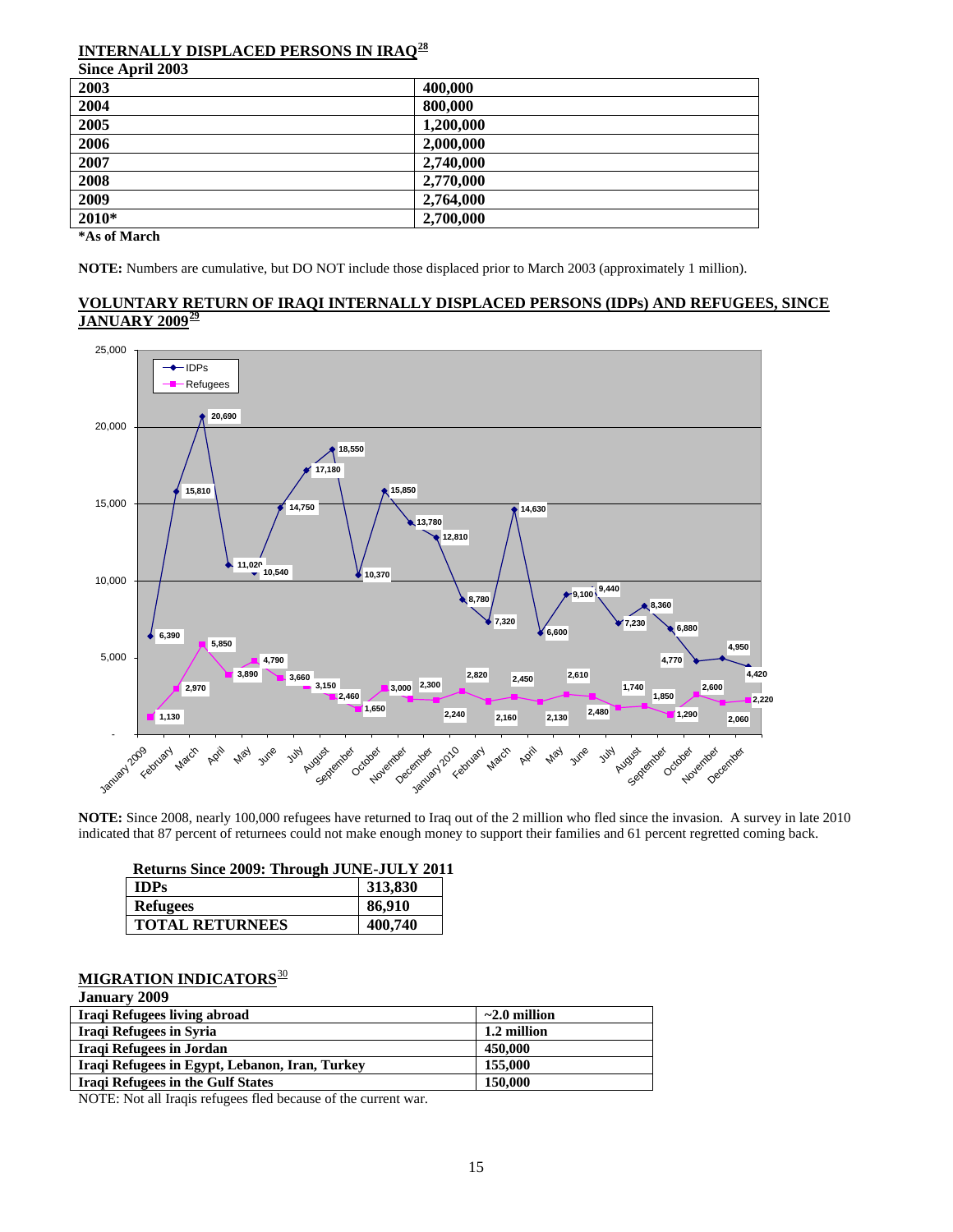## INTERNALLY DISPLACED PERSONS IN IRAQ[28]

| Since April 2003 | |
|---|---|
| 2003 | 400,000 |
| 2004 | 800,000 |
| 2005 | 1,200,000 |
| 2006 | 2,000,000 |
| 2007 | 2,740,000 |
| 2008 | 2,770,000 |
| 2009 | 2,764,000 |
| 2010* | 2,700,000 |

***As of March**

**NOTE:** Numbers are cumulative, but DO NOT include those displaced prior to March 2003 (approximately 1 million).

## VOLUNTARY RETURN OF IRAQI INTERNALLY DISPLACED PERSONS (IDPs) AND REFUGEES, SINCE JANUARY 2009[29]

| Month | IDPs | Refugees |
|---|---|---|
| January 2009 | 6,390 | 1,130 |
| February | 15,810 | 2,970 |
| March | 20,690 | 5,850 |
| April | 11,020 | 3,890 |
| May | 10,540 | 4,790 |
| June | 14,750 | 3,660 |
| July | 17,180 | 3,150 |
| August | 18,550 | 2,460 |
| September | 10,370 | 1,650 |
| October | 15,850 | 3,000 |
| November | 13,780 | 2,300 |
| December | 12,810 | 2,240 |
| January 2010 | 8,780 | 2,820 |
| February | 7,320 | 2,160 |
| March | 14,630 | 2,450 |
| April | 6,600 | 2,130 |
| May | 9,100 | 2,610 |
| June | 9,440 | 2,480 |
| July | 7,230 | 1,740 |
| August | 8,360 | 1,850 |
| September | 6,880 | 1,290 |
| October | 4,770 | 2,600 |
| November | 4,950 | 2,060 |
| December | 4,420 | 2,220 |

**NOTE:** Since 2008, nearly 100,000 refugees have returned to Iraq out of the 2 million who fled since the invasion. A survey in late 2010 indicated that 87 percent of returnees could not make enough money to support their families and 61 percent regretted coming back.

**Returns Since 2009: Through JUNE-JULY 2011**

| | |
|---|---|
| **IDPs** | **313,830** |
| **Refugees** | **86,910** |
| **TOTAL RETURNEES** | **400,740** |

## MIGRATION INDICATORS[30]

| January 2009 | |
|---|---|
| Iraqi Refugees living abroad | ~2.0 million |
| Iraqi Refugees in Syria | 1.2 million |
| Iraqi Refugees in Jordan | 450,000 |
| Iraqi Refugees in Egypt, Lebanon, Iran, Turkey | 155,000 |
| Iraqi Refugees in the Gulf States | 150,000 |

NOTE: Not all Iraqis refugees fled because of the current war.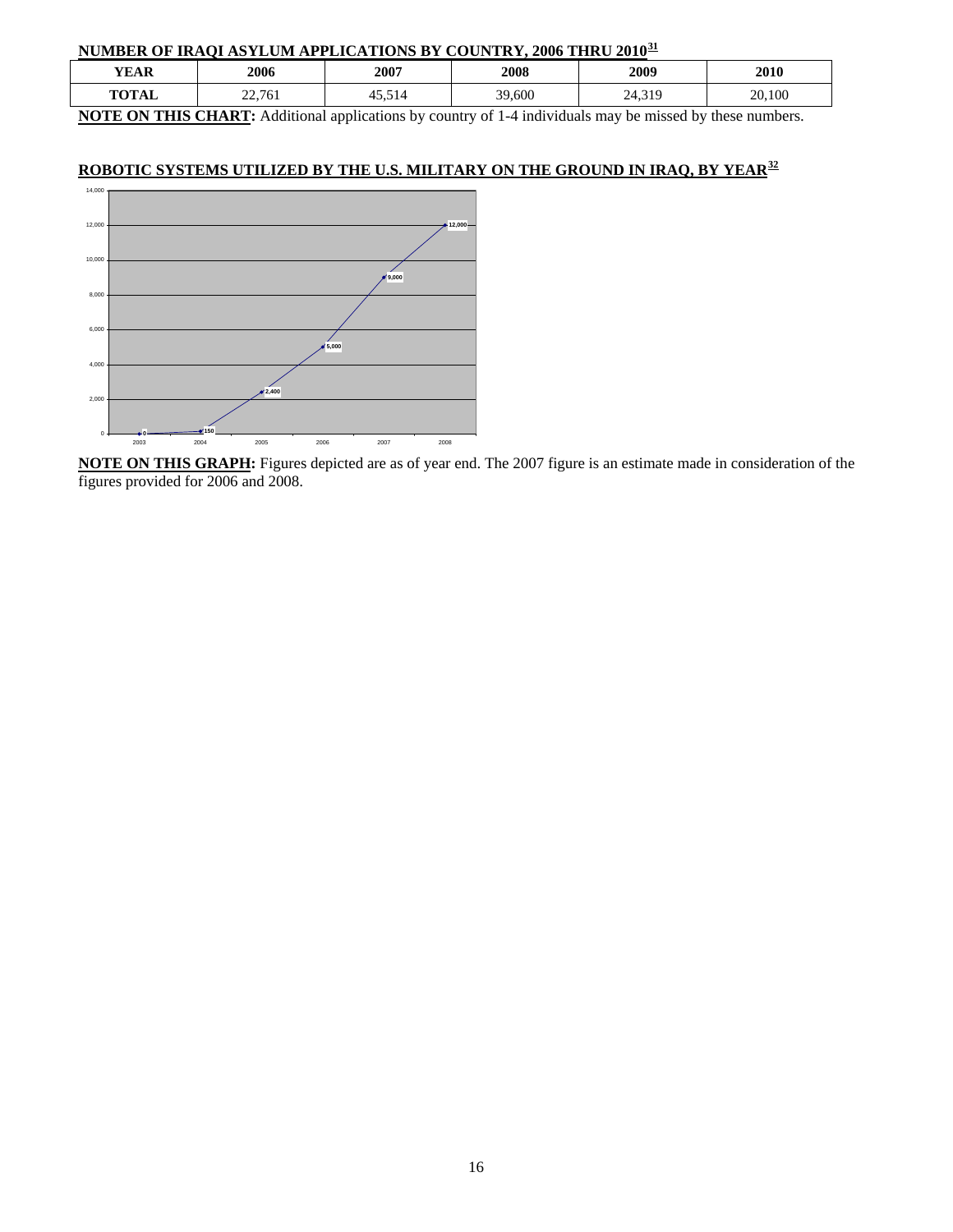## NUMBER OF IRAQI ASYLUM APPLICATIONS BY COUNTRY, 2006 THRU 2010[31]

| YEAR | 2006 | 2007 | 2008 | 2009 | 2010 |
|---|---|---|---|---|---|
| TOTAL | 22,761 | 45,514 | 39,600 | 24,319 | 20,100 |

**NOTE ON THIS CHART:** Additional applications by country of 1-4 individuals may be missed by these numbers.

## ROBOTIC SYSTEMS UTILIZED BY THE U.S. MILITARY ON THE GROUND IN IRAQ, BY YEAR[32]

| Year | 2003 | 2004 | 2005 | 2006 | 2007 | 2008 |
|---|---|---|---|---|---|---|
| Robotic systems | 0 | 150 | 2,400 | 5,000 | 9,000 | 12,000 |

**NOTE ON THIS GRAPH:** Figures depicted are as of year end. The 2007 figure is an estimate made in consideration of the figures provided for 2006 and 2008.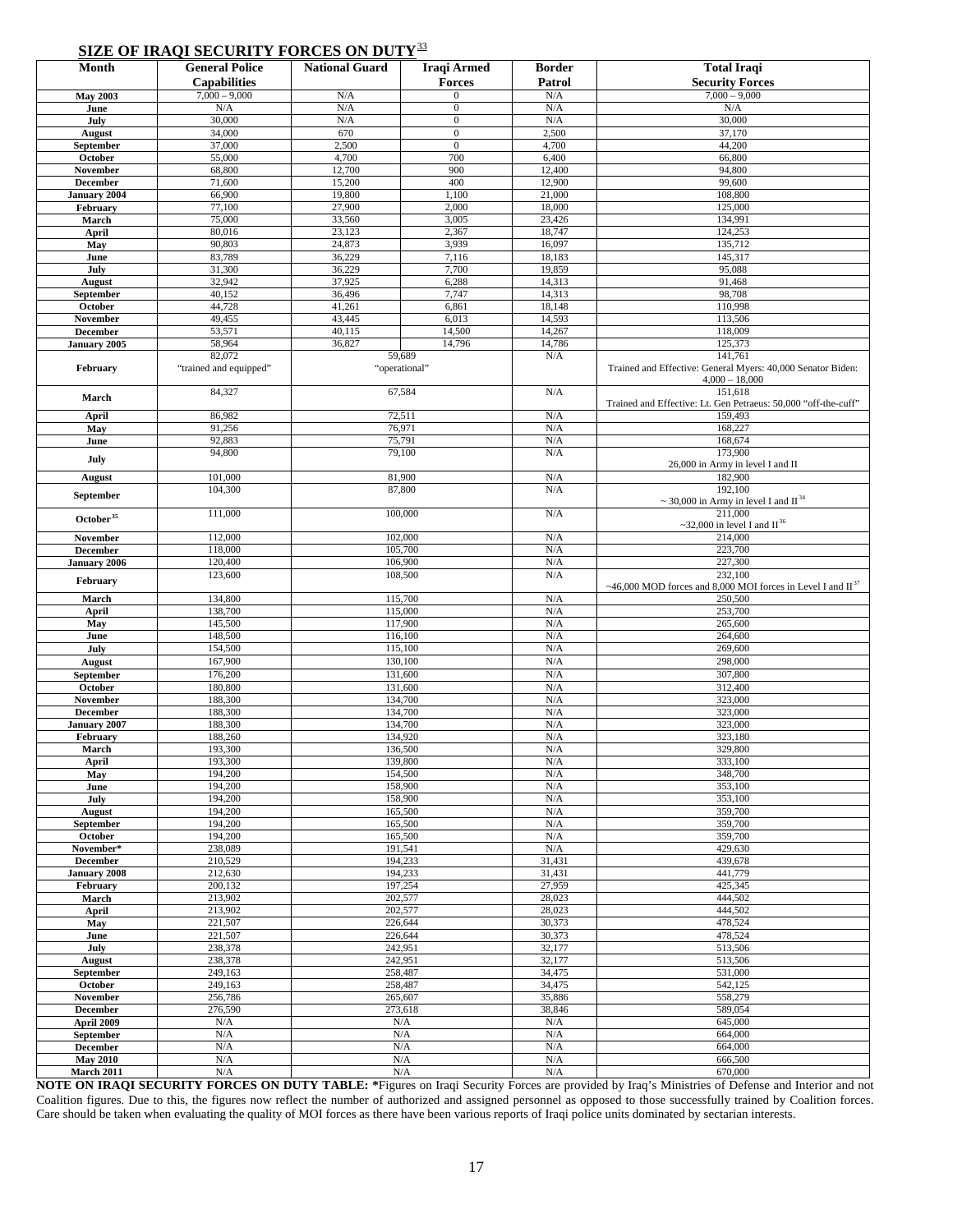## SIZE OF IRAQI SECURITY FORCES ON DUTY[33]

| Month | General Police Capabilities | National Guard | Iraqi Armed Forces | Border Patrol | Total Iraqi Security Forces |
|---|---|---|---|---|---|
| **May 2003** | 7,000 – 9,000 | N/A | 0 | N/A | 7,000 – 9,000 |
| **June** | N/A | N/A | 0 | N/A | N/A |
| **July** | 30,000 | N/A | 0 | N/A | 30,000 |
| **August** | 34,000 | 670 | 0 | 2,500 | 37,170 |
| **September** | 37,000 | 2,500 | 0 | 4,700 | 44,200 |
| **October** | 55,000 | 4,700 | 700 | 6,400 | 66,800 |
| **November** | 68,800 | 12,700 | 900 | 12,400 | 94,800 |
| **December** | 71,600 | 15,200 | 400 | 12,900 | 99,600 |
| **January 2004** | 66,900 | 19,800 | 1,100 | 21,000 | 108,800 |
| **February** | 77,100 | 27,900 | 2,000 | 18,000 | 125,000 |
| **March** | 75,000 | 33,560 | 3,005 | 23,426 | 134,991 |
| **April** | 80,016 | 23,123 | 2,367 | 18,747 | 124,253 |
| **May** | 90,803 | 24,873 | 3,939 | 16,097 | 135,712 |
| **June** | 83,789 | 36,229 | 7,116 | 18,183 | 145,317 |
| **July** | 31,300 | 36,229 | 7,700 | 19,859 | 95,088 |
| **August** | 32,942 | 37,925 | 6,288 | 14,313 | 91,468 |
| **September** | 40,152 | 36,496 | 7,747 | 14,313 | 98,708 |
| **October** | 44,728 | 41,261 | 6,861 | 18,148 | 110,998 |
| **November** | 49,455 | 43,445 | 6,013 | 14,593 | 113,506 |
| **December** | 53,571 | 40,115 | 14,500 | 14,267 | 118,009 |
| **January 2005** | 58,964 | 36,827 | 14,796 | 14,786 | 125,373 |
| **February** | 82,072 "trained and equipped" | 59,689 "operational" | | N/A | 141,761 Trained and Effective: General Myers: 40,000 Senator Biden: 4,000 – 18,000 |
| **March** | 84,327 | 67,584 | | N/A | 151,618 Trained and Effective: Lt. Gen Petraeus: 50,000 "off-the-cuff" |
| **April** | 86,982 | 72,511 | | N/A | 159,493 |
| **May** | 91,256 | 76,971 | | N/A | 168,227 |
| **June** | 92,883 | 75,791 | | N/A | 168,674 |
| **July** | 94,800 | 79,100 | | N/A | 173,900 26,000 in Army in level I and II |
| **August** | 101,000 | 81,900 | | N/A | 182,900 |
| **September** | 104,300 | 87,800 | | N/A | 192,100 ~ 30,000 in Army in level I and II[34] |
| **October[35]** | 111,000 | 100,000 | | N/A | 211,000 ~32,000 in level I and II[36] |
| **November** | 112,000 | 102,000 | | N/A | 214,000 |
| **December** | 118,000 | 105,700 | | N/A | 223,700 |
| **January 2006** | 120,400 | 106,900 | | N/A | 227,300 |
| **February** | 123,600 | 108,500 | | N/A | 232,100 ~46,000 MOD forces and 8,000 MOI forces in Level I and II[37] |
| **March** | 134,800 | 115,700 | | N/A | 250,500 |
| **April** | 138,700 | 115,000 | | N/A | 253,700 |
| **May** | 145,500 | 117,900 | | N/A | 265,600 |
| **June** | 148,500 | 116,100 | | N/A | 264,600 |
| **July** | 154,500 | 115,100 | | N/A | 269,600 |
| **August** | 167,900 | 130,100 | | N/A | 298,000 |
| **September** | 176,200 | 131,600 | | N/A | 307,800 |
| **October** | 180,800 | 131,600 | | N/A | 312,400 |
| **November** | 188,300 | 134,700 | | N/A | 323,000 |
| **December** | 188,300 | 134,700 | | N/A | 323,000 |
| **January 2007** | 188,300 | 134,700 | | N/A | 323,000 |
| **February** | 188,260 | 134,920 | | N/A | 323,180 |
| **March** | 193,300 | 136,500 | | N/A | 329,800 |
| **April** | 193,300 | 139,800 | | N/A | 333,100 |
| **May** | 194,200 | 154,500 | | N/A | 348,700 |
| **June** | 194,200 | 158,900 | | N/A | 353,100 |
| **July** | 194,200 | 158,900 | | N/A | 353,100 |
| **August** | 194,200 | 165,500 | | N/A | 359,700 |
| **September** | 194,200 | 165,500 | | N/A | 359,700 |
| **October** | 194,200 | 165,500 | | N/A | 359,700 |
| **November*** | 238,089 | 191,541 | | N/A | 429,630 |
| **December** | 210,529 | 194,233 | | 31,431 | 439,678 |
| **January 2008** | 212,630 | 194,233 | | 31,431 | 441,779 |
| **February** | 200,132 | 197,254 | | 27,959 | 425,345 |
| **March** | 213,902 | 202,577 | | 28,023 | 444,502 |
| **April** | 213,902 | 202,577 | | 28,023 | 444,502 |
| **May** | 221,507 | 226,644 | | 30,373 | 478,524 |
| **June** | 221,507 | 226,644 | | 30,373 | 478,524 |
| **July** | 238,378 | 242,951 | | 32,177 | 513,506 |
| **August** | 238,378 | 242,951 | | 32,177 | 513,506 |
| **September** | 249,163 | 258,487 | | 34,475 | 531,000 |
| **October** | 249,163 | 258,487 | | 34,475 | 542,125 |
| **November** | 256,786 | 265,607 | | 35,886 | 558,279 |
| **December** | 276,590 | 273,618 | | 38,846 | 589,054 |
| **April 2009** | N/A | N/A | | N/A | 645,000 |
| **September** | N/A | N/A | | N/A | 664,000 |
| **December** | N/A | N/A | | N/A | 664,000 |
| **May 2010** | N/A | N/A | | N/A | 666,500 |
| **March 2011** | N/A | N/A | | N/A | 670,000 |

**NOTE ON IRAQI SECURITY FORCES ON DUTY TABLE: ***Figures on Iraqi Security Forces are provided by Iraq's Ministries of Defense and Interior and not Coalition figures. Due to this, the figures now reflect the number of authorized and assigned personnel as opposed to those successfully trained by Coalition forces. Care should be taken when evaluating the quality of MOI forces as there have been various reports of Iraqi police units dominated by sectarian interests.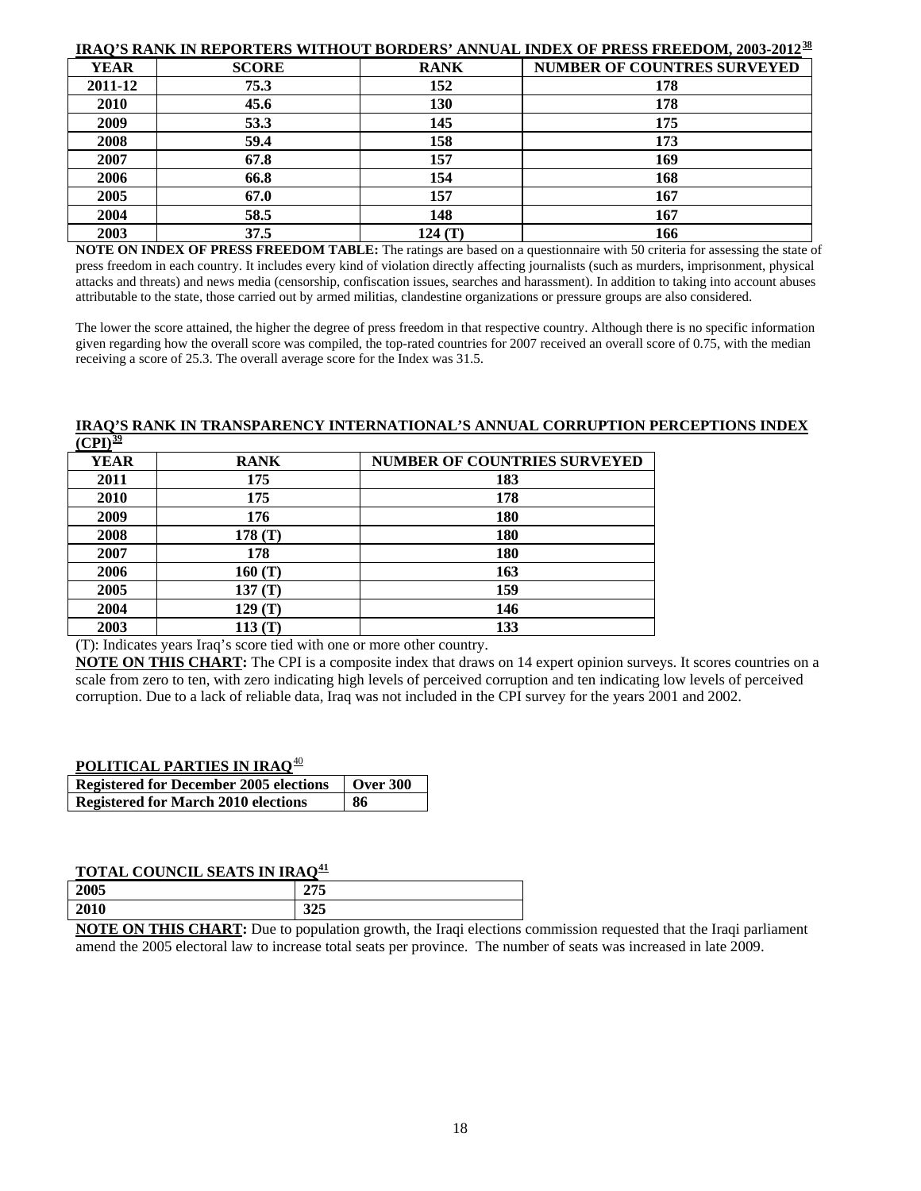**IRAQ'S RANK IN REPORTERS WITHOUT BORDERS' ANNUAL INDEX OF PRESS FREEDOM, 2003-2012**[38]

| YEAR | SCORE | RANK | NUMBER OF COUNTRES SURVEYED |
|---|---|---|---|
| 2011-12 | 75.3 | 152 | 178 |
| 2010 | 45.6 | 130 | 178 |
| 2009 | 53.3 | 145 | 175 |
| 2008 | 59.4 | 158 | 173 |
| 2007 | 67.8 | 157 | 169 |
| 2006 | 66.8 | 154 | 168 |
| 2005 | 67.0 | 157 | 167 |
| 2004 | 58.5 | 148 | 167 |
| 2003 | 37.5 | 124 (T) | 166 |

**NOTE ON INDEX OF PRESS FREEDOM TABLE:** The ratings are based on a questionnaire with 50 criteria for assessing the state of press freedom in each country. It includes every kind of violation directly affecting journalists (such as murders, imprisonment, physical attacks and threats) and news media (censorship, confiscation issues, searches and harassment). In addition to taking into account abuses attributable to the state, those carried out by armed militias, clandestine organizations or pressure groups are also considered.

The lower the score attained, the higher the degree of press freedom in that respective country. Although there is no specific information given regarding how the overall score was compiled, the top-rated countries for 2007 received an overall score of 0.75, with the median receiving a score of 25.3. The overall average score for the Index was 31.5.

**IRAQ'S RANK IN TRANSPARENCY INTERNATIONAL'S ANNUAL CORRUPTION PERCEPTIONS INDEX (CPI)**[39]

| YEAR | RANK | NUMBER OF COUNTRIES SURVEYED |
|---|---|---|
| 2011 | 175 | 183 |
| 2010 | 175 | 178 |
| 2009 | 176 | 180 |
| 2008 | 178 (T) | 180 |
| 2007 | 178 | 180 |
| 2006 | 160 (T) | 163 |
| 2005 | 137 (T) | 159 |
| 2004 | 129 (T) | 146 |
| 2003 | 113 (T) | 133 |

(T): Indicates years Iraq's score tied with one or more other country.

**NOTE ON THIS CHART:** The CPI is a composite index that draws on 14 expert opinion surveys. It scores countries on a scale from zero to ten, with zero indicating high levels of perceived corruption and ten indicating low levels of perceived corruption. Due to a lack of reliable data, Iraq was not included in the CPI survey for the years 2001 and 2002.

**POLITICAL PARTIES IN IRAQ**[40]

| Registered for December 2005 elections | Over 300 |
|---|---|
| Registered for March 2010 elections | 86 |

**TOTAL COUNCIL SEATS IN IRAQ**[41]

| 2005 | 275 |
|---|---|
| 2010 | 325 |

**NOTE ON THIS CHART:** Due to population growth, the Iraqi elections commission requested that the Iraqi parliament amend the 2005 electoral law to increase total seats per province. The number of seats was increased in late 2009.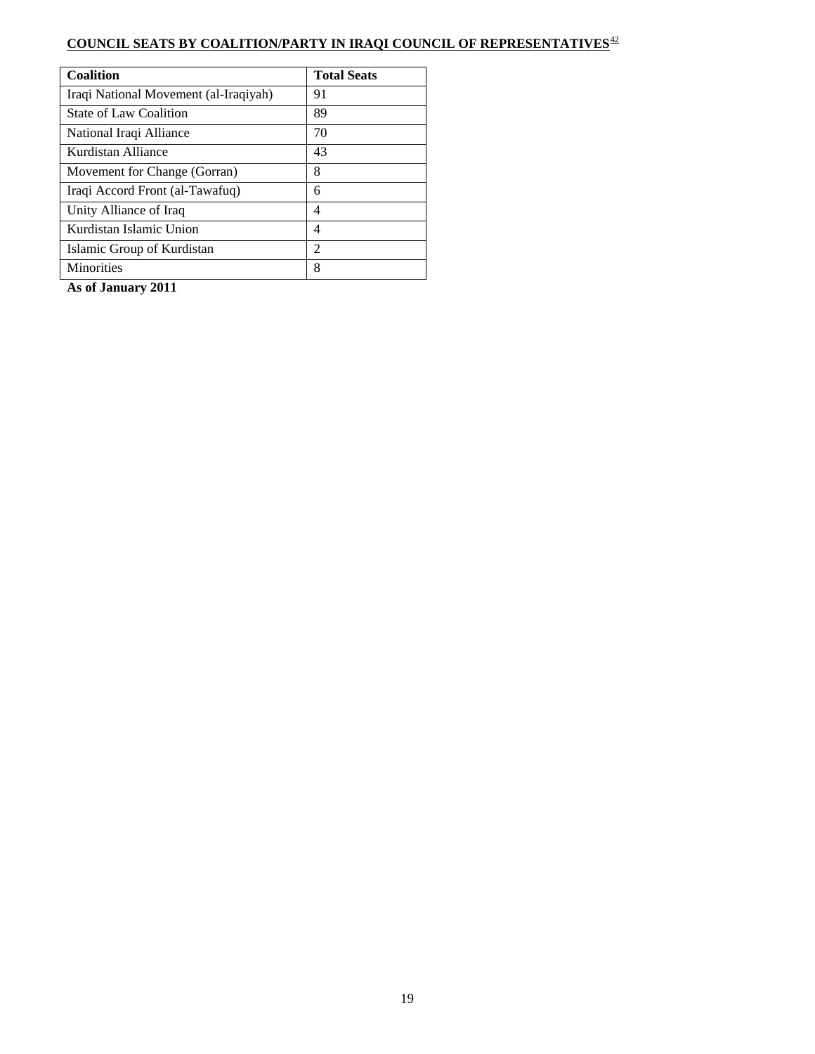**COUNCIL SEATS BY COALITION/PARTY IN IRAQI COUNCIL OF REPRESENTATIVES**[42]

| Coalition | Total Seats |
|---|---|
| Iraqi National Movement (al-Iraqiyah) | 91 |
| State of Law Coalition | 89 |
| National Iraqi Alliance | 70 |
| Kurdistan Alliance | 43 |
| Movement for Change (Gorran) | 8 |
| Iraqi Accord Front (al-Tawafuq) | 6 |
| Unity Alliance of Iraq | 4 |
| Kurdistan Islamic Union | 4 |
| Islamic Group of Kurdistan | 2 |
| Minorities | 8 |

**As of January 2011**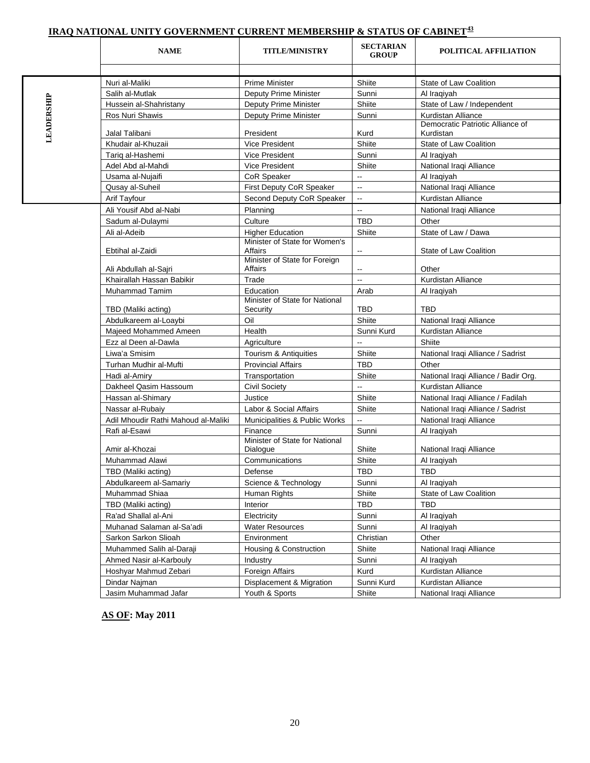**IRAQ NATIONAL UNITY GOVERNMENT CURRENT MEMBERSHIP & STATUS OF CABINET[43]**

| | NAME | TITLE/MINISTRY | SECTARIAN GROUP | POLITICAL AFFILIATION |
|---|---|---|---|---|
| | | | | |
| LEADERSHIP | Nuri al-Maliki | Prime Minister | Shiite | State of Law Coalition |
| | Salih al-Mutlak | Deputy Prime Minister | Sunni | Al Iraqiyah |
| | Hussein al-Shahristany | Deputy Prime Minister | Shiite | State of Law / Independent |
| | Ros Nuri Shawis | Deputy Prime Minister | Sunni | Kurdistan Alliance |
| | Jalal Talibani | President | Kurd | Democratic Patriotic Alliance of Kurdistan |
| | Khudair al-Khuzaii | Vice President | Shiite | State of Law Coalition |
| | Tariq al-Hashemi | Vice President | Sunni | Al Iraqiyah |
| | Adel Abd al-Mahdi | Vice President | Shiite | National Iraqi Alliance |
| | Usama al-Nujaifi | CoR Speaker | -- | Al Iraqiyah |
| | Qusay al-Suheil | First Deputy CoR Speaker | -- | National Iraqi Alliance |
| | Arif Tayfour | Second Deputy CoR Speaker | -- | Kurdistan Alliance |
| | Ali Yousif Abd al-Nabi | Planning | -- | National Iraqi Alliance |
| | Sadum al-Dulaymi | Culture | TBD | Other |
| | Ali al-Adeib | Higher Education | Shiite | State of Law / Dawa |
| | Ebtihal al-Zaidi | Minister of State for Women's Affairs | -- | State of Law Coalition |
| | Ali Abdullah al-Sajri | Minister of State for Foreign Affairs | -- | Other |
| | Khairallah Hassan Babikir | Trade | -- | Kurdistan Alliance |
| | Muhammad Tamim | Education | Arab | Al Iraqiyah |
| | TBD (Maliki acting) | Minister of State for National Security | TBD | TBD |
| | Abdulkareem al-Loaybi | Oil | Shiite | National Iraqi Alliance |
| | Majeed Mohammed Ameen | Health | Sunni Kurd | Kurdistan Alliance |
| | Ezz al Deen al-Dawla | Agriculture | -- | Shiite |
| | Liwa'a Smisim | Tourism & Antiquities | Shiite | National Iraqi Alliance / Sadrist |
| | Turhan Mudhir al-Mufti | Provincial Affairs | TBD | Other |
| | Hadi al-Amiry | Transportation | Shiite | National Iraqi Alliance / Badir Org. |
| | Dakheel Qasim Hassoum | Civil Society | -- | Kurdistan Alliance |
| | Hassan al-Shimary | Justice | Shiite | National Iraqi Alliance / Fadilah |
| | Nassar al-Rubaiy | Labor & Social Affairs | Shiite | National Iraqi Alliance / Sadrist |
| | Adil Mhoudir Rathi Mahoud al-Maliki | Municipalities & Public Works | -- | National Iraqi Alliance |
| | Rafi al-Esawi | Finance | Sunni | Al Iraqiyah |
| | Amir al-Khozai | Minister of State for National Dialogue | Shiite | National Iraqi Alliance |
| | Muhammad Alawi | Communications | Shiite | Al Iraqiyah |
| | TBD (Maliki acting) | Defense | TBD | TBD |
| | Abdulkareem al-Samariy | Science & Technology | Sunni | Al Iraqiyah |
| | Muhammad Shiaa | Human Rights | Shiite | State of Law Coalition |
| | TBD (Maliki acting) | Interior | TBD | TBD |
| | Ra'ad Shallal al-Ani | Electricity | Sunni | Al Iraqiyah |
| | Muhanad Salaman al-Sa'adi | Water Resources | Sunni | Al Iraqiyah |
| | Sarkon Sarkon Slioah | Environment | Christian | Other |
| | Muhammed Salih al-Daraji | Housing & Construction | Shiite | National Iraqi Alliance |
| | Ahmed Nasir al-Karbouly | Industry | Sunni | Al Iraqiyah |
| | Hoshyar Mahmud Zebari | Foreign Affairs | Kurd | Kurdistan Alliance |
| | Dindar Najman | Displacement & Migration | Sunni Kurd | Kurdistan Alliance |
| | Jasim Muhammad Jafar | Youth & Sports | Shiite | National Iraqi Alliance |

**AS OF: May 2011**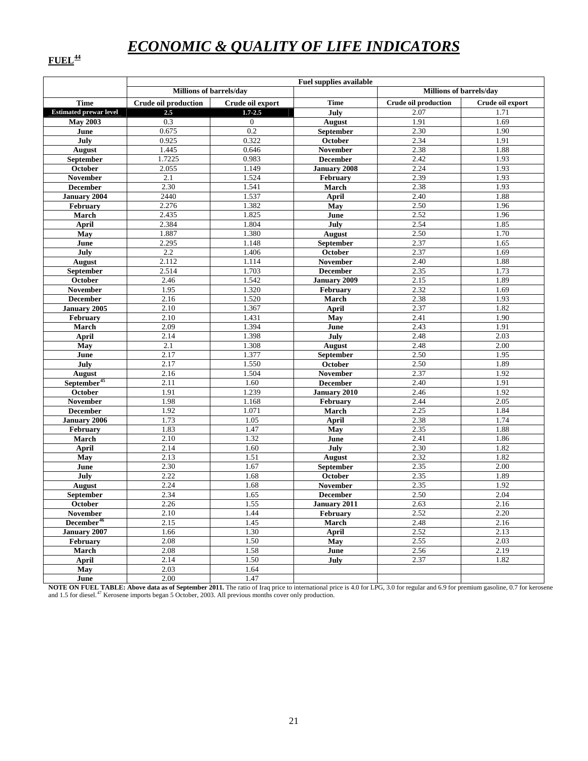# *ECONOMIC & QUALITY OF LIFE INDICATORS*

**FUEL**[44]

| | Fuel supplies available | | | | |
|---|---|---|---|---|---|
| | Millions of barrels/day | | | Millions of barrels/day | |
| **Time** | **Crude oil production** | **Crude oil export** | **Time** | **Crude oil production** | **Crude oil export** |
| **Estimated prewar level** | **2.5** | **1.7-2.5** | **July** | 2.07 | 1.71 |
| **May 2003** | 0.3 | 0 | **August** | 1.91 | 1.69 |
| **June** | 0.675 | 0.2 | **September** | 2.30 | 1.90 |
| **July** | 0.925 | 0.322 | **October** | 2.34 | 1.91 |
| **August** | 1.445 | 0.646 | **November** | 2.38 | 1.88 |
| **September** | 1.7225 | 0.983 | **December** | 2.42 | 1.93 |
| **October** | 2.055 | 1.149 | **January 2008** | 2.24 | 1.93 |
| **November** | 2.1 | 1.524 | **February** | 2.39 | 1.93 |
| **December** | 2.30 | 1.541 | **March** | 2.38 | 1.93 |
| **January 2004** | 2440 | 1.537 | **April** | 2.40 | 1.88 |
| **February** | 2.276 | 1.382 | **May** | 2.50 | 1.96 |
| **March** | 2.435 | 1.825 | **June** | 2.52 | 1.96 |
| **April** | 2.384 | 1.804 | **July** | 2.54 | 1.85 |
| **May** | 1.887 | 1.380 | **August** | 2.50 | 1.70 |
| **June** | 2.295 | 1.148 | **September** | 2.37 | 1.65 |
| **July** | 2.2 | 1.406 | **October** | 2.37 | 1.69 |
| **August** | 2.112 | 1.114 | **November** | 2.40 | 1.88 |
| **September** | 2.514 | 1.703 | **December** | 2.35 | 1.73 |
| **October** | 2.46 | 1.542 | **January 2009** | 2.15 | 1.89 |
| **November** | 1.95 | 1.320 | **February** | 2.32 | 1.69 |
| **December** | 2.16 | 1.520 | **March** | 2.38 | 1.93 |
| **January 2005** | 2.10 | 1.367 | **April** | 2.37 | 1.82 |
| **February** | 2.10 | 1.431 | **May** | 2.41 | 1.90 |
| **March** | 2.09 | 1.394 | **June** | 2.43 | 1.91 |
| **April** | 2.14 | 1.398 | **July** | 2.48 | 2.03 |
| **May** | 2.1 | 1.308 | **August** | 2.48 | 2.00 |
| **June** | 2.17 | 1.377 | **September** | 2.50 | 1.95 |
| **July** | 2.17 | 1.550 | **October** | 2.50 | 1.89 |
| **August** | 2.16 | 1.504 | **November** | 2.37 | 1.92 |
| **September**[45] | 2.11 | 1.60 | **December** | 2.40 | 1.91 |
| **October** | 1.91 | 1.239 | **January 2010** | 2.46 | 1.92 |
| **November** | 1.98 | 1.168 | **February** | 2.44 | 2.05 |
| **December** | 1.92 | 1.071 | **March** | 2.25 | 1.84 |
| **January 2006** | 1.73 | 1.05 | **April** | 2.38 | 1.74 |
| **February** | 1.83 | 1.47 | **May** | 2.35 | 1.88 |
| **March** | 2.10 | 1.32 | **June** | 2.41 | 1.86 |
| **April** | 2.14 | 1.60 | **July** | 2.30 | 1.82 |
| **May** | 2.13 | 1.51 | **August** | 2.32 | 1.82 |
| **June** | 2.30 | 1.67 | **September** | 2.35 | 2.00 |
| **July** | 2.22 | 1.68 | **October** | 2.35 | 1.89 |
| **August** | 2.24 | 1.68 | **November** | 2.35 | 1.92 |
| **September** | 2.34 | 1.65 | **December** | 2.50 | 2.04 |
| **October** | 2.26 | 1.55 | **January 2011** | 2.63 | 2.16 |
| **November** | 2.10 | 1.44 | **February** | 2.52 | 2.20 |
| **December**[46] | 2.15 | 1.45 | **March** | 2.48 | 2.16 |
| **January 2007** | 1.66 | 1.30 | **April** | 2.52 | 2.13 |
| **February** | 2.08 | 1.50 | **May** | 2.55 | 2.03 |
| **March** | 2.08 | 1.58 | **June** | 2.56 | 2.19 |
| **April** | 2.14 | 1.50 | **July** | 2.37 | 1.82 |
| **May** | 2.03 | 1.64 | | | |
| **June** | 2.00 | 1.47 | | | |

**NOTE ON FUEL TABLE: Above data as of September 2011.** The ratio of Iraq price to international price is 4.0 for LPG, 3.0 for regular and 6.9 for premium gasoline, 0.7 for kerosene and 1.5 for diesel.[47] Kerosene imports began 5 October, 2003. All previous months cover only production.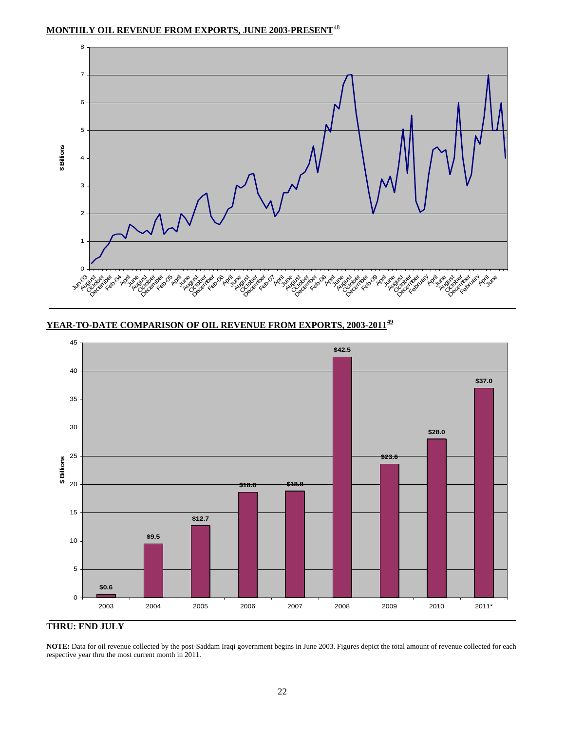**MONTHLY OIL REVENUE FROM EXPORTS, JUNE 2003-PRESENT**[48]

**YEAR-TO-DATE COMPARISON OF OIL REVENUE FROM EXPORTS, 2003-2011**[49]

| Year | $ Billions |
|---|---|
| 2003 | $0.6 |
| 2004 | $9.5 |
| 2005 | $12.7 |
| 2006 | $18.6 |
| 2007 | $18.8 |
| 2008 | $42.5 |
| 2009 | $23.6 |
| 2010 | $28.0 |
| 2011* | $37.0 |

**THRU: END JULY**

**NOTE:** Data for oil revenue collected by the post-Saddam Iraqi government begins in June 2003. Figures depict the total amount of revenue collected for each respective year thru the most current month in 2011.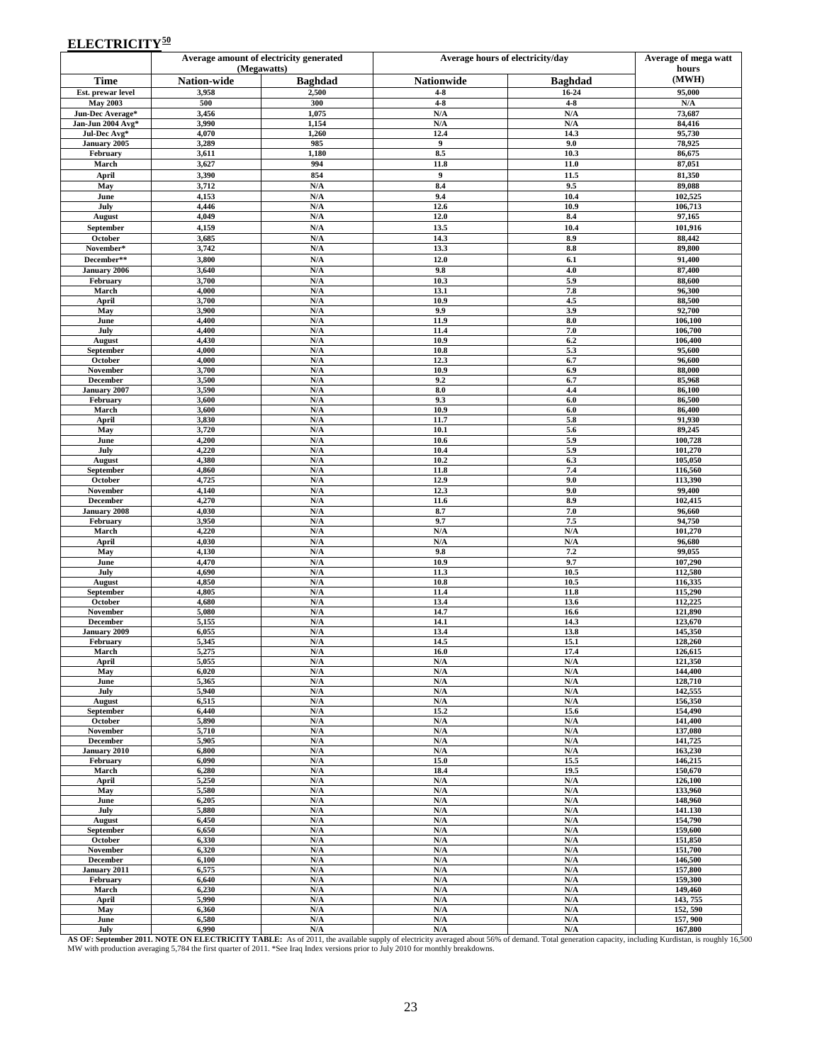## ELECTRICITY[50]

| | Average amount of electricity generated (Megawatts) | | Average hours of electricity/day | | Average of mega watt hours |
|---|---|---|---|---|---|
| **Time** | **Nation-wide** | **Baghdad** | **Nationwide** | **Baghdad** | **(MWH)** |
| Est. prewar level | 3,958 | 2,500 | 4-8 | 16-24 | 95,000 |
| May 2003 | 500 | 300 | 4-8 | 4-8 | N/A |
| Jun-Dec Average* | 3,456 | 1,075 | N/A | N/A | 73,687 |
| Jan-Jun 2004 Avg* | 3,990 | 1,154 | N/A | N/A | 84,416 |
| Jul-Dec Avg* | 4,070 | 1,260 | 12.4 | 14.3 | 95,730 |
| January 2005 | 3,289 | 985 | 9 | 9.0 | 78,925 |
| February | 3,611 | 1,180 | 8.5 | 10.3 | 86,675 |
| March | 3,627 | 994 | 11.8 | 11.0 | 87,051 |
| April | 3,390 | 854 | 9 | 11.5 | 81,350 |
| May | 3,712 | N/A | 8.4 | 9.5 | 89,088 |
| June | 4,153 | N/A | 9.4 | 10.4 | 102,525 |
| July | 4,446 | N/A | 12.6 | 10.9 | 106,713 |
| August | 4,049 | N/A | 12.0 | 8.4 | 97,165 |
| September | 4,159 | N/A | 13.5 | 10.4 | 101,916 |
| October | 3,685 | N/A | 14.3 | 8.9 | 88,442 |
| November* | 3,742 | N/A | 13.3 | 8.8 | 89,800 |
| December** | 3,800 | N/A | 12.0 | 6.1 | 91,400 |
| January 2006 | 3,640 | N/A | 9.8 | 4.0 | 87,400 |
| February | 3,700 | N/A | 10.3 | 5.9 | 88,600 |
| March | 4,000 | N/A | 13.1 | 7.8 | 96,300 |
| April | 3,700 | N/A | 10.9 | 4.5 | 88,500 |
| May | 3,900 | N/A | 9.9 | 3.9 | 92,700 |
| June | 4,400 | N/A | 11.9 | 8.0 | 106,100 |
| July | 4,400 | N/A | 11.4 | 7.0 | 106,700 |
| August | 4,430 | N/A | 10.9 | 6.2 | 106,400 |
| September | 4,000 | N/A | 10.8 | 5.3 | 95,600 |
| October | 4,000 | N/A | 12.3 | 6.7 | 96,600 |
| November | 3,700 | N/A | 10.9 | 6.9 | 88,000 |
| December | 3,500 | N/A | 9.2 | 6.7 | 85,968 |
| January 2007 | 3,590 | N/A | 8.0 | 4.4 | 86,100 |
| February | 3,600 | N/A | 9.3 | 6.0 | 86,500 |
| March | 3,600 | N/A | 10.9 | 6.0 | 86,400 |
| April | 3,830 | N/A | 11.7 | 5.8 | 91,930 |
| May | 3,720 | N/A | 10.1 | 5.6 | 89,245 |
| June | 4,200 | N/A | 10.6 | 5.9 | 100,728 |
| July | 4,220 | N/A | 10.4 | 5.9 | 101,270 |
| August | 4,380 | N/A | 10.2 | 6.3 | 105,050 |
| September | 4,860 | N/A | 11.8 | 7.4 | 116,560 |
| October | 4,725 | N/A | 12.9 | 9.0 | 113,390 |
| November | 4,140 | N/A | 12.3 | 9.0 | 99,400 |
| December | 4,270 | N/A | 11.6 | 8.9 | 102,415 |
| January 2008 | 4,030 | N/A | 8.7 | 7.0 | 96,660 |
| February | 3,950 | N/A | 9.7 | 7.5 | 94,750 |
| March | 4,220 | N/A | N/A | N/A | 101,270 |
| April | 4,030 | N/A | N/A | N/A | 96,680 |
| May | 4,130 | N/A | 9.8 | 7.2 | 99,055 |
| June | 4,470 | N/A | 10.9 | 9.7 | 107,290 |
| July | 4,690 | N/A | 11.3 | 10.5 | 112,580 |
| August | 4,850 | N/A | 10.8 | 10.5 | 116,335 |
| September | 4,805 | N/A | 11.4 | 11.8 | 115,290 |
| October | 4,680 | N/A | 13.4 | 13.6 | 112,225 |
| November | 5,080 | N/A | 14.7 | 16.6 | 121,890 |
| December | 5,155 | N/A | 14.1 | 14.3 | 123,670 |
| January 2009 | 6,055 | N/A | 13.4 | 13.8 | 145,350 |
| February | 5,345 | N/A | 14.5 | 15.1 | 128,260 |
| March | 5,275 | N/A | 16.0 | 17.4 | 126,615 |
| April | 5,055 | N/A | N/A | N/A | 121,350 |
| May | 6,020 | N/A | N/A | N/A | 144,400 |
| June | 5,365 | N/A | N/A | N/A | 128,710 |
| July | 5,940 | N/A | N/A | N/A | 142,555 |
| August | 6,515 | N/A | N/A | N/A | 156,350 |
| September | 6,440 | N/A | 15.2 | 15.6 | 154,490 |
| October | 5,890 | N/A | N/A | N/A | 141,400 |
| November | 5,710 | N/A | N/A | N/A | 137,080 |
| December | 5,905 | N/A | N/A | N/A | 141,725 |
| January 2010 | 6,800 | N/A | N/A | N/A | 163,230 |
| February | 6,090 | N/A | 15.0 | 15.5 | 146,215 |
| March | 6,280 | N/A | 18.4 | 19.5 | 150,670 |
| April | 5,250 | N/A | N/A | N/A | 126,100 |
| May | 5,580 | N/A | N/A | N/A | 133,960 |
| June | 6,205 | N/A | N/A | N/A | 148,960 |
| July | 5,880 | N/A | N/A | N/A | 141.130 |
| August | 6,450 | N/A | N/A | N/A | 154,790 |
| September | 6,650 | N/A | N/A | N/A | 159,600 |
| October | 6,330 | N/A | N/A | N/A | 151,850 |
| November | 6,320 | N/A | N/A | N/A | 151,700 |
| December | 6,100 | N/A | N/A | N/A | 146,500 |
| January 2011 | 6,575 | N/A | N/A | N/A | 157,800 |
| February | 6,640 | N/A | N/A | N/A | 159,300 |
| March | 6,230 | N/A | N/A | N/A | 149,460 |
| April | 5,990 | N/A | N/A | N/A | 143, 755 |
| May | 6,360 | N/A | N/A | N/A | 152, 590 |
| June | 6,580 | N/A | N/A | N/A | 157, 900 |
| July | 6,990 | N/A | N/A | N/A | 167,800 |

**AS OF: September 2011. NOTE ON ELECTRICITY TABLE:** As of 2011, the available supply of electricity averaged about 56% of demand. Total generation capacity, including Kurdistan, is roughly 16,500 MW with production averaging 5,784 the first quarter of 2011. *See Iraq Index versions prior to July 2010 for monthly breakdowns.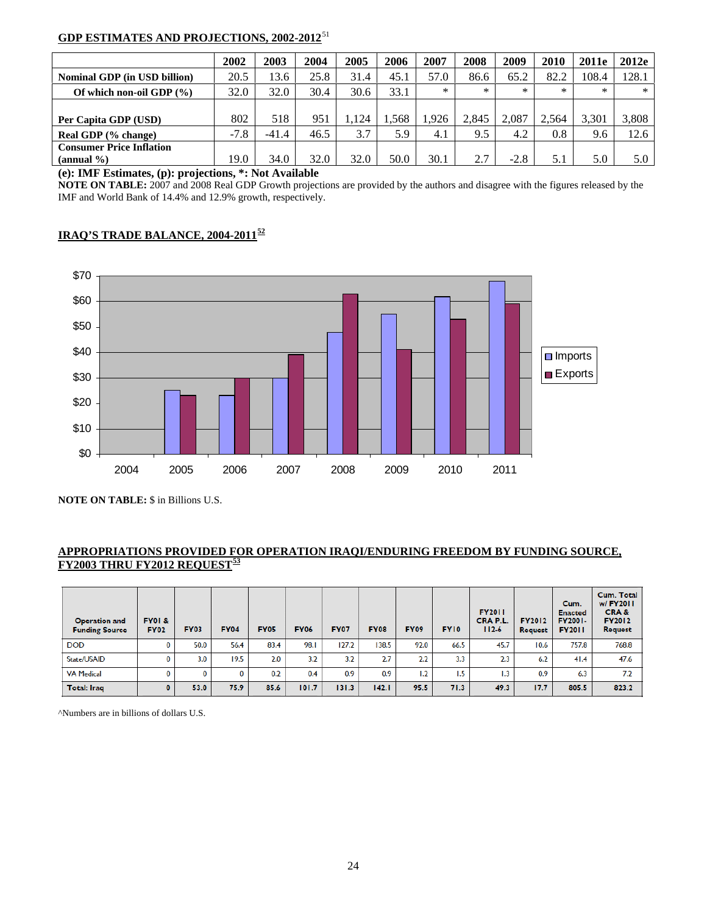## GDP ESTIMATES AND PROJECTIONS, 2002-2012[51]

| | 2002 | 2003 | 2004 | 2005 | 2006 | 2007 | 2008 | 2009 | 2010 | 2011e | 2012e |
|---|---|---|---|---|---|---|---|---|---|---|---|
| **Nominal GDP (in USD billion)** | 20.5 | 13.6 | 25.8 | 31.4 | 45.1 | 57.0 | 86.6 | 65.2 | 82.2 | 108.4 | 128.1 |
| **Of which non-oil GDP (%)** | 32.0 | 32.0 | 30.4 | 30.6 | 33.1 | * | * | * | * | * | * |
| **Per Capita GDP (USD)** | 802 | 518 | 951 | 1,124 | 1,568 | 1,926 | 2,845 | 2,087 | 2,564 | 3,301 | 3,808 |
| **Real GDP (% change)** | -7.8 | -41.4 | 46.5 | 3.7 | 5.9 | 4.1 | 9.5 | 4.2 | 0.8 | 9.6 | 12.6 |
| **Consumer Price Inflation (annual %)** | 19.0 | 34.0 | 32.0 | 32.0 | 50.0 | 30.1 | 2.7 | -2.8 | 5.1 | 5.0 | 5.0 |

**(e): IMF Estimates, (p): projections, \*: Not Available**

**NOTE ON TABLE:** 2007 and 2008 Real GDP Growth projections are provided by the authors and disagree with the figures released by the IMF and World Bank of 14.4% and 12.9% growth, respectively.

## IRAQ'S TRADE BALANCE, 2004-2011[52]

| Year | Imports | Exports |
|---|---|---|
| 2004 | | |
| 2005 | $25 | $23 |
| 2006 | $23 | $30 |
| 2007 | $30 | $39 |
| 2008 | $48 | $63 |
| 2009 | $55 | $41 |
| 2010 | $62 | $53 |
| 2011 | $68 | $59 |

**NOTE ON TABLE:** $ in Billions U.S.

## APPROPRIATIONS PROVIDED FOR OPERATION IRAQI/ENDURING FREEDOM BY FUNDING SOURCE, FY2003 THRU FY2012 REQUEST[53]

| Operation and Funding Source | FY01 & FY02 | FY03 | FY04 | FY05 | FY06 | FY07 | FY08 | FY09 | FY10 | FY2011 CRA P.L. 112-6 | FY2012 Request | Cum. Enacted FY2001-FY2011 | Cum. Total w/ FY2011 CRA & FY2012 Request |
|---|---|---|---|---|---|---|---|---|---|---|---|---|---|
| DOD | 0 | 50.0 | 56.4 | 83.4 | 98.1 | 127.2 | 138.5 | 92.0 | 66.5 | 45.7 | 10.6 | 757.8 | 768.8 |
| State/USAID | 0 | 3.0 | 19.5 | 2.0 | 3.2 | 3.2 | 2.7 | 2.2 | 3.3 | 2.3 | 6.2 | 41.4 | 47.6 |
| VA Medical | 0 | 0 | 0 | 0.2 | 0.4 | 0.9 | 0.9 | 1.2 | 1.5 | 1.3 | 0.9 | 6.3 | 7.2 |
| **Total: Iraq** | **0** | **53.0** | **75.9** | **85.6** | **101.7** | **131.3** | **142.1** | **95.5** | **71.3** | **49.3** | **17.7** | **805.5** | **823.2** |

^Numbers are in billions of dollars U.S.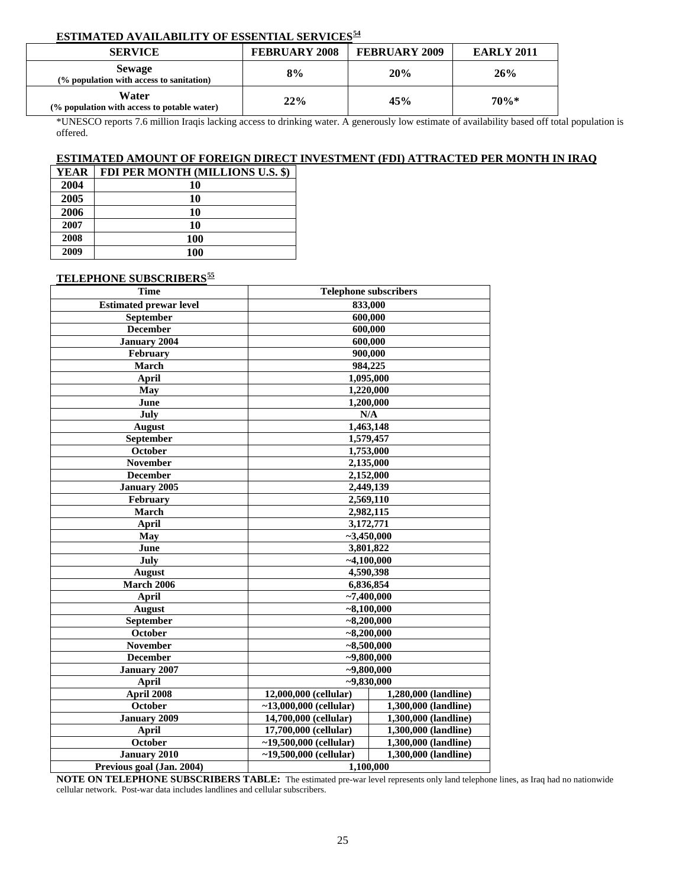**ESTIMATED AVAILABILITY OF ESSENTIAL SERVICES[54]**

| SERVICE | FEBRUARY 2008 | FEBRUARY 2009 | EARLY 2011 |
|---|---|---|---|
| **Sewage** (% population with access to sanitation) | 8% | 20% | 26% |
| **Water** (% population with access to potable water) | 22% | 45% | 70%* |

*UNESCO reports 7.6 million Iraqis lacking access to drinking water. A generously low estimate of availability based off total population is offered.

**ESTIMATED AMOUNT OF FOREIGN DIRECT INVESTMENT (FDI) ATTRACTED PER MONTH IN IRAQ**

| YEAR | FDI PER MONTH (MILLIONS U.S. $) |
|---|---|
| 2004 | 10 |
| 2005 | 10 |
| 2006 | 10 |
| 2007 | 10 |
| 2008 | 100 |
| 2009 | 100 |

**TELEPHONE SUBSCRIBERS[55]**

| Time | Telephone subscribers | |
|---|---|---|
| Estimated prewar level | 833,000 | |
| September | 600,000 | |
| December | 600,000 | |
| January 2004 | 600,000 | |
| February | 900,000 | |
| March | 984,225 | |
| April | 1,095,000 | |
| May | 1,220,000 | |
| June | 1,200,000 | |
| July | N/A | |
| August | 1,463,148 | |
| September | 1,579,457 | |
| October | 1,753,000 | |
| November | 2,135,000 | |
| December | 2,152,000 | |
| January 2005 | 2,449,139 | |
| February | 2,569,110 | |
| March | 2,982,115 | |
| April | 3,172,771 | |
| May | ~3,450,000 | |
| June | 3,801,822 | |
| July | ~4,100,000 | |
| August | 4,590,398 | |
| March 2006 | 6,836,854 | |
| April | ~7,400,000 | |
| August | ~8,100,000 | |
| September | ~8,200,000 | |
| October | ~8,200,000 | |
| November | ~8,500,000 | |
| December | ~9,800,000 | |
| January 2007 | ~9,800,000 | |
| April | ~9,830,000 | |
| April 2008 | 12,000,000 (cellular) | 1,280,000 (landline) |
| October | ~13,000,000 (cellular) | 1,300,000 (landline) |
| January 2009 | 14,700,000 (cellular) | 1,300,000 (landline) |
| April | 17,700,000 (cellular) | 1,300,000 (landline) |
| October | ~19,500,000 (cellular) | 1,300,000 (landline) |
| January 2010 | ~19,500,000 (cellular) | 1,300,000 (landline) |
| Previous goal (Jan. 2004) | 1,100,000 | |

**NOTE ON TELEPHONE SUBSCRIBERS TABLE:** The estimated pre-war level represents only land telephone lines, as Iraq had no nationwide cellular network. Post-war data includes landlines and cellular subscribers.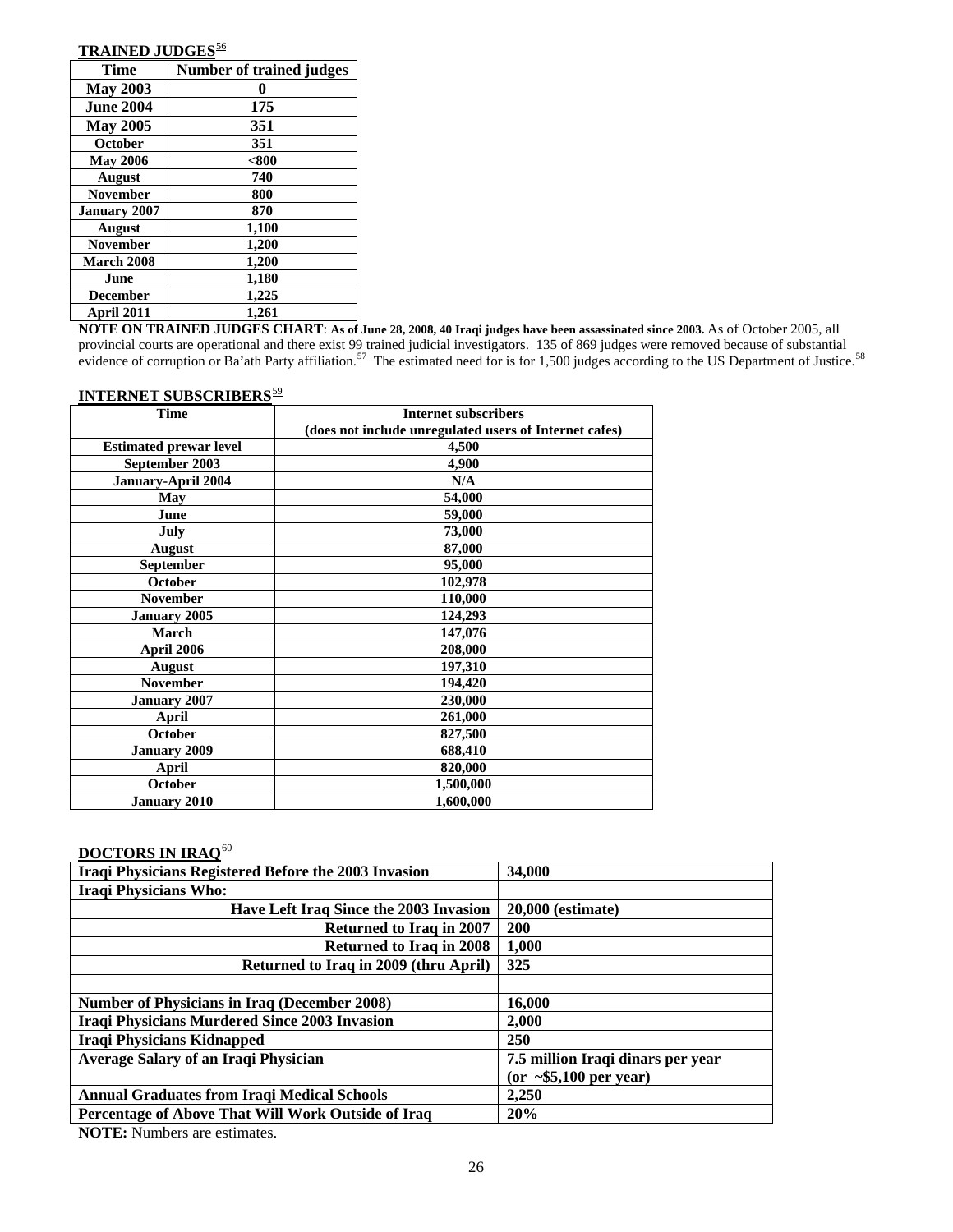**TRAINED JUDGES**[56]

| Time | Number of trained judges |
|---|---|
| May 2003 | 0 |
| June 2004 | 175 |
| May 2005 | 351 |
| October | 351 |
| May 2006 | <800 |
| August | 740 |
| November | 800 |
| January 2007 | 870 |
| August | 1,100 |
| November | 1,200 |
| March 2008 | 1,200 |
| June | 1,180 |
| December | 1,225 |
| April 2011 | 1,261 |

**NOTE ON TRAINED JUDGES CHART**: **As of June 28, 2008, 40 Iraqi judges have been assassinated since 2003.** As of October 2005, all provincial courts are operational and there exist 99 trained judicial investigators. 135 of 869 judges were removed because of substantial evidence of corruption or Ba'ath Party affiliation.[57] The estimated need for is for 1,500 judges according to the US Department of Justice.[58]

**INTERNET SUBSCRIBERS**[59]

| Time | Internet subscribers (does not include unregulated users of Internet cafes) |
|---|---|
| Estimated prewar level | 4,500 |
| September 2003 | 4,900 |
| January-April 2004 | N/A |
| May | 54,000 |
| June | 59,000 |
| July | 73,000 |
| August | 87,000 |
| September | 95,000 |
| October | 102,978 |
| November | 110,000 |
| January 2005 | 124,293 |
| March | 147,076 |
| April 2006 | 208,000 |
| August | 197,310 |
| November | 194,420 |
| January 2007 | 230,000 |
| April | 261,000 |
| October | 827,500 |
| January 2009 | 688,410 |
| April | 820,000 |
| October | 1,500,000 |
| January 2010 | 1,600,000 |

**DOCTORS IN IRAQ**[60]

| Iraqi Physicians Registered Before the 2003 Invasion | 34,000 |
|---|---|
| **Iraqi Physicians Who:** | |
| Have Left Iraq Since the 2003 Invasion | 20,000 (estimate) |
| Returned to Iraq in 2007 | 200 |
| Returned to Iraq in 2008 | 1,000 |
| Returned to Iraq in 2009 (thru April) | 325 |
| | |
| Number of Physicians in Iraq (December 2008) | 16,000 |
| Iraqi Physicians Murdered Since 2003 Invasion | 2,000 |
| Iraqi Physicians Kidnapped | 250 |
| Average Salary of an Iraqi Physician | 7.5 million Iraqi dinars per year (or ~$5,100 per year) |
| Annual Graduates from Iraqi Medical Schools | 2,250 |
| Percentage of Above That Will Work Outside of Iraq | 20% |

**NOTE:** Numbers are estimates.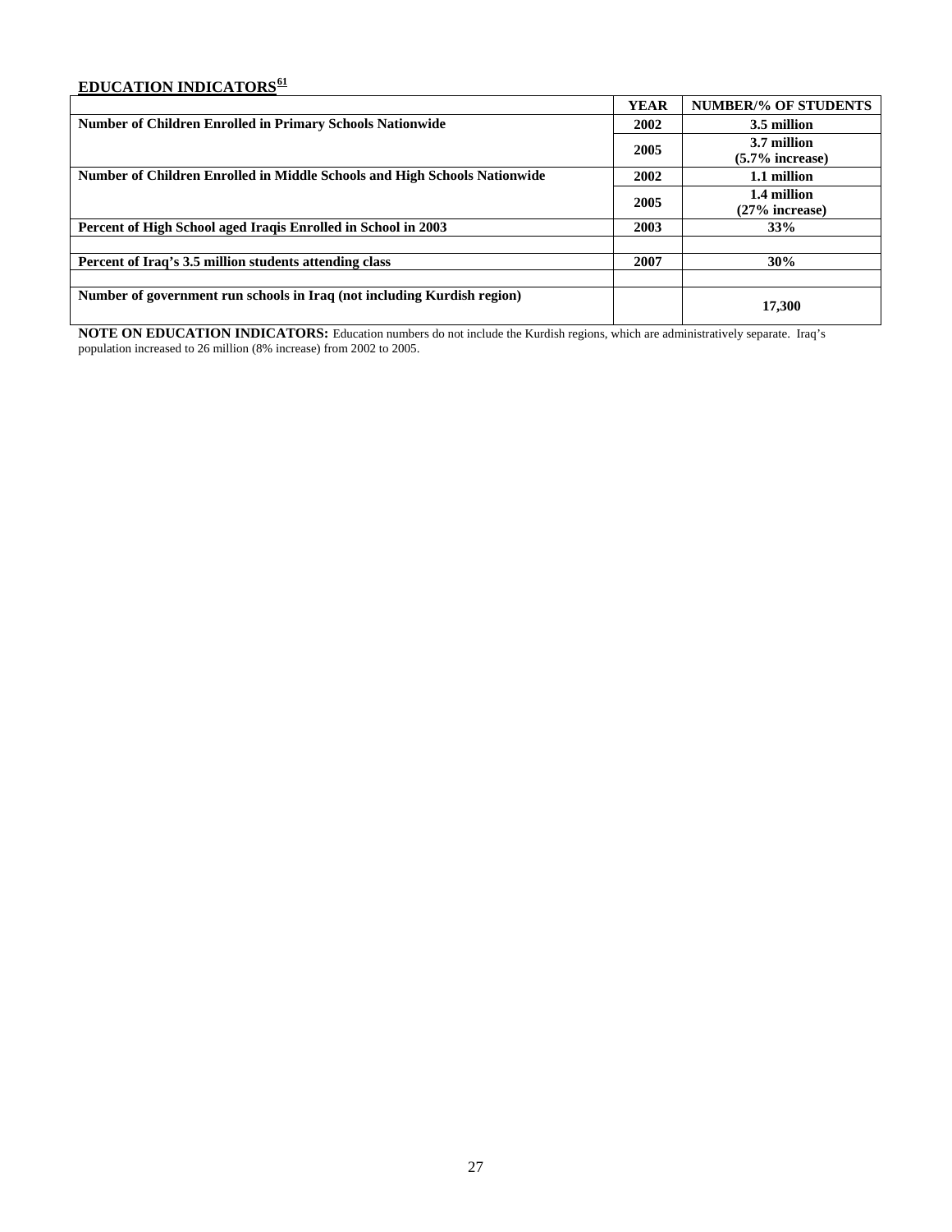## EDUCATION INDICATORS[61]

| | YEAR | NUMBER/% OF STUDENTS |
|---|---|---|
| **Number of Children Enrolled in Primary Schools Nationwide** | **2002** | **3.5 million** |
| | **2005** | **3.7 million (5.7% increase)** |
| **Number of Children Enrolled in Middle Schools and High Schools Nationwide** | **2002** | **1.1 million** |
| | **2005** | **1.4 million (27% increase)** |
| **Percent of High School aged Iraqis Enrolled in School in 2003** | **2003** | **33%** |
| | | |
| **Percent of Iraq's 3.5 million students attending class** | **2007** | **30%** |
| | | |
| **Number of government run schools in Iraq (not including Kurdish region)** | | **17,300** |

**NOTE ON EDUCATION INDICATORS:** Education numbers do not include the Kurdish regions, which are administratively separate. Iraq's population increased to 26 million (8% increase) from 2002 to 2005.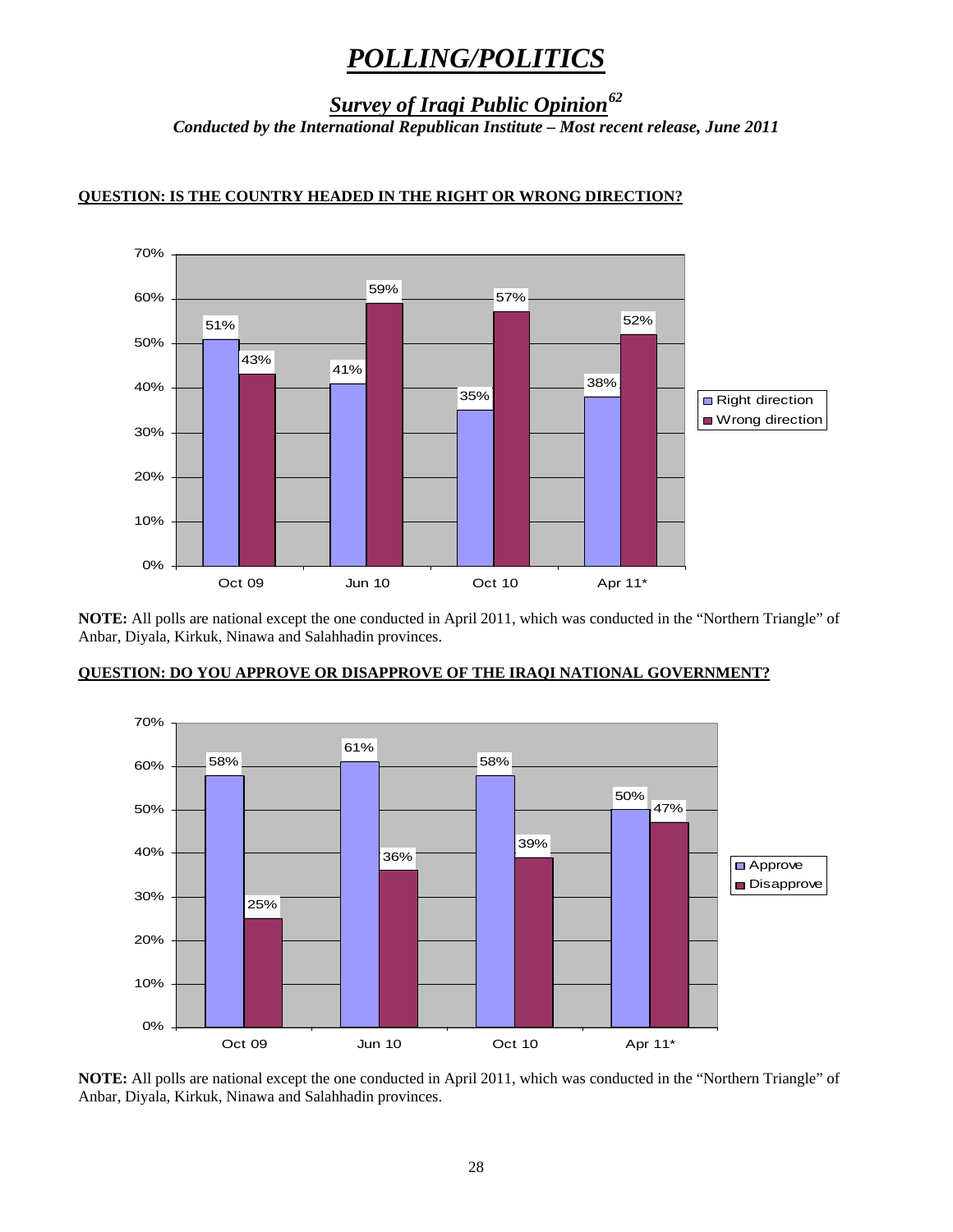# *POLLING/POLITICS*

## *Survey of Iraqi Public Opinion*[62]

***Conducted by the International Republican Institute – Most recent release, June 2011***

**QUESTION: IS THE COUNTRY HEADED IN THE RIGHT OR WRONG DIRECTION?**

| | Oct 09 | Jun 10 | Oct 10 | Apr 11* |
|---|---|---|---|---|
| Right direction | 51% | 41% | 35% | 38% |
| Wrong direction | 43% | 59% | 57% | 52% |

**NOTE:** All polls are national except the one conducted in April 2011, which was conducted in the "Northern Triangle" of Anbar, Diyala, Kirkuk, Ninawa and Salahhadin provinces.

**QUESTION: DO YOU APPROVE OR DISAPPROVE OF THE IRAQI NATIONAL GOVERNMENT?**

| | Oct 09 | Jun 10 | Oct 10 | Apr 11* |
|---|---|---|---|---|
| Approve | 58% | 61% | 58% | 50% |
| Disapprove | 25% | 36% | 39% | 47% |

**NOTE:** All polls are national except the one conducted in April 2011, which was conducted in the "Northern Triangle" of Anbar, Diyala, Kirkuk, Ninawa and Salahhadin provinces.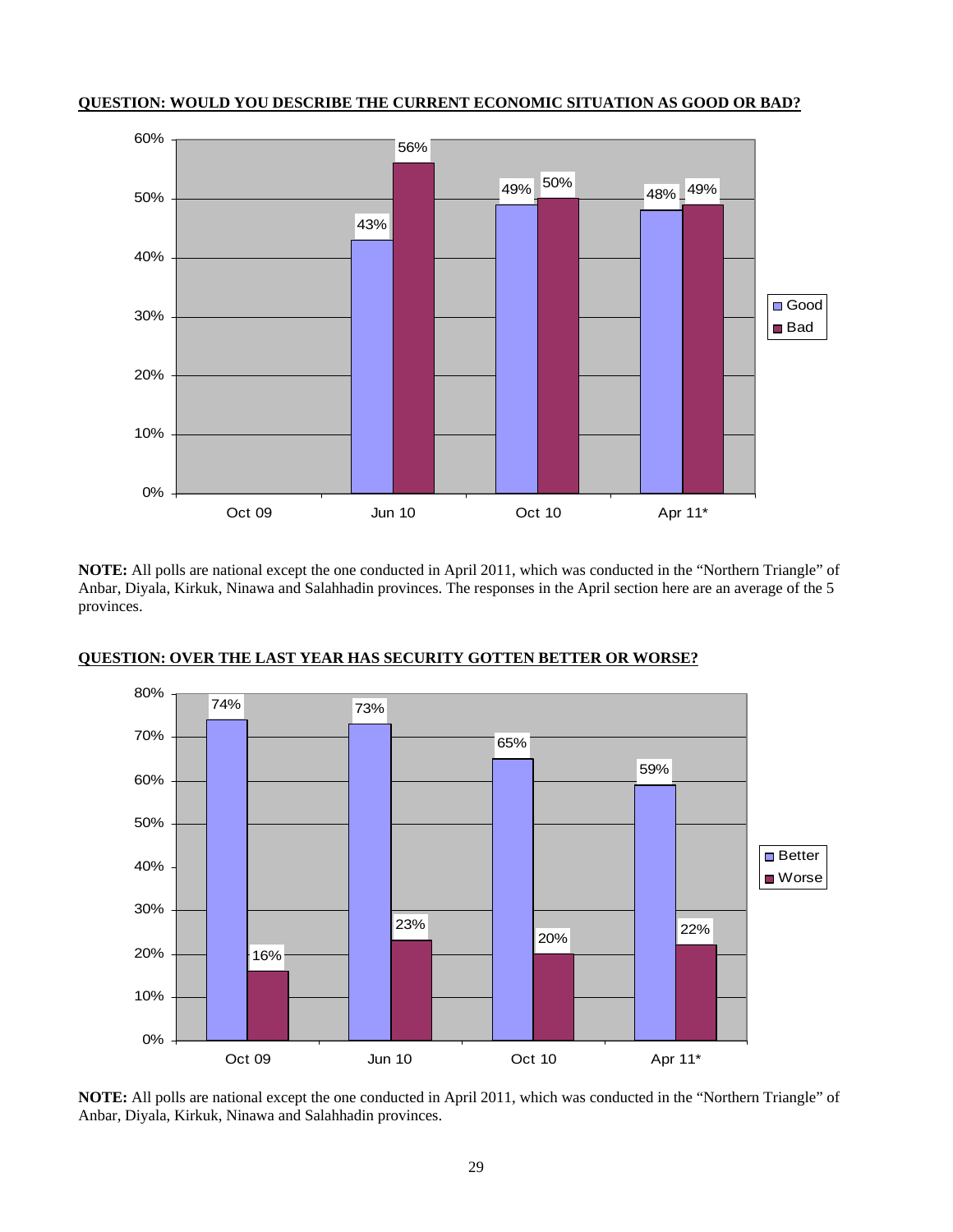**QUESTION: WOULD YOU DESCRIBE THE CURRENT ECONOMIC SITUATION AS GOOD OR BAD?**

| | Oct 09 | Jun 10 | Oct 10 | Apr 11* |
|---|---|---|---|---|
| Good | | 43% | 49% | 48% |
| Bad | | 56% | 50% | 49% |

**NOTE:** All polls are national except the one conducted in April 2011, which was conducted in the "Northern Triangle" of Anbar, Diyala, Kirkuk, Ninawa and Salahhadin provinces. The responses in the April section here are an average of the 5 provinces.

**QUESTION: OVER THE LAST YEAR HAS SECURITY GOTTEN BETTER OR WORSE?**

| | Oct 09 | Jun 10 | Oct 10 | Apr 11* |
|---|---|---|---|---|
| Better | 74% | 73% | 65% | 59% |
| Worse | 16% | 23% | 20% | 22% |

**NOTE:** All polls are national except the one conducted in April 2011, which was conducted in the "Northern Triangle" of Anbar, Diyala, Kirkuk, Ninawa and Salahhadin provinces.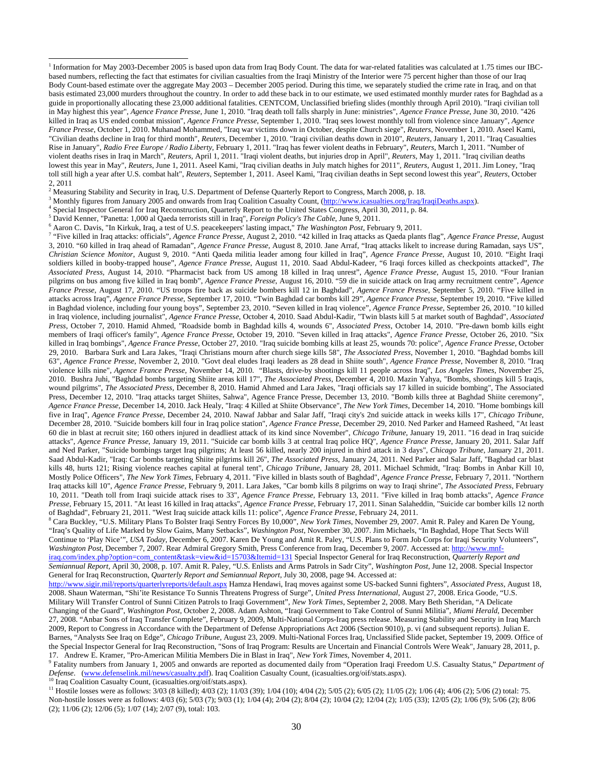[1] Information for May 2003-December 2005 is based upon data from Iraq Body Count. The data for war-related fatalities was calculated at 1.75 times our IBC-based numbers, reflecting the fact that estimates for civilian casualties from the Iraqi Ministry of the Interior were 75 percent higher than those of our Iraq Body Count-based estimate over the aggregate May 2003 – December 2005 period. During this time, we separately studied the crime rate in Iraq, and on that basis estimated 23,000 murders throughout the country. In order to add these back in to our estimate, we used estimated monthly murder rates for Baghdad as a guide in proportionally allocating these 23,000 additional fatalities. CENTCOM, Unclassified briefing slides (monthly through April 2010). "Iraqi civilian toll in May highest this year", *Agence France Presse*, June 1, 2010. "Iraq death toll falls sharply in June: ministries", *Agence France Presse*, June 30, 2010. "426 killed in Iraq as US ended combat mission", *Agence France Presse*, September 1, 2010. "Iraq sees lowest monthly toll from violence since January", *Agence France Presse*, October 1, 2010. Muhanad Mohammed, "Iraq war victims down in October, despite Church siege", *Reuters*, November 1, 2010. Aseel Kami, "Civilian deaths decline in Iraq for third month", *Reuters*, December 1, 2010. "Iraqi civilian deaths down in 2010", *Reuters*, January 1, 2011. "Iraq Casualties Rise in January", *Radio Free Europe / Radio Liberty*, February 1, 2011. "Iraq has fewer violent deaths in February", *Reuters*, March 1, 2011. "Number of violent deaths rises in Iraq in March", *Reuters*, April 1, 2011. "Iraqi violent deaths, but injuries drop in April", *Reuters*, May 1, 2011. "Iraq civilian deaths lowest this year in May", *Reuters*, June 1, 2011. Aseel Kami, "Iraq civilian deaths in July match highes for 2011", *Reuters*, August 1, 2011. Jim Loney, "Iraq toll still high a year after U.S. combat halt", *Reuters*, September 1, 2011. Aseel Kami, "Iraq civilian deaths in Sept second lowest this year", *Reuters*, October 2, 2011

[2] Measuring Stability and Security in Iraq, U.S. Department of Defense Quarterly Report to Congress, March 2008, p. 18.

[3] Monthly figures from January 2005 and onwards from Iraq Coalition Casualty Count, (http://www.icasualties.org/Iraq/IraqiDeaths.aspx).

[4] Special Inspector General for Iraq Reconstruction, Quarterly Report to the United States Congress, April 30, 2011, p. 84.

[5] David Kenner, "Panetta: 1,000 al Qaeda terrorists still in Iraq", *Foreign Policy's The Cable*, June 9, 2011.

[6] Aaron C. Davis, "In Kirkuk, Iraq, a test of U.S. peacekeepers' lasting impact," *The Washington Post*, February 9, 2011.

[7] "Five killed in Iraq attacks: officials", *Agence France Presse*, August 2, 2010. "42 killed in Iraq attacks as Qaeda plants flag", *Agence France Presse*, August 3, 2010. "60 killed in Iraq ahead of Ramadan", *Agence France Presse*, August 8, 2010. Jane Arraf, "Iraq attacks likelt to increase during Ramadan, says US", *Christian Science Monitor*, August 9, 2010. "Anti Qaeda militia leader among four killed in Iraq", *Agence France Presse*, August 10, 2010. "Eight Iraqi soldiers killed in booby-trapped house", *Agence France Presse*, August 11, 2010. Saad Abdul-Kadeer, "6 Iraqi forces killed as checkpoints attacked", *The Associated Press*, August 14, 2010. "Pharmacist back from US among 18 killed in Iraq unrest", *Agence France Presse*, August 15, 2010. "Four Iranian pilgrims on bus among five killed in Iraq bomb", *Agence France Presse*, August 16, 2010. "59 die in suicide attack on Iraq army recruitment centre", *Agence France Presse*, August 17, 2010. "US troops fire back as suicide bombers kill 12 in Baghdad", *Agence France Presse*, September 5, 2010. "Five killed in attacks across Iraq", *Agence France Presse*, September 17, 2010. "Twin Baghdad car bombs kill 29", *Agence France Presse*, September 19, 2010. "Five killed in Baghdad violence, including four young boys", September 23, 2010. "Seven killed in Iraq violence", *Agence France Presse*, September 26, 2010. "10 killed in Iraq violence, including journalist", *Agence France Presse*, October 4, 2010. Saad Abdul-Kadir, "Twin blasts kill 5 at market south of Baghdad", *Associated Press*, October 7, 2010. Hamid Ahmed, "Roadside bomb in Baghdad kills 4, wounds 6", *Associated Press*, October 14, 2010. "Pre-dawn bomb kills eight members of Iraqi officer's family", *Agence France Presse*, October 19, 2010. "Seven killed in Iraq attacks", *Agence France Presse*, October 26, 2010. "Six killed in Iraq bombings", *Agence France Presse*, October 27, 2010. "Iraq suicide bombing kills at least 25, wounds 70: police", *Agence France Presse*, October 29, 2010. Barbara Surk and Lara Jakes, "Iraqi Christians mourn after church siege kills 58", *The Associated Press*, November 1, 2010. "Baghdad bombs kill 63", *Agence France Presse*, November 2, 2010. "Govt deal eludes Iraqi leaders as 28 dead in Shiite south", *Agence France Presse*, November 8, 2010. "Iraq violence kills nine", *Agence France Presse*, November 14, 2010. "Blasts, drive-by shootings kill 11 people across Iraq", *Los Angeles Times*, November 25, 2010. Bushra Juhi, "Baghdad bombs targeting Shiite areas kill 17", *The Associated Press*, December 4, 2010. Mazin Yahya, "Bombs, shootings kill 5 Iraqis, wound pilgrims", *The Associated Press*, December 8, 2010. Hamid Ahmed and Lara Jakes, "Iraqi officials say 17 killed in suicide bombing", The Associated Press, December 12, 2010. "Iraq attacks target Shiites, Sahwa", Agence France Presse, December 13, 2010. "Bomb kills three at Baghdad Shiite ceremony", *Agence France Presse*, December 14, 2010. Jack Healy, "Iraq: 4 Killed at Shiite Observance", *The New York Times*, December 14, 2010. "Home bombings kill five in Iraq", *Agence France Presse*, December 24, 2010. Nawaf Jabbar and Salar Jaff, "Iraqi city's 2nd suicide attack in weeks kills 17", *Chicago Tribune*, December 28, 2010. "Suicide bombers kill four in Iraq police station", *Agence France Presse*, December 29, 2010. Ned Parker and Hameed Rasheed, "At least 60 die in blast at recruit site; 160 others injured in deadliest attack of its kind since November", *Chicago Tribune*, January 19, 2011. "16 dead in Iraq suicide attacks", *Agence France Presse*, January 19, 2011. "Suicide car bomb kills 3 at central Iraq police HQ", *Agence France Presse*, January 20, 2011. Salar Jaff and Ned Parker, "Suicide bombings target Iraq pilgrims; At least 56 killed, nearly 200 injured in third attack in 3 days", *Chicago Tribune*, January 21, 2011. Saad Abdul-Kadir, "Iraq: Car bombs targeting Shiite pilgrims kill 26", *The Associated Press*, January 24, 2011. Ned Parker and Salar Jaff, "Baghdad car blast kills 48, hurts 121; Rising violence reaches capital at funeral tent", *Chicago Tribune*, January 28, 2011. Michael Schmidt, "Iraq: Bombs in Anbar Kill 10, Mostly Police Officers", *The New York Times*, February 4, 2011. "Five killed in blasts south of Baghdad", *Agence France Presse*, February 7, 2011. "Northern Iraq attacks kill 10", *Agence France Presse*, February 9, 2011. Lara Jakes, "Car bomb kills 8 pilgrims on way to Iraqi shrine", *The Associated Press*, February 10, 2011. "Death toll from Iraqi suicide attack rises to 33", *Agence France Presse*, February 13, 2011. "Five killed in Iraq bomb attacks", *Agence France Presse*, February 15, 2011. "At least 16 killed in Iraq attacks", *Agence France Presse*, February 17, 2011. Sinan Salaheddin, "Suicide car bomber kills 12 north of Baghdad", February 21, 2011. "West Iraq suicide attack kills 11: police", *Agence France Presse*, February 24, 2011.

[8] Cara Buckley, "U.S. Military Plans To Bolster Iraqi Sentry Forces By 10,000", *New York Times*, November 29, 2007. Amit R. Paley and Karen De Young, "Iraq's Quality of Life Marked by Slow Gains, Many Setbacks", *Washington Post*, November 30, 2007. Jim Michaels, "In Baghdad, Hope That Sects Will Continue to 'Play Nice'", *USA Today*, December 6, 2007. Karen De Young and Amit R. Paley, "U.S. Plans to Form Job Corps for Iraqi Security Volunteers", *Washington Post*, December 7, 2007. Rear Admiral Gregory Smith, Press Conference from Iraq, December 9, 2007. Accessed at: http://www.mnf-iraq.com/index.php?option=com_content&task=view&id=15703&Itemid=131 Special Inspector General for Iraq Reconstruction, *Quarterly Report and Semiannual Report*, April 30, 2008, p. 107. Amit R. Paley, "U.S. Enlists and Arms Patrols in Sadr City", *Washington Post*, June 12, 2008. Special Inspector General for Iraq Reconstruction, *Quarterly Report and Semiannual Report*, July 30, 2008, pay 94. Accessed at: http://www.sigir.mil/reports/quarterlyreports/default.aspx Hamza Hendawi, Iraq moves against some US-backed Sunni fighters", *Associated Press*, August 18, 2008. Shaun Waterman, "Shi'ite Resistance To Sunnis Threatens Progress of Surge", *United Press International*, August 27, 2008. Erica Goode, "U.S. Military Will Transfer Control of Sunni Citizen Patrols to Iraqi Government", *New York Times*, September 2, 2008. Mary Beth Sheridan, "A Delicate Changing of the Guard", *Washington Post*, October 2, 2008. Adam Ashton, "Iraqi Government to Take Control of Sunni Militia", *Miami Herald*, December 27, 2008. "Anbar Sons of Iraq Transfer Complete", February 9, 2009, Multi-National Corps-Iraq press release. Measuring Stability and Security in Iraq March 2009, Report to Congress in Accordance with the Department of Defense Appropriations Act 2006 (Section 9010), p. vi (and subsequent reports). Julian E. Barnes, "Analysts See Iraq on Edge", *Chicago Tribune*, August 23, 2009. Multi-National Forces Iraq, Unclassified Slide packet, September 19, 2009. Office of the Special Inspector General for Iraq Reconstruction, "Sons of Iraq Program: Results are Uncertain and Financial Controls Were Weak", January 28, 2011, p. 17. Andrew E. Kramer, "Pro-American Militia Members Die in Blast in Iraq", *New York Times*, November 4, 2011.

[9] Fatality numbers from January 1, 2005 and onwards are reported as documented daily from "Operation Iraqi Freedom U.S. Casualty Status," *Department of Defense*. (www.defenselink.mil/news/casualty.pdf). Iraq Coalition Casualty Count, (icasualties.org/oif/stats.aspx).

[10] Iraq Coalition Casualty Count, (icasualties.org/oif/stats.aspx).

[11] Hostile losses were as follows: 3/03 (8 killed); 4/03 (2); 11/03 (39); 1/04 (10); 4/04 (2); 5/05 (2); 6/05 (2); 11/05 (2); 1/06 (4); 4/06 (2); 5/06 (2) total: 75. Non-hostile losses were as follows: 4/03 (6); 5/03 (7); 9/03 (1); 1/04 (4); 2/04 (2); 8/04 (2); 10/04 (2); 12/04 (2); 1/05 (33); 12/05 (2); 1/06 (9); 5/06 (2); 8/06 (2); 11/06 (2); 12/06 (5); 1/07 (14); 2/07 (9), total: 103.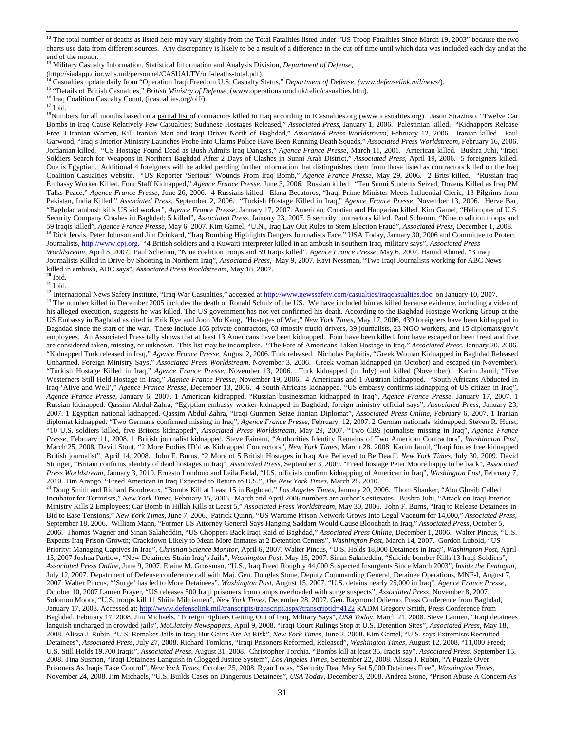[12] The total number of deaths as listed here may vary slightly from the Total Fatalities listed under "US Troop Fatalities Since March 19, 2003" because the two charts use data from different sources. Any discrepancy is likely to be a result of a difference in the cut-off time until which data was included each day and at the end of the month.

[13] Military Casualty Information, Statistical Information and Analysis Division, *Department of Defense*, (http://siadapp.dior.whs.mil/personnel/CASUALTY/oif-deaths-total.pdf).

[14] Casualties update daily from "Operation Iraqi Freedom U.S. Casualty Status," *Department of Defense, (www.defenselink.mil/news/*).

[15] "Details of British Casualties," *British Ministry of Defense*, (www.operations.mod.uk/telic/casualties.htm).

[16] Iraq Coalition Casualty Count, (icasualties.org/oif/).

[17] Ibid.

[18] Numbers for all months based on a partial list of contractors killed in Iraq according to ICasualties.org (www.icasualties.org). Jason Straziuso, "Twelve Car Bombs in Iraq Cause Relatively Few Casualties; Sudanese Hostages Released," *Associated Press*, January 1, 2006. Palestinian killed. "Kidnappers Release Free 3 Iranian Women, Kill Iranian Man and Iraqi Driver North of Baghdad," *Associated Press Worldstream*, February 12, 2006. Iranian killed. Paul Garwood, "Iraq's Interior Ministry Launches Probe Into Claims Police Have Been Running Death Squads," *Associated Press Worldstream*, February 16, 2006. Jordanian killed. "US Hostage Found Dead as Bush Admits Iraq Dangers," *Agence France Presse*, March 11, 2001. American killed. Bushra Juhi, "Iraqi Soldiers Search for Weapons in Northern Baghdad After 2 Days of Clashes in Sunni Arab District," *Associated Press*, April 19, 2006. 5 foreigners killed. One is Egyptian. Additional 4 foreigners will be added pending further information that distinguishes them from those listed as contractors killed on the Iraq Coalition Casualties website. "US Reporter 'Serious' Wounds From Iraq Bomb," *Agence France Presse*, May 29, 2006. 2 Brits killed. "Russian Iraq Embassy Worker Killed, Four Staff Kidnapped," *Agence France Presse*, June 3, 2006. Russian killed. "Ten Sunni Students Seized, Dozens Killed as Iraq PM Talks Peace," *Agence France Presse*, June 26, 2006. 4 Russians killed. Elana Becatoros, "Iraqi Prime Minister Meets Influential Cleric; 13 Pilgrims from Pakistan, India Killed," *Associated Press*, September 2, 2006. "Turkish Hostage Killed in Iraq," *Agence France Presse*, November 13, 2006. Herve Bar, "Baghdad ambush kills US aid worker", *Agence France Presse*, January 17, 2007. American, Croatian and Hungarian killed. Kim Gamel, "Helicopter of U.S. Security Company Crashes in Baghdad; 5 killed", *Associated Press*, January 23, 2007. 5 security contractors killed. Paul Schemm, "Nine coalition troops and 59 Iraqis killed", *Agence France Presse*, May 6, 2007. Kim Gamel, "U.N., Iraq Lay Out Rules to Stem Election Fraud", *Associated Press*, December 1, 2008.

[19] Rick Jervis, Peter Johnson and Jim Drinkard, "Iraq Bombing Highlights Dangers Journalists Face," USA Today, January 30, 2006 and Committee to Protect Journalists, http://www.cpj.org. "4 British soldiers and a Kuwaiti interpreter killed in an ambush in southern Iraq, military says", *Associated Press Worldstream*, April 5, 2007. Paul Schemm, "Nine coalition troops and 59 Iraqis killed", *Agence France Presse*, May 6, 2007. Hamid Ahmed, "3 iraqi Journalists Killed in Drive-by Shooting in Northern Iraq", *Associated Press*, May 9, 2007. Ravi Nessman, "Two Iraqi Journalists working for ABC News killed in ambush, ABC says", *Associated Press Worldstream*, May 18, 2007.

[20] Ibid.

[21] Ibid.

[22] International News Safety Institute, "Iraq War Casualties," accessed at http://www.newssafety.com/casualties/iraqcasualties.doc, on January 10, 2007.

[23] The number killed in December 2005 includes the death of Ronald Schulz of the US. We have included him as killed because evidence, including a video of his alleged execution, suggests he was killed. The US government has not yet confirmed his death. According to the Baghdad Hostage Working Group at the US Embassy in Baghdad as cited in Erik Rye and Joon Mo Kang, "Hostages of War," *New York Times*, May 17, 2006, 439 foreigners have been kidnapped in Baghdad since the start of the war. These include 165 private contractors, 63 (mostly truck) drivers, 39 journalists, 23 NGO workers, and 15 diplomats/gov't employees. An Associated Press tally shows that at least 13 Americans have been kidnapped. Four have been killed, four have escaped or been freed and five are considered taken, missing, or unknown. This list may be incomplete. "The Fate of Americans Taken Hostage in Iraq," *Associated Press*, January 20, 2006. "Kidnapped Turk released in Iraq," *Agence France Presse*, August 2, 2006. Turk released. Nicholas Paphitis, "Greek Woman Kidnapped in Baghdad Released Unharmed, Foreign Ministry Says," *Associated Press Worldstream*, November 3, 2006. Greek woman kidnapped (in October) and escaped (in November). "Turkish Hostage Killed in Iraq," *Agence France Presse*, November 13, 2006. Turk kidnapped (in July) and killed (November). Karim Jamil, "Five Westerners Still Held Hostage in Iraq," *Agence France Presse*, November 19, 2006. 4 Americans and 1 Austrian kidnapped. "South Africans Abducted In Iraq 'Alive and Well'," *Agence France Presse*, December 13, 2006. 4 South Africans kidnapped. "US embassy confirms kidnapping of US citizen in Iraq", *Agence France Presse*, January 6, 2007. 1 American kidnapped. "Russian businessman kidnapped in Iraq", *Agence France Presse*, January 17, 2007. 1 Russian kidnapped. Qassim Abdul-Zahra, "Egyptian embassy worker kidnapped in Baghdad, foreign ministry official says", *Associated Press*, January 23, 2007. 1 Egyptian national kidnapped. Qassim Abdul-Zahra, "Iraqi Gunmen Seize Iranian Diplomat", *Associated Press Online*, February 6, 2007. 1 Iranian diplomat kidnapped. "Two Germans confirmed missing in Iraq", *Agence France Presse*, February, 12, 2007. 2 German nationals kidnapped. Steven R. Hurst, "10 U.S. soldiers killed, five Britons kidnapped", *Associated Press Worldstream*, May 29, 2007. "Two CBS journalists missing in Iraq", *Agence France Presse*, February 11, 2008. 1 British journalist kidnapped. Steve Fainaru, "Authorities Identify Remains of Two American Contractors", *Washington Post*, March 25, 2008. David Stout, "2 More Bodies ID'd as Kidnapped Contractors", *New York Times*, March 28. 2008. Karim Jamil, "Iraqi forces free kidnapped British journalist", April 14, 2008. John F. Burns, "2 More of 5 British Hostages in Iraq Are Believed to Be Dead", *New York Times*, July 30, 2009. David Stringer, "Britain confirms identity of dead hostages in Iraq", *Associated Press*, September 3, 2009. "Freed hostage Peter Moore happy to be back", *Associated Press Worldstream*, January 3, 2010. Ernesto Londono and Leila Fadal, "U.S. officials confirm kidnapping of American in Iraq", *Washington Post*, February 7, 2010. Tim Arango, "Freed American in Iraq Expected to Return to U.S.", *The New York Times*, March 28, 2010.

[24] Doug Smith and Richard Boudreaux, "Bombs Kill at Least 15 in Baghdad," *Los Angeles Times*, January 20, 2006. Thom Shanker, "Abu Ghraib Called Incubator for Terrorists," *New York Times*, February 15, 2006. March and April 2006 numbers are author's estimates. Bushra Juhi, "Attack on Iraqi Interior Ministry Kills 2 Employees; Car Bomb in Hillah Kills at Least 5," *Associated Press Worldstream*, May 30, 2006. John F. Burns, "Iraq to Release Detainees in Bid to Ease Tensions," *New York Times*, June 7, 2006. Patrick Quinn, "US Wartime Prison Network Grows Into Legal Vacuum for 14,000," *Associated Press*, September 18, 2006. William Mann, "Former US Attorney General Says Hanging Saddam Would Cause Bloodbath in Iraq," *Associated Press*, October 5, 2006. Thomas Wagner and Sinan Salaheddin, "US Choppers Back Iraqi Raid of Baghdad," *Associated Press Online*, December 1, 2006. Walter Pincus, "U.S. Expects Iraq Prison Growth; Crackdown Likely to Mean More Inmates at 2 Detention Centers", *Washington Post*, March 14, 2007. Gordon Lubold, "US Priority: Managing Captives In Iraq", *Christian Science Monitor*, April 6, 2007. Walter Pincus, "U.S. Holds 18,000 Detainees in Iraq", *Washington Post*, April 15, 2007 Joshua Partlow, "New Detainees Strain Iraq's Jails", *Washington Post*, May 15, 2007. Sinan Salaheddin, "Suicide bomber Kills 13 Iraqi Soldiers", *Associated Press Online*, June 9, 2007. Elaine M. Grossman, "U.S., Iraq Freed Roughly 44,000 Suspected Insurgents Since March 2003", *Inside the Pentagon*, July 12, 2007. Depatrment of Defense conference call with Maj. Gen. Douglas Stone, Deputy Commanding General, Detainee Operations, MNF-I, August 7, 2007. Walter Pincus, "'Surge' has led to More Detainees", *Washington Post*, August 15, 2007. "U.S. detains nearly 25,000 in Iraq", *Agence France Presse*, October 10, 2007 Lauren Frayer, "US releases 500 Iraqi prisoners from camps overloaded with surge suspects", *Associated Press*, November 8, 2007. Solomon Moore, "U.S. troops kill 11 Shiite Militiamen", *New York Times*, December 28, 2007. Gen. Raymond Odierno, Press Conference from Baghdad, January 17, 2008. Accessed at: http://www.defenselink.mil/transcripts/transcript.aspx?transcriptid=4122 RADM Gregory Smith, Press Conference from Baghdad, February 17, 2008. Jim Michaels, "Foreign Fighters Getting Out of Iraq, Military Says", *USA Today*, March 21, 2008. Steve Lannen, "Iraqi detainees languish uncharged in crowded jails", *McClatchy Newspapers*, April 9, 2008. "Iraqi Court Rulings Stop at U.S. Detention Sites", *Associated Press*, May 18, 2008. Alissa J. Rubin, "U.S. Remakes Jails in Iraq, But Gains Are At Risk", *New York Times*, June 2, 2008. Kim Gamel, "U.S. says Extremists Recruited Detainees", *Associated Press*, July 27, 2008. Richard Tomkins, "Iraqi Prisoners Reformed, Released", *Washington Times*, August 12, 2008. "11,000 Freed; U.S. Still Holds 19,700 Iraqis", *Associated Press*, August 31, 2008. Christopher Torchia, "Bombs kill at least 35, Iraqis say", *Associated Press*, September 15, 2008. Tina Susman, "Iraqi Detainees Languish in Clogged Justice System", *Los Angeles Times*, September 22, 2008. Alissa J. Rubin, "A Puzzle Over Prisoners As Iraqis Take Control", *New York Times*, October 25, 2008. Ryan Lucas, "Security Deal May Set 5,000 Detainees Free", *Washington Times*, November 24, 2008. Jim Michaels, "U.S. Builds Cases on Dangerous Detainees", *USA Today*, December 3, 2008. Andrea Stone, "Prison Abuse A Concern As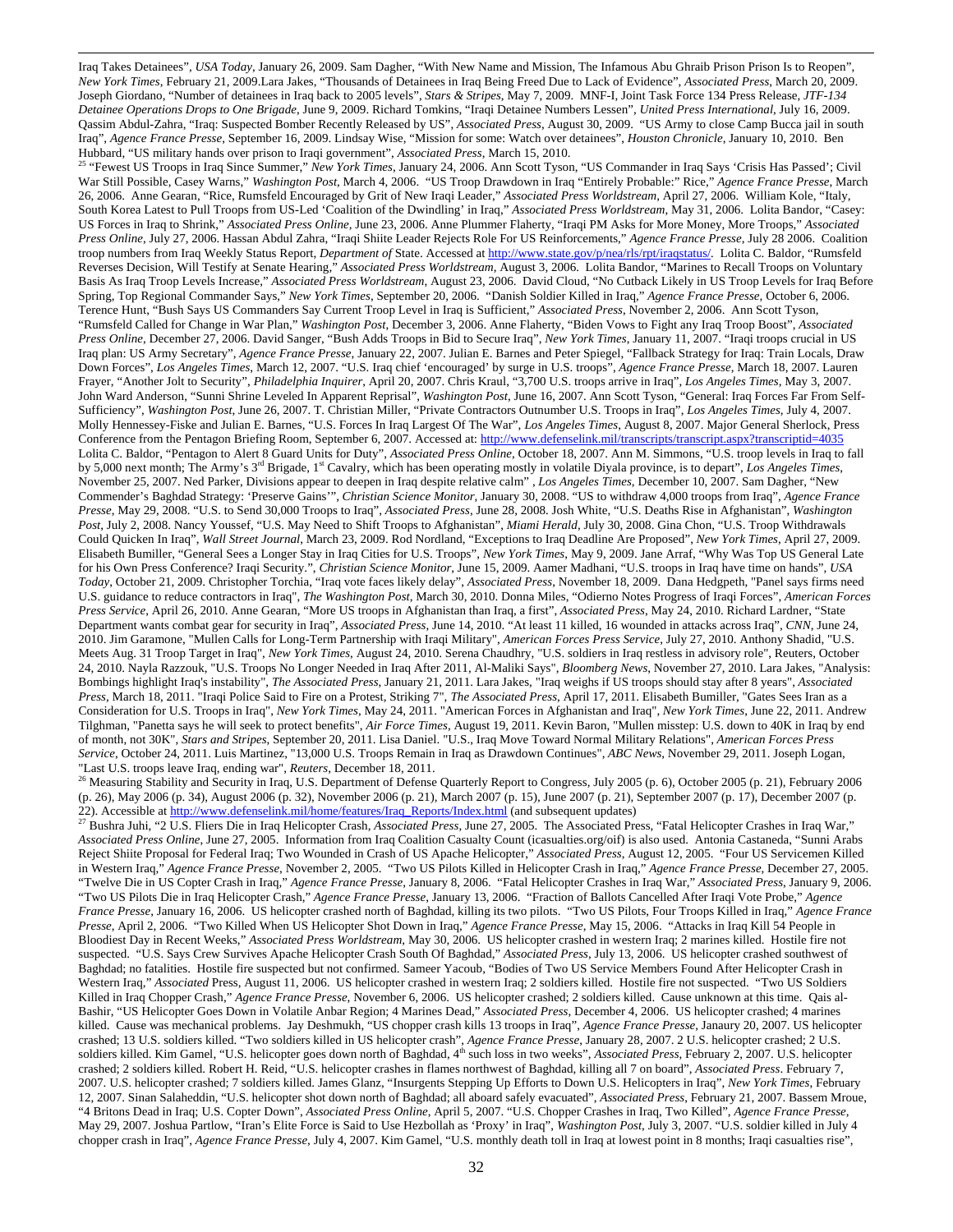Iraq Takes Detainees", *USA Today*, January 26, 2009. Sam Dagher, "With New Name and Mission, The Infamous Abu Ghraib Prison Prison Is to Reopen", *New York Times*, February 21, 2009.Lara Jakes, "Thousands of Detainees in Iraq Being Freed Due to Lack of Evidence", *Associated Press*, March 20, 2009. Joseph Giordano, "Number of detainees in Iraq back to 2005 levels", *Stars & Stripes*, May 7, 2009. MNF-I, Joint Task Force 134 Press Release, *JTF-134 Detainee Operations Drops to One Brigade*, June 9, 2009. Richard Tomkins, "Iraqi Detainee Numbers Lessen", *United Press International*, July 16, 2009. Qassim Abdul-Zahra, "Iraq: Suspected Bomber Recently Released by US", *Associated Press*, August 30, 2009. "US Army to close Camp Bucca jail in south Iraq", *Agence France Presse*, September 16, 2009. Lindsay Wise, "Mission for some: Watch over detainees", *Houston Chronicle*, January 10, 2010. Ben Hubbard, "US military hands over prison to Iraqi government", *Associated Press*, March 15, 2010.

[25] "Fewest US Troops in Iraq Since Summer," *New York Times*, January 24, 2006. Ann Scott Tyson, "US Commander in Iraq Says 'Crisis Has Passed'; Civil War Still Possible, Casey Warns," *Washington Post*, March 4, 2006. "US Troop Drawdown in Iraq "Entirely Probable:" Rice," *Agence France Presse*, March 26, 2006. Anne Gearan, "Rice, Rumsfeld Encouraged by Grit of New Iraqi Leader," *Associated Press Worldstream*, April 27, 2006. William Kole, "Italy, South Korea Latest to Pull Troops from US-Led 'Coalition of the Dwindling' in Iraq," *Associated Press Worldstream*, May 31, 2006. Lolita Bandor, "Casey: US Forces in Iraq to Shrink," *Associated Press Online*, June 23, 2006. Anne Plummer Flaherty, "Iraqi PM Asks for More Money, More Troops," *Associated Press Online*, July 27, 2006. Hassan Abdul Zahra, "Iraqi Shiite Leader Rejects Role For US Reinforcements," *Agence France Presse*, July 28 2006. Coalition troop numbers from Iraq Weekly Status Report, *Department of* State. Accessed at http://www.state.gov/p/nea/rls/rpt/iraqstatus/. Lolita C. Baldor, "Rumsfeld Reverses Decision, Will Testify at Senate Hearing," *Associated Press Worldstream*, August 3, 2006. Lolita Bandor, "Marines to Recall Troops on Voluntary Basis As Iraq Troop Levels Increase," *Associated Press Worldstream*, August 23, 2006. David Cloud, "No Cutback Likely in US Troop Levels for Iraq Before Spring, Top Regional Commander Says," *New York Times*, September 20, 2006. "Danish Soldier Killed in Iraq," *Agence France Presse*, October 6, 2006. Terence Hunt, "Bush Says US Commanders Say Current Troop Level in Iraq is Sufficient," *Associated Press*, November 2, 2006. Ann Scott Tyson, "Rumsfeld Called for Change in War Plan," *Washington Post*, December 3, 2006. Anne Flaherty, "Biden Vows to Fight any Iraq Troop Boost", *Associated Press Online*, December 27, 2006. David Sanger, "Bush Adds Troops in Bid to Secure Iraq", *New York Times*, January 11, 2007. "Iraqi troops crucial in US Iraq plan: US Army Secretary", *Agence France Presse*, January 22, 2007. Julian E. Barnes and Peter Spiegel, "Fallback Strategy for Iraq: Train Locals, Draw Down Forces", *Los Angeles Times*, March 12, 2007. "U.S. Iraq chief 'encouraged' by surge in U.S. troops", *Agence France Presse*, March 18, 2007. Lauren Frayer, "Another Jolt to Security", *Philadelphia Inquirer*, April 20, 2007. Chris Kraul, "3,700 U.S. troops arrive in Iraq", *Los Angeles Times*, May 3, 2007. John Ward Anderson, "Sunni Shrine Leveled In Apparent Reprisal", *Washington Post*, June 16, 2007. Ann Scott Tyson, "General: Iraq Forces Far From Self-Sufficiency", *Washington Post*, June 26, 2007. T. Christian Miller, "Private Contractors Outnumber U.S. Troops in Iraq", *Los Angeles Times*, July 4, 2007. Molly Hennessey-Fiske and Julian E. Barnes, "U.S. Forces In Iraq Largest Of The War", *Los Angeles Times*, August 8, 2007. Major General Sherlock, Press Conference from the Pentagon Briefing Room, September 6, 2007. Accessed at: http://www.defenselink.mil/transcripts/transcript.aspx?transcriptid=4035 Lolita C. Baldor, "Pentagon to Alert 8 Guard Units for Duty", *Associated Press Online*, October 18, 2007. Ann M. Simmons, "U.S. troop levels in Iraq to fall by 5,000 next month; The Army's 3rd Brigade, 1st Cavalry, which has been operating mostly in volatile Diyala province, is to depart", *Los Angeles Times*, November 25, 2007. Ned Parker, Divisions appear to deepen in Iraq despite relative calm" , *Los Angeles Times*, December 10, 2007. Sam Dagher, "New Commender's Baghdad Strategy: 'Preserve Gains'", *Christian Science Monitor*, January 30, 2008. "US to withdraw 4,000 troops from Iraq", *Agence France Presse*, May 29, 2008. "U.S. to Send 30,000 Troops to Iraq", *Associated Press*, June 28, 2008. Josh White, "U.S. Deaths Rise in Afghanistan", *Washington Post*, July 2, 2008. Nancy Youssef, "U.S. May Need to Shift Troops to Afghanistan", *Miami Herald*, July 30, 2008. Gina Chon, "U.S. Troop Withdrawals Could Quicken In Iraq", *Wall Street Journal*, March 23, 2009. Rod Nordland, "Exceptions to Iraq Deadline Are Proposed", *New York Times*, April 27, 2009. Elisabeth Bumiller, "General Sees a Longer Stay in Iraq Cities for U.S. Troops", *New York Times*, May 9, 2009. Jane Arraf, "Why Was Top US General Late for his Own Press Conference? Iraqi Security.", *Christian Science Monitor*, June 15, 2009. Aamer Madhani, "U.S. troops in Iraq have time on hands", *USA Today*, October 21, 2009. Christopher Torchia, "Iraq vote faces likely delay", *Associated Press*, November 18, 2009. Dana Hedgpeth, "Panel says firms need U.S. guidance to reduce contractors in Iraq", *The Washington Post*, March 30, 2010. Donna Miles, "Odierno Notes Progress of Iraqi Forces", *American Forces Press Service*, April 26, 2010. Anne Gearan, "More US troops in Afghanistan than Iraq, a first", *Associated Press*, May 24, 2010. Richard Lardner, "State Department wants combat gear for security in Iraq", *Associated Press*, June 14, 2010. "At least 11 killed, 16 wounded in attacks across Iraq", *CNN*, June 24, 2010. Jim Garamone, "Mullen Calls for Long-Term Partnership with Iraqi Military", *American Forces Press Service*, July 27, 2010. Anthony Shadid, "U.S. Meets Aug. 31 Troop Target in Iraq", *New York Times*, August 24, 2010. Serena Chaudhry, "U.S. soldiers in Iraq restless in advisory role", Reuters, October 24, 2010. Nayla Razzouk, "U.S. Troops No Longer Needed in Iraq After 2011, Al-Maliki Says", *Bloomberg News*, November 27, 2010. Lara Jakes, "Analysis: Bombings highlight Iraq's instability", *The Associated Press*, January 21, 2011. Lara Jakes, "Iraq weighs if US troops should stay after 8 years", *Associated Press*, March 18, 2011. "Iraqi Police Said to Fire on a Protest, Striking 7", *The Associated Press*, April 17, 2011. Elisabeth Bumiller, "Gates Sees Iran as a Consideration for U.S. Troops in Iraq", *New York Times*, May 24, 2011. "American Forces in Afghanistan and Iraq", *New York Times*, June 22, 2011. Andrew Tilghman, "Panetta says he will seek to protect benefits", *Air Force Times*, August 19, 2011. Kevin Baron, "Mullen misstep: U.S. down to 40K in Iraq by end of month, not 30K", *Stars and Stripes*, September 20, 2011. Lisa Daniel. "U.S., Iraq Move Toward Normal Military Relations", *American Forces Press Service*, October 24, 2011. Luis Martinez, "13,000 U.S. Troops Remain in Iraq as Drawdown Continues", *ABC News*, November 29, 2011. Joseph Logan, "Last U.S. troops leave Iraq, ending war", *Reuters*, December 18, 2011.

[26] Measuring Stability and Security in Iraq, U.S. Department of Defense Quarterly Report to Congress, July 2005 (p. 6), October 2005 (p. 21), February 2006 (p. 26), May 2006 (p. 34), August 2006 (p. 32), November 2006 (p. 21), March 2007 (p. 15), June 2007 (p. 21), September 2007 (p. 17), December 2007 (p. 22). Accessible at http://www.defenselink.mil/home/features/Iraq_Reports/Index.html (and subsequent updates)

[27] Bushra Juhi, "2 U.S. Fliers Die in Iraq Helicopter Crash, *Associated Press*, June 27, 2005. The Associated Press, "Fatal Helicopter Crashes in Iraq War," *Associated Press Online*, June 27, 2005. Information from Iraq Coalition Casualty Count (icasualties.org/oif) is also used. Antonia Castaneda, "Sunni Arabs Reject Shiite Proposal for Federal Iraq; Two Wounded in Crash of US Apache Helicopter," *Associated Press*, August 12, 2005. "Four US Servicemen Killed in Western Iraq," *Agence France Presse*, November 2, 2005. "Two US Pilots Killed in Helicopter Crash in Iraq," *Agence France Presse*, December 27, 2005. "Twelve Die in US Copter Crash in Iraq," *Agence France Presse*, January 8, 2006. "Fatal Helicopter Crashes in Iraq War," *Associated Press*, January 9, 2006. "Two US Pilots Die in Iraq Helicopter Crash," *Agence France Presse*, January 13, 2006. "Fraction of Ballots Cancelled After Iraqi Vote Probe," *Agence France Presse*, January 16, 2006. US helicopter crashed north of Baghdad, killing its two pilots. "Two US Pilots, Four Troops Killed in Iraq," *Agence France Presse*, April 2, 2006. "Two Killed When US Helicopter Shot Down in Iraq," *Agence France Presse*, May 15, 2006. "Attacks in Iraq Kill 54 People in Bloodiest Day in Recent Weeks," *Associated Press Worldstream*, May 30, 2006. US helicopter crashed in western Iraq; 2 marines killed. Hostile fire not suspected. "U.S. Says Crew Survives Apache Helicopter Crash South Of Baghdad," *Associated Press*, July 13, 2006. US helicopter crashed southwest of Baghdad; no fatalities. Hostile fire suspected but not confirmed. Sameer Yacoub, "Bodies of Two US Service Members Found After Helicopter Crash in Western Iraq," *Associated* Press, August 11, 2006. US helicopter crashed in western Iraq; 2 soldiers killed. Hostile fire not suspected. "Two US Soldiers Killed in Iraq Chopper Crash," *Agence France Presse*, November 6, 2006. US helicopter crashed; 2 soldiers killed. Cause unknown at this time. Qais al-Bashir, "US Helicopter Goes Down in Volatile Anbar Region; 4 Marines Dead," *Associated Press*, December 4, 2006. US helicopter crashed; 4 marines killed. Cause was mechanical problems. Jay Deshmukh, "US chopper crash kills 13 troops in Iraq", *Agence France Presse*, Janaury 20, 2007. US helicopter crashed; 13 U.S. soldiers killed. "Two soldiers killed in US helicopter crash", *Agence France Presse*, January 28, 2007. 2 U.S. helicopter crashed; 2 U.S. soldiers killed. Kim Gamel, "U.S. helicopter goes down north of Baghdad, 4th such loss in two weeks", *Associated Press*, February 2, 2007. U.S. helicopter crashed; 2 soldiers killed. Robert H. Reid, "U.S. helicopter crashes in flames northwest of Baghdad, killing all 7 on board", *Associated Press*. February 7, 2007. U.S. helicopter crashed; 7 soldiers killed. James Glanz, "Insurgents Stepping Up Efforts to Down U.S. Helicopters in Iraq", *New York Times*, February 12, 2007. Sinan Salaheddin, "U.S. helicopter shot down north of Baghdad; all aboard safely evacuated", *Associated Press*, February 21, 2007. Bassem Mroue, "4 Britons Dead in Iraq; U.S. Copter Down", *Associated Press Online*, April 5, 2007. "U.S. Chopper Crashes in Iraq, Two Killed", *Agence France Presse*, May 29, 2007. Joshua Partlow, "Iran's Elite Force is Said to Use Hezbollah as 'Proxy' in Iraq", *Washington Post*, July 3, 2007. "U.S. soldier killed in July 4 chopper crash in Iraq", *Agence France Presse*, July 4, 2007. Kim Gamel, "U.S. monthly death toll in Iraq at lowest point in 8 months; Iraqi casualties rise",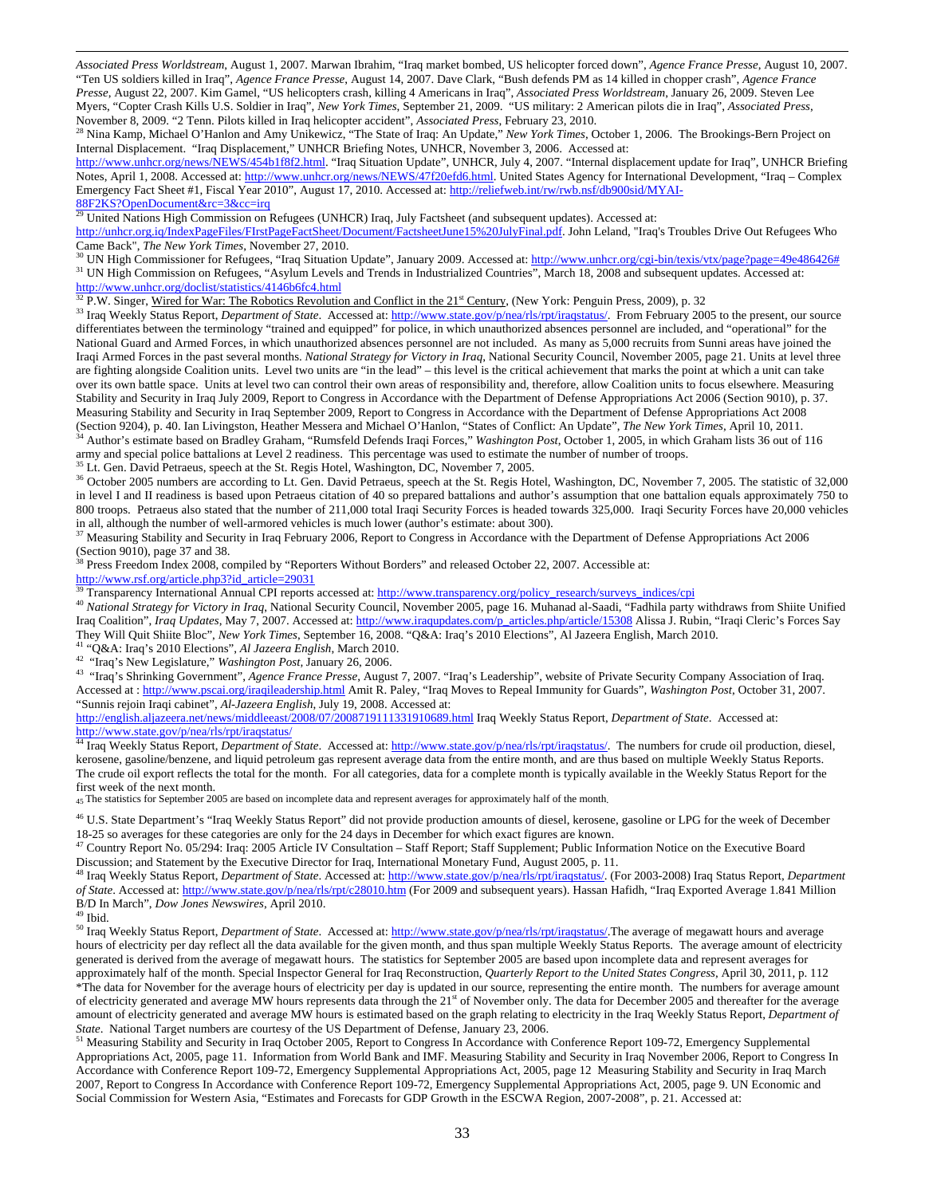*Associated Press Worldstream*, August 1, 2007. Marwan Ibrahim, "Iraq market bombed, US helicopter forced down", *Agence France Presse*, August 10, 2007. "Ten US soldiers killed in Iraq", *Agence France Presse*, August 14, 2007. Dave Clark, "Bush defends PM as 14 killed in chopper crash", *Agence France Presse*, August 22, 2007. Kim Gamel, "US helicopters crash, killing 4 Americans in Iraq", *Associated Press Worldstream*, January 26, 2009. Steven Lee Myers, "Copter Crash Kills U.S. Soldier in Iraq", *New York Times*, September 21, 2009. "US military: 2 American pilots die in Iraq", *Associated Press*, November 8, 2009. "2 Tenn. Pilots killed in Iraq helicopter accident", *Associated Press*, February 23, 2010.

[28] Nina Kamp, Michael O'Hanlon and Amy Unikewicz, "The State of Iraq: An Update," *New York Times*, October 1, 2006. The Brookings-Bern Project on Internal Displacement. "Iraq Displacement," UNHCR Briefing Notes, UNHCR, November 3, 2006. Accessed at: http://www.unhcr.org/news/NEWS/454b1f8f2.html. "Iraq Situation Update", UNHCR, July 4, 2007. "Internal displacement update for Iraq", UNHCR Briefing Notes, April 1, 2008. Accessed at: http://www.unhcr.org/news/NEWS/47f20efd6.html. United States Agency for International Development, "Iraq – Complex Emergency Fact Sheet #1, Fiscal Year 2010", August 17, 2010. Accessed at: http://reliefweb.int/rw/rwb.nsf/db900sid/MYAI-88F2KS?OpenDocument&rc=3&cc=irq

[29] United Nations High Commission on Refugees (UNHCR) Iraq, July Factsheet (and subsequent updates). Accessed at: http://unhcr.org.iq/IndexPageFiles/FIrstPageFactSheet/Document/FactsheetJune15%20JulyFinal.pdf. John Leland, "Iraq's Troubles Drive Out Refugees Who Came Back", *The New York Times*, November 27, 2010.

[30] UN High Commissioner for Refugees, "Iraq Situation Update", January 2009. Accessed at: http://www.unhcr.org/cgi-bin/texis/vtx/page?page=49e486426#

[31] UN High Commission on Refugees, "Asylum Levels and Trends in Industrialized Countries", March 18, 2008 and subsequent updates. Accessed at: http://www.unhcr.org/doclist/statistics/4146b6fc4.html

[32] P.W. Singer, Wired for War: The Robotics Revolution and Conflict in the 21st Century, (New York: Penguin Press, 2009), p. 32

[33] Iraq Weekly Status Report, *Department of State*. Accessed at: http://www.state.gov/p/nea/rls/rpt/iraqstatus/. From February 2005 to the present, our source differentiates between the terminology "trained and equipped" for police, in which unauthorized absences personnel are included, and "operational" for the National Guard and Armed Forces, in which unauthorized absences personnel are not included. As many as 5,000 recruits from Sunni areas have joined the Iraqi Armed Forces in the past several months. *National Strategy for Victory in Iraq*, National Security Council, November 2005, page 21. Units at level three are fighting alongside Coalition units. Level two units are "in the lead" – this level is the critical achievement that marks the point at which a unit can take over its own battle space. Units at level two can control their own areas of responsibility and, therefore, allow Coalition units to focus elsewhere. Measuring Stability and Security in Iraq July 2009, Report to Congress in Accordance with the Department of Defense Appropriations Act 2006 (Section 9010), p. 37. Measuring Stability and Security in Iraq September 2009, Report to Congress in Accordance with the Department of Defense Appropriations Act 2008 (Section 9204), p. 40. Ian Livingston, Heather Messera and Michael O'Hanlon, "States of Conflict: An Update", *The New York Times*, April 10, 2011.

[34] Author's estimate based on Bradley Graham, "Rumsfeld Defends Iraqi Forces," *Washington Post*, October 1, 2005, in which Graham lists 36 out of 116 army and special police battalions at Level 2 readiness. This percentage was used to estimate the number of number of troops.

[35] Lt. Gen. David Petraeus, speech at the St. Regis Hotel, Washington, DC, November 7, 2005.

[36] October 2005 numbers are according to Lt. Gen. David Petraeus, speech at the St. Regis Hotel, Washington, DC, November 7, 2005. The statistic of 32,000 in level I and II readiness is based upon Petraeus citation of 40 so prepared battalions and author's assumption that one battalion equals approximately 750 to 800 troops. Petraeus also stated that the number of 211,000 total Iraqi Security Forces is headed towards 325,000. Iraqi Security Forces have 20,000 vehicles in all, although the number of well-armored vehicles is much lower (author's estimate: about 300).

[37] Measuring Stability and Security in Iraq February 2006, Report to Congress in Accordance with the Department of Defense Appropriations Act 2006 (Section 9010), page 37 and 38.

[38] Press Freedom Index 2008, compiled by "Reporters Without Borders" and released October 22, 2007. Accessible at: http://www.rsf.org/article.php3?id_article=29031

[39] Transparency International Annual CPI reports accessed at: http://www.transparency.org/policy_research/surveys_indices/cpi

[40] *National Strategy for Victory in Iraq*, National Security Council, November 2005, page 16. Muhanad al-Saadi, "Fadhila party withdraws from Shiite Unified Iraq Coalition", *Iraq Updates*, May 7, 2007. Accessed at: http://www.iraqupdates.com/p_articles.php/article/15308 Alissa J. Rubin, "Iraqi Cleric's Forces Say They Will Quit Shiite Bloc", *New York Times*, September 16, 2008. "Q&A: Iraq's 2010 Elections", Al Jazeera English, March 2010.

[41] "Q&A: Iraq's 2010 Elections", *Al Jazeera English*, March 2010.

[42] "Iraq's New Legislature," *Washington Post*, January 26, 2006.

[43] "Iraq's Shrinking Government", *Agence France Presse*, August 7, 2007. "Iraq's Leadership", website of Private Security Company Association of Iraq. Accessed at : http://www.pscai.org/iraqileadership.html Amit R. Paley, "Iraq Moves to Repeal Immunity for Guards", *Washington Post*, October 31, 2007. "Sunnis rejoin Iraqi cabinet", *Al-Jazeera English*, July 19, 2008. Accessed at: http://english.aljazeera.net/news/middleeast/2008/07/2008719111331910689.html Iraq Weekly Status Report, *Department of State*. Accessed at: http://www.state.gov/p/nea/rls/rpt/iraqstatus/

[44] Iraq Weekly Status Report, *Department of State*. Accessed at: http://www.state.gov/p/nea/rls/rpt/iraqstatus/. The numbers for crude oil production, diesel, kerosene, gasoline/benzene, and liquid petroleum gas represent average data from the entire month, and are thus based on multiple Weekly Status Reports. The crude oil export reflects the total for the month. For all categories, data for a complete month is typically available in the Weekly Status Report for the first week of the next month.

[45] The statistics for September 2005 are based on incomplete data and represent averages for approximately half of the month.

[46] U.S. State Department's "Iraq Weekly Status Report" did not provide production amounts of diesel, kerosene, gasoline or LPG for the week of December 18-25 so averages for these categories are only for the 24 days in December for which exact figures are known.

[47] Country Report No. 05/294: Iraq: 2005 Article IV Consultation – Staff Report; Staff Supplement; Public Information Notice on the Executive Board Discussion; and Statement by the Executive Director for Iraq, International Monetary Fund, August 2005, p. 11.

[48] Iraq Weekly Status Report, *Department of State*. Accessed at: http://www.state.gov/p/nea/rls/rpt/iraqstatus/. (For 2003-2008) Iraq Status Report, *Department of State*. Accessed at: http://www.state.gov/p/nea/rls/rpt/c28010.htm (For 2009 and subsequent years). Hassan Hafidh, "Iraq Exported Average 1.841 Million B/D In March", *Dow Jones Newswires*, April 2010.

[49] Ibid.

[50] Iraq Weekly Status Report, *Department of State*. Accessed at: http://www.state.gov/p/nea/rls/rpt/iraqstatus/.The average of megawatt hours and average hours of electricity per day reflect all the data available for the given month, and thus span multiple Weekly Status Reports. The average amount of electricity generated is derived from the average of megawatt hours. The statistics for September 2005 are based upon incomplete data and represent averages for approximately half of the month. Special Inspector General for Iraq Reconstruction, *Quarterly Report to the United States Congress*, April 30, 2011, p. 112
*The data for November for the average hours of electricity per day is updated in our source, representing the entire month. The numbers for average amount of electricity generated and average MW hours represents data through the 21st of November only. The data for December 2005 and thereafter for the average amount of electricity generated and average MW hours is estimated based on the graph relating to electricity in the Iraq Weekly Status Report, *Department of State*. National Target numbers are courtesy of the US Department of Defense, January 23, 2006.

[51] Measuring Stability and Security in Iraq October 2005, Report to Congress In Accordance with Conference Report 109-72, Emergency Supplemental Appropriations Act, 2005, page 11. Information from World Bank and IMF. Measuring Stability and Security in Iraq November 2006, Report to Congress In Accordance with Conference Report 109-72, Emergency Supplemental Appropriations Act, 2005, page 12 Measuring Stability and Security in Iraq March 2007, Report to Congress In Accordance with Conference Report 109-72, Emergency Supplemental Appropriations Act, 2005, page 9. UN Economic and Social Commission for Western Asia, "Estimates and Forecasts for GDP Growth in the ESCWA Region, 2007-2008", p. 21. Accessed at: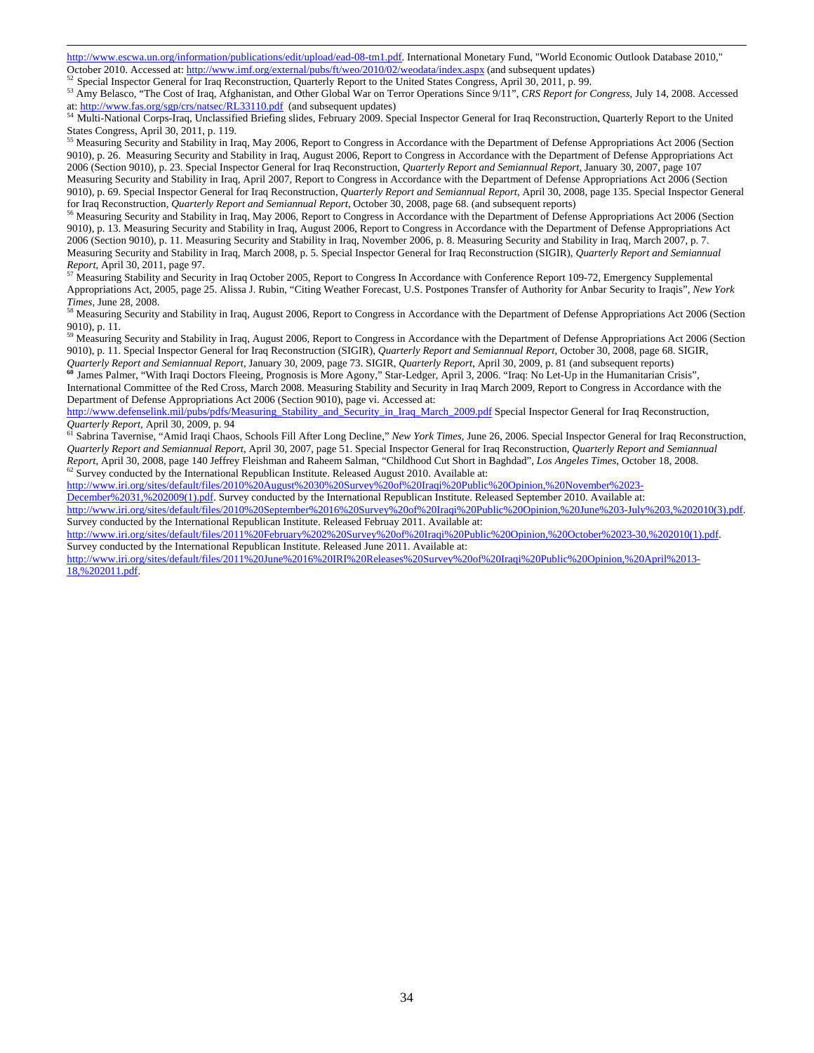http://www.escwa.un.org/information/publications/edit/upload/ead-08-tm1.pdf. International Monetary Fund, "World Economic Outlook Database 2010," October 2010. Accessed at: http://www.imf.org/external/pubs/ft/weo/2010/02/weodata/index.aspx (and subsequent updates)

[52] Special Inspector General for Iraq Reconstruction, Quarterly Report to the United States Congress, April 30, 2011, p. 99.

[53] Amy Belasco, "The Cost of Iraq, Afghanistan, and Other Global War on Terror Operations Since 9/11", *CRS Report for Congress*, July 14, 2008. Accessed at: http://www.fas.org/sgp/crs/natsec/RL33110.pdf (and subsequent updates)

[54] Multi-National Corps-Iraq, Unclassified Briefing slides, February 2009. Special Inspector General for Iraq Reconstruction, Quarterly Report to the United States Congress, April 30, 2011, p. 119.

[55] Measuring Security and Stability in Iraq, May 2006, Report to Congress in Accordance with the Department of Defense Appropriations Act 2006 (Section 9010), p. 26. Measuring Security and Stability in Iraq, August 2006, Report to Congress in Accordance with the Department of Defense Appropriations Act 2006 (Section 9010), p. 23. Special Inspector General for Iraq Reconstruction, *Quarterly Report and Semiannual Report*, January 30, 2007, page 107 Measuring Security and Stability in Iraq, April 2007, Report to Congress in Accordance with the Department of Defense Appropriations Act 2006 (Section 9010), p. 69. Special Inspector General for Iraq Reconstruction, *Quarterly Report and Semiannual Report*, April 30, 2008, page 135. Special Inspector General for Iraq Reconstruction, *Quarterly Report and Semiannual Report*, October 30, 2008, page 68. (and subsequent reports)

[56] Measuring Security and Stability in Iraq, May 2006, Report to Congress in Accordance with the Department of Defense Appropriations Act 2006 (Section 9010), p. 13. Measuring Security and Stability in Iraq, August 2006, Report to Congress in Accordance with the Department of Defense Appropriations Act 2006 (Section 9010), p. 11. Measuring Security and Stability in Iraq, November 2006, p. 8. Measuring Security and Stability in Iraq, March 2007, p. 7. Measuring Security and Stability in Iraq, March 2008, p. 5. Special Inspector General for Iraq Reconstruction (SIGIR), *Quarterly Report and Semiannual Report*, April 30, 2011, page 97.

[57] Measuring Stability and Security in Iraq October 2005, Report to Congress In Accordance with Conference Report 109-72, Emergency Supplemental Appropriations Act, 2005, page 25. Alissa J. Rubin, "Citing Weather Forecast, U.S. Postpones Transfer of Authority for Anbar Security to Iraqis", *New York Times*, June 28, 2008.

[58] Measuring Security and Stability in Iraq, August 2006, Report to Congress in Accordance with the Department of Defense Appropriations Act 2006 (Section 9010), p. 11.

[59] Measuring Security and Stability in Iraq, August 2006, Report to Congress in Accordance with the Department of Defense Appropriations Act 2006 (Section 9010), p. 11. Special Inspector General for Iraq Reconstruction (SIGIR), *Quarterly Report and Semiannual Report*, October 30, 2008, page 68. SIGIR, *Quarterly Report and Semiannual Report*, January 30, 2009, page 73. SIGIR, *Quarterly Report*, April 30, 2009, p. 81 (and subsequent reports)

[60] James Palmer, "With Iraqi Doctors Fleeing, Prognosis is More Agony," Star-Ledger, April 3, 2006. "Iraq: No Let-Up in the Humanitarian Crisis", International Committee of the Red Cross, March 2008. Measuring Stability and Security in Iraq March 2009, Report to Congress in Accordance with the Department of Defense Appropriations Act 2006 (Section 9010), page vi. Accessed at: http://www.defenselink.mil/pubs/pdfs/Measuring_Stability_and_Security_in_Iraq_March_2009.pdf Special Inspector General for Iraq Reconstruction, *Quarterly Report*, April 30, 2009, p. 94

[61] Sabrina Tavernise, "Amid Iraqi Chaos, Schools Fill After Long Decline," *New York Times*, June 26, 2006. Special Inspector General for Iraq Reconstruction, *Quarterly Report and Semiannual Report*, April 30, 2007, page 51. Special Inspector General for Iraq Reconstruction, *Quarterly Report and Semiannual Report*, April 30, 2008, page 140 Jeffrey Fleishman and Raheem Salman, "Childhood Cut Short in Baghdad", *Los Angeles Times*, October 18, 2008.

[62] Survey conducted by the International Republican Institute. Released August 2010. Available at: http://www.iri.org/sites/default/files/2010%20August%2030%20Survey%20of%20Iraqi%20Public%20Opinion,%20November%2023-December%2031,%202009(1).pdf. Survey conducted by the International Republican Institute. Released September 2010. Available at: http://www.iri.org/sites/default/files/2010%20September%2016%20Survey%20of%20Iraqi%20Public%20Opinion,%20June%203-July%203,%202010(3).pdf. Survey conducted by the International Republican Institute. Released Februay 2011. Available at: http://www.iri.org/sites/default/files/2011%20February%202%20Survey%20of%20Iraqi%20Public%20Opinion,%20October%2023-30,%202010(1).pdf. Survey conducted by the International Republican Institute. Released June 2011. Available at: http://www.iri.org/sites/default/files/2011%20June%2016%20IRI%20Releases%20Survey%20of%20Iraqi%20Public%20Opinion,%20April%2013-18,%202011.pdf.